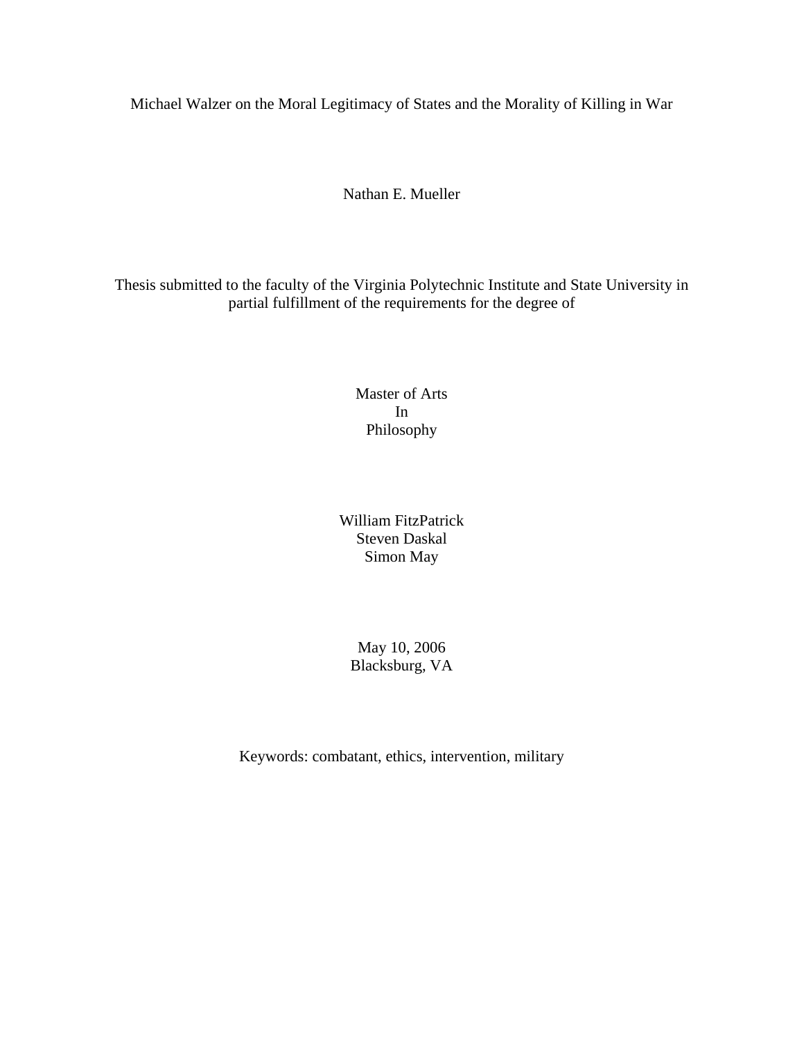# Michael Walzer on the Moral Legitimacy of States and the Morality of Killing in War

Nathan E. Mueller

Thesis submitted to the faculty of the Virginia Polytechnic Institute and State University in partial fulfillment of the requirements for the degree of

Master of Arts
In
Philosophy

William FitzPatrick
Steven Daskal
Simon May

May 10, 2006
Blacksburg, VA

Keywords: combatant, ethics, intervention, military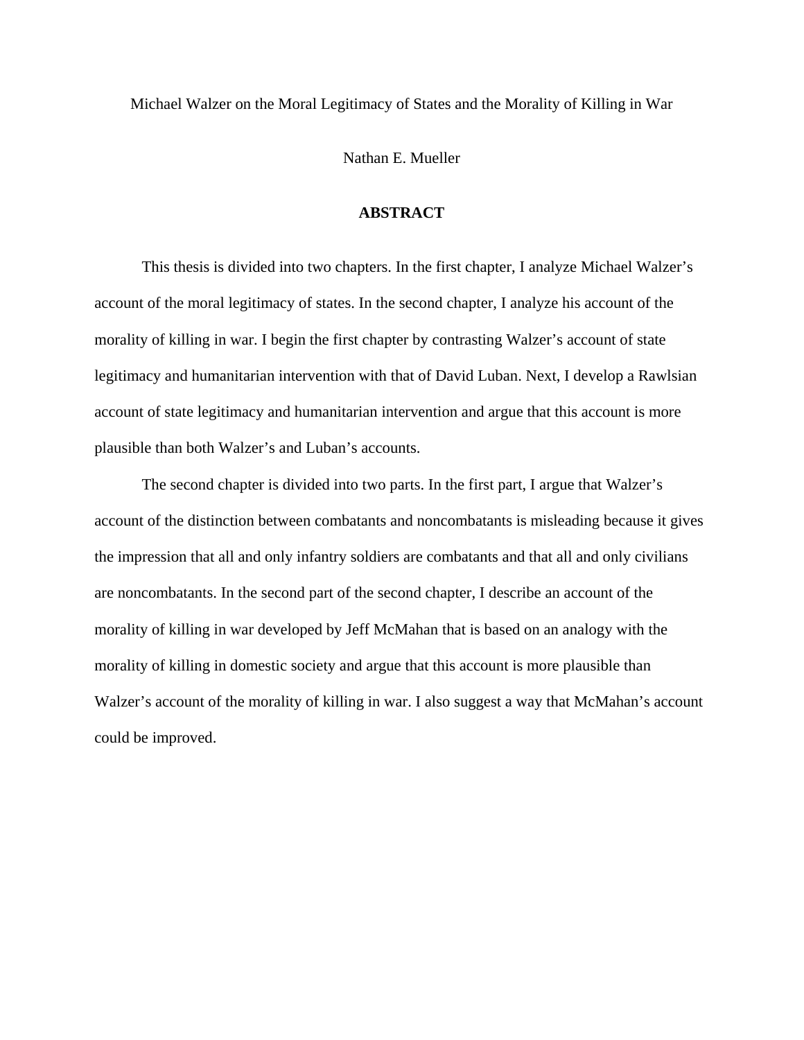Michael Walzer on the Moral Legitimacy of States and the Morality of Killing in War

Nathan E. Mueller

## ABSTRACT

This thesis is divided into two chapters. In the first chapter, I analyze Michael Walzer's account of the moral legitimacy of states. In the second chapter, I analyze his account of the morality of killing in war. I begin the first chapter by contrasting Walzer's account of state legitimacy and humanitarian intervention with that of David Luban. Next, I develop a Rawlsian account of state legitimacy and humanitarian intervention and argue that this account is more plausible than both Walzer's and Luban's accounts.

The second chapter is divided into two parts. In the first part, I argue that Walzer's account of the distinction between combatants and noncombatants is misleading because it gives the impression that all and only infantry soldiers are combatants and that all and only civilians are noncombatants. In the second part of the second chapter, I describe an account of the morality of killing in war developed by Jeff McMahan that is based on an analogy with the morality of killing in domestic society and argue that this account is more plausible than Walzer's account of the morality of killing in war. I also suggest a way that McMahan's account could be improved.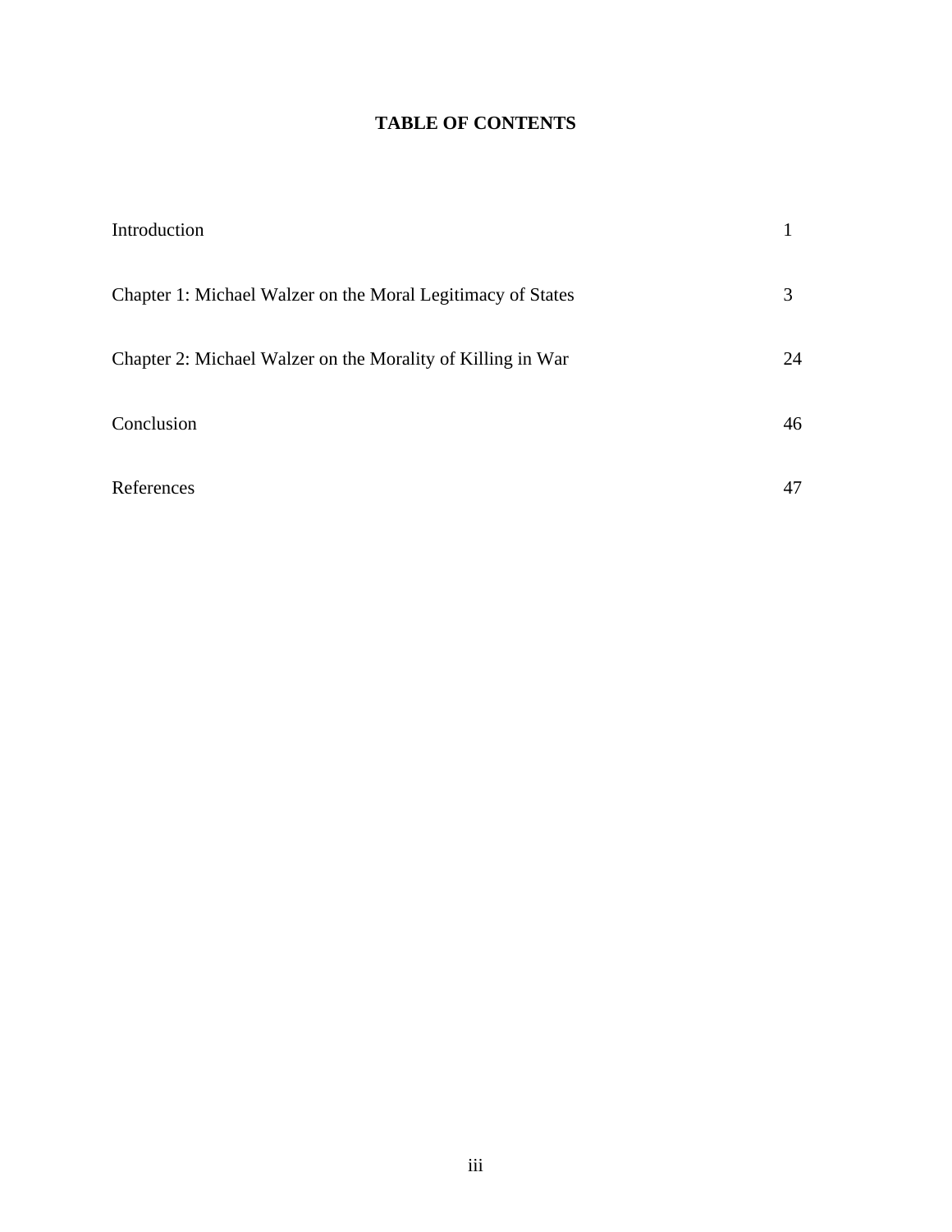# TABLE OF CONTENTS

| | |
|---|---|
| Introduction | 1 |
| Chapter 1: Michael Walzer on the Moral Legitimacy of States | 3 |
| Chapter 2: Michael Walzer on the Morality of Killing in War | 24 |
| Conclusion | 46 |
| References | 47 |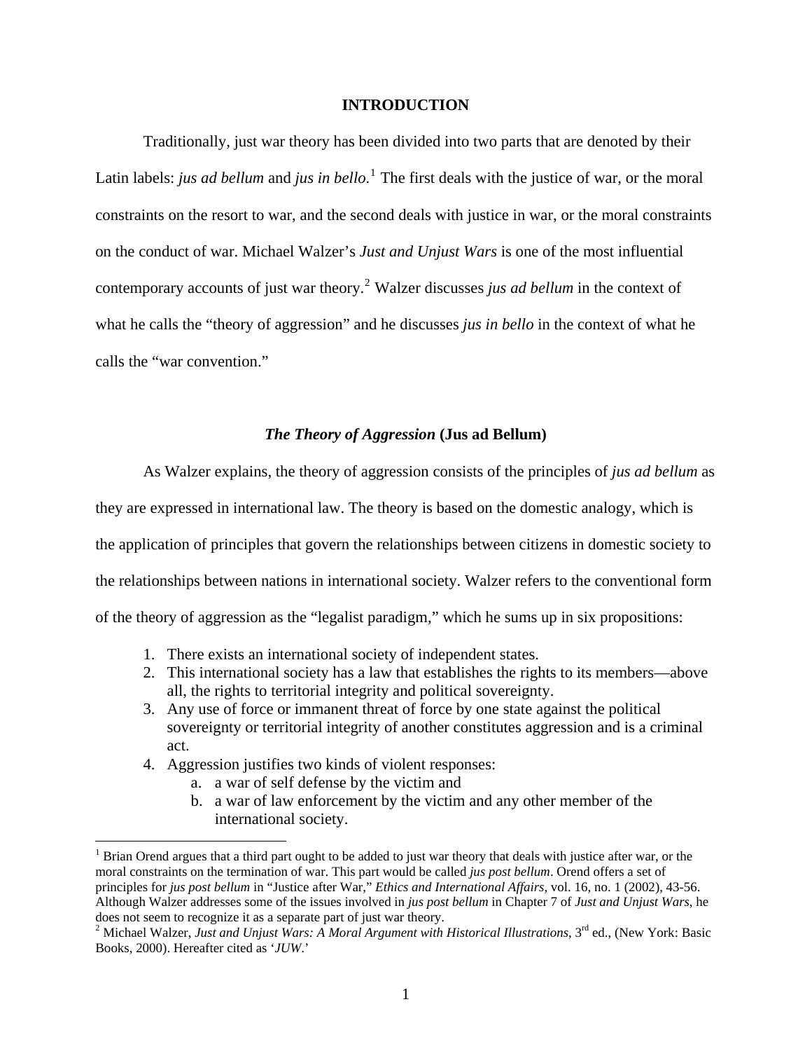## INTRODUCTION

Traditionally, just war theory has been divided into two parts that are denoted by their Latin labels: *jus ad bellum* and *jus in bello*.[1] The first deals with the justice of war, or the moral constraints on the resort to war, and the second deals with justice in war, or the moral constraints on the conduct of war. Michael Walzer's *Just and Unjust Wars* is one of the most influential contemporary accounts of just war theory.[2] Walzer discusses *jus ad bellum* in the context of what he calls the "theory of aggression" and he discusses *jus in bello* in the context of what he calls the "war convention."

### *The Theory of Aggression* (Jus ad Bellum)

As Walzer explains, the theory of aggression consists of the principles of *jus ad bellum* as they are expressed in international law. The theory is based on the domestic analogy, which is the application of principles that govern the relationships between citizens in domestic society to the relationships between nations in international society. Walzer refers to the conventional form of the theory of aggression as the "legalist paradigm," which he sums up in six propositions:

1. There exists an international society of independent states.
2. This international society has a law that establishes the rights to its members—above all, the rights to territorial integrity and political sovereignty.
3. Any use of force or immanent threat of force by one state against the political sovereignty or territorial integrity of another constitutes aggression and is a criminal act.
4. Aggression justifies two kinds of violent responses:
    a. a war of self defense by the victim and
    b. a war of law enforcement by the victim and any other member of the international society.

---

[1] Brian Orend argues that a third part ought to be added to just war theory that deals with justice after war, or the moral constraints on the termination of war. This part would be called *jus post bellum*. Orend offers a set of principles for *jus post bellum* in "Justice after War," *Ethics and International Affairs*, vol. 16, no. 1 (2002), 43-56. Although Walzer addresses some of the issues involved in *jus post bellum* in Chapter 7 of *Just and Unjust Wars*, he does not seem to recognize it as a separate part of just war theory.

[2] Michael Walzer, *Just and Unjust Wars: A Moral Argument with Historical Illustrations*, 3rd ed., (New York: Basic Books, 2000). Hereafter cited as '*JUW*.'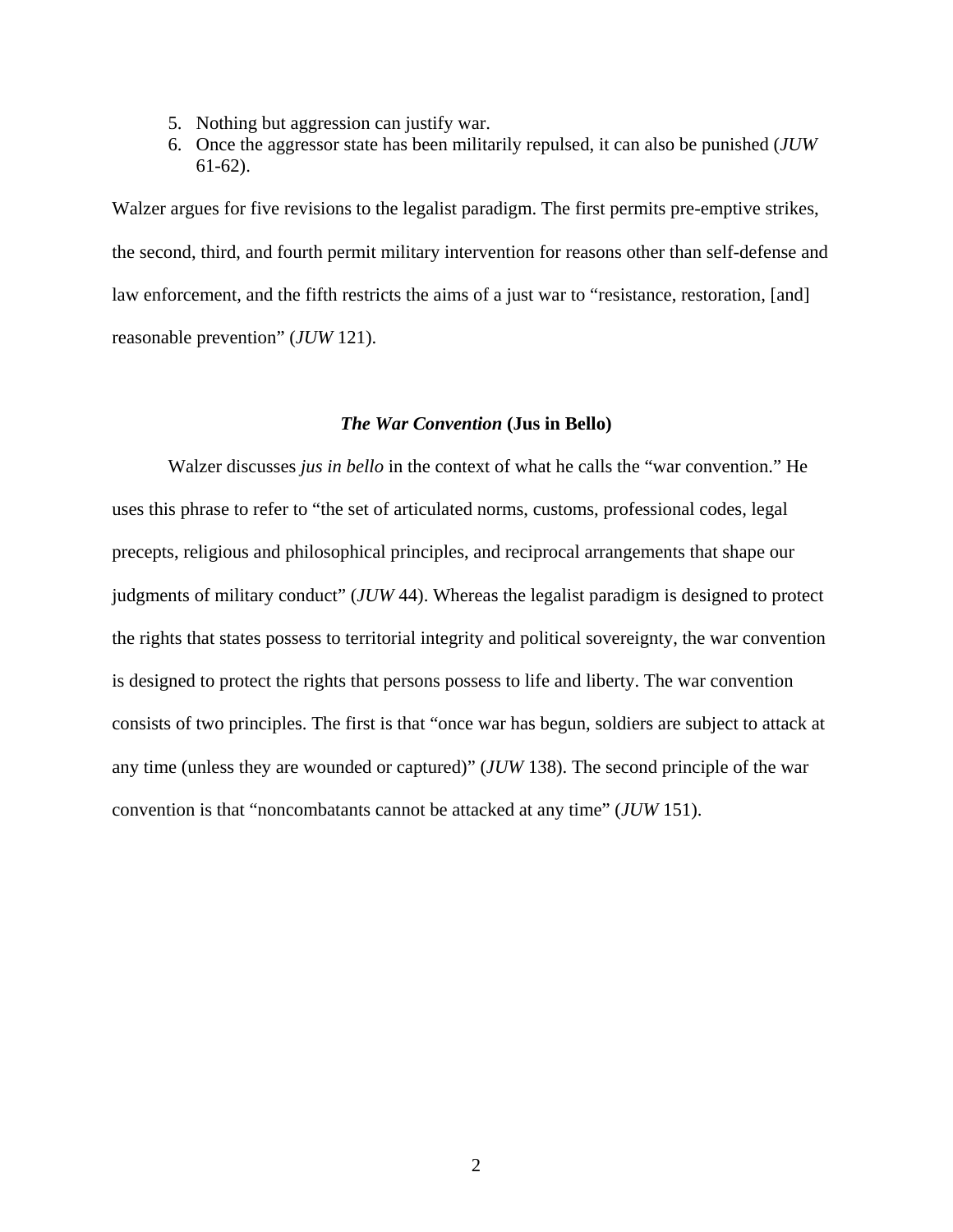5. Nothing but aggression can justify war.
6. Once the aggressor state has been militarily repulsed, it can also be punished (*JUW* 61-62).

Walzer argues for five revisions to the legalist paradigm. The first permits pre-emptive strikes, the second, third, and fourth permit military intervention for reasons other than self-defense and law enforcement, and the fifth restricts the aims of a just war to "resistance, restoration, [and] reasonable prevention" (*JUW* 121).

### *The War Convention* (Jus in Bello)

Walzer discusses *jus in bello* in the context of what he calls the "war convention." He uses this phrase to refer to "the set of articulated norms, customs, professional codes, legal precepts, religious and philosophical principles, and reciprocal arrangements that shape our judgments of military conduct" (*JUW* 44). Whereas the legalist paradigm is designed to protect the rights that states possess to territorial integrity and political sovereignty, the war convention is designed to protect the rights that persons possess to life and liberty. The war convention consists of two principles. The first is that "once war has begun, soldiers are subject to attack at any time (unless they are wounded or captured)" (*JUW* 138). The second principle of the war convention is that "noncombatants cannot be attacked at any time" (*JUW* 151).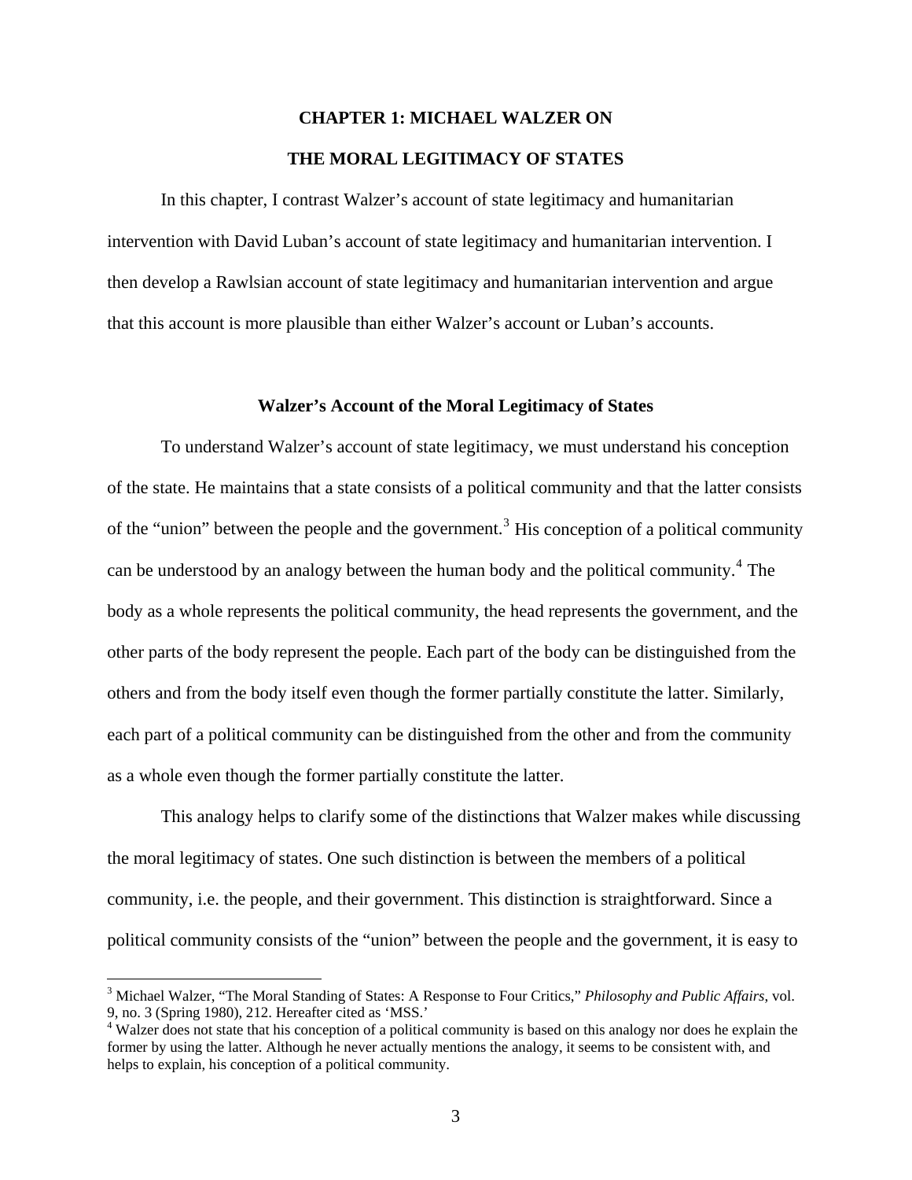# CHAPTER 1: MICHAEL WALZER ON THE MORAL LEGITIMACY OF STATES

In this chapter, I contrast Walzer's account of state legitimacy and humanitarian intervention with David Luban's account of state legitimacy and humanitarian intervention. I then develop a Rawlsian account of state legitimacy and humanitarian intervention and argue that this account is more plausible than either Walzer's account or Luban's accounts.

## Walzer's Account of the Moral Legitimacy of States

To understand Walzer's account of state legitimacy, we must understand his conception of the state. He maintains that a state consists of a political community and that the latter consists of the "union" between the people and the government.[3] His conception of a political community can be understood by an analogy between the human body and the political community.[4] The body as a whole represents the political community, the head represents the government, and the other parts of the body represent the people. Each part of the body can be distinguished from the others and from the body itself even though the former partially constitute the latter. Similarly, each part of a political community can be distinguished from the other and from the community as a whole even though the former partially constitute the latter.

This analogy helps to clarify some of the distinctions that Walzer makes while discussing the moral legitimacy of states. One such distinction is between the members of a political community, i.e. the people, and their government. This distinction is straightforward. Since a political community consists of the "union" between the people and the government, it is easy to

---

[3] Michael Walzer, "The Moral Standing of States: A Response to Four Critics," *Philosophy and Public Affairs*, vol. 9, no. 3 (Spring 1980), 212. Hereafter cited as 'MSS.'

[4] Walzer does not state that his conception of a political community is based on this analogy nor does he explain the former by using the latter. Although he never actually mentions the analogy, it seems to be consistent with, and helps to explain, his conception of a political community.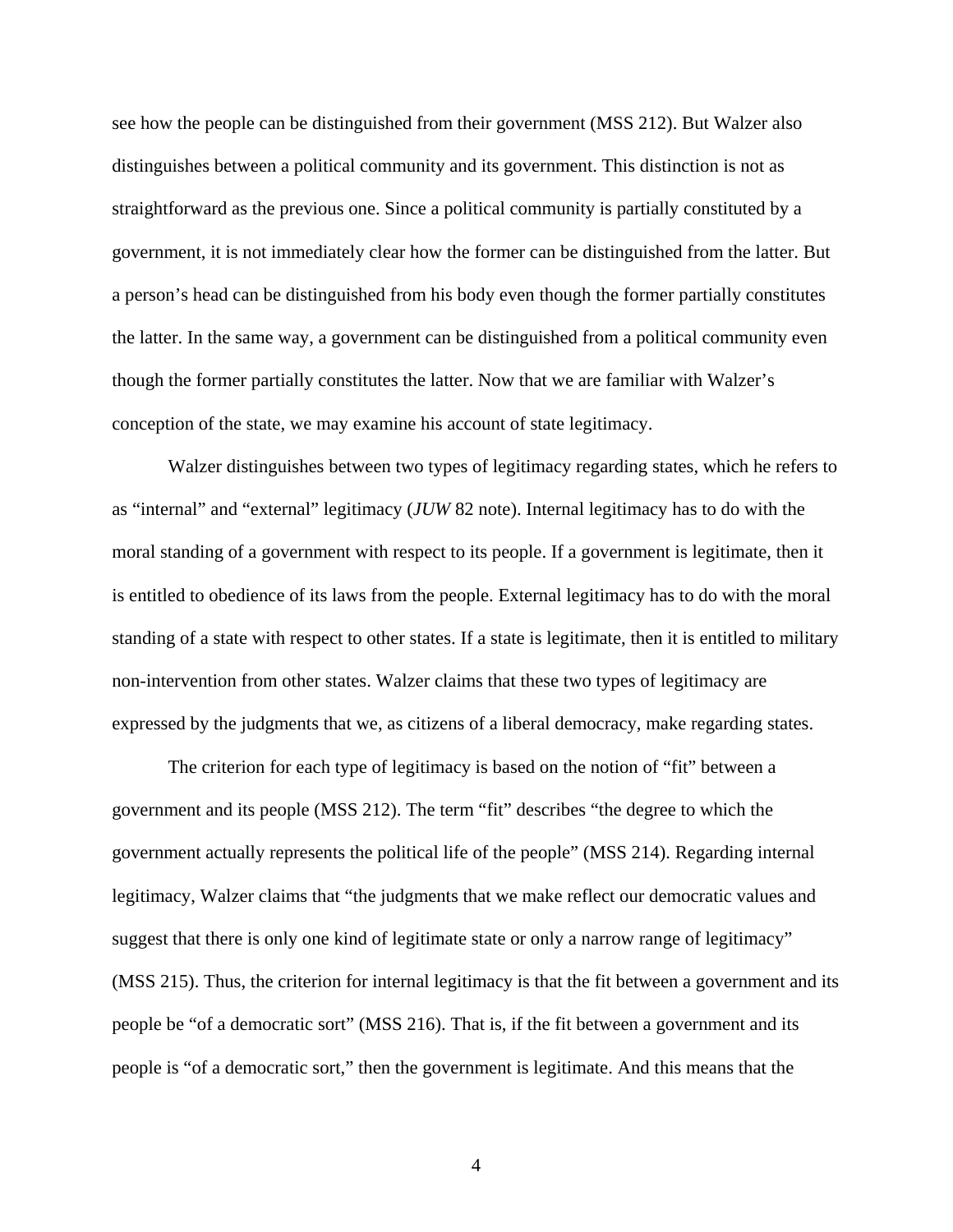see how the people can be distinguished from their government (MSS 212). But Walzer also distinguishes between a political community and its government. This distinction is not as straightforward as the previous one. Since a political community is partially constituted by a government, it is not immediately clear how the former can be distinguished from the latter. But a person's head can be distinguished from his body even though the former partially constitutes the latter. In the same way, a government can be distinguished from a political community even though the former partially constitutes the latter. Now that we are familiar with Walzer's conception of the state, we may examine his account of state legitimacy.

Walzer distinguishes between two types of legitimacy regarding states, which he refers to as "internal" and "external" legitimacy (*JUW* 82 note). Internal legitimacy has to do with the moral standing of a government with respect to its people. If a government is legitimate, then it is entitled to obedience of its laws from the people. External legitimacy has to do with the moral standing of a state with respect to other states. If a state is legitimate, then it is entitled to military non-intervention from other states. Walzer claims that these two types of legitimacy are expressed by the judgments that we, as citizens of a liberal democracy, make regarding states.

The criterion for each type of legitimacy is based on the notion of "fit" between a government and its people (MSS 212). The term "fit" describes "the degree to which the government actually represents the political life of the people" (MSS 214). Regarding internal legitimacy, Walzer claims that "the judgments that we make reflect our democratic values and suggest that there is only one kind of legitimate state or only a narrow range of legitimacy" (MSS 215). Thus, the criterion for internal legitimacy is that the fit between a government and its people be "of a democratic sort" (MSS 216). That is, if the fit between a government and its people is "of a democratic sort," then the government is legitimate. And this means that the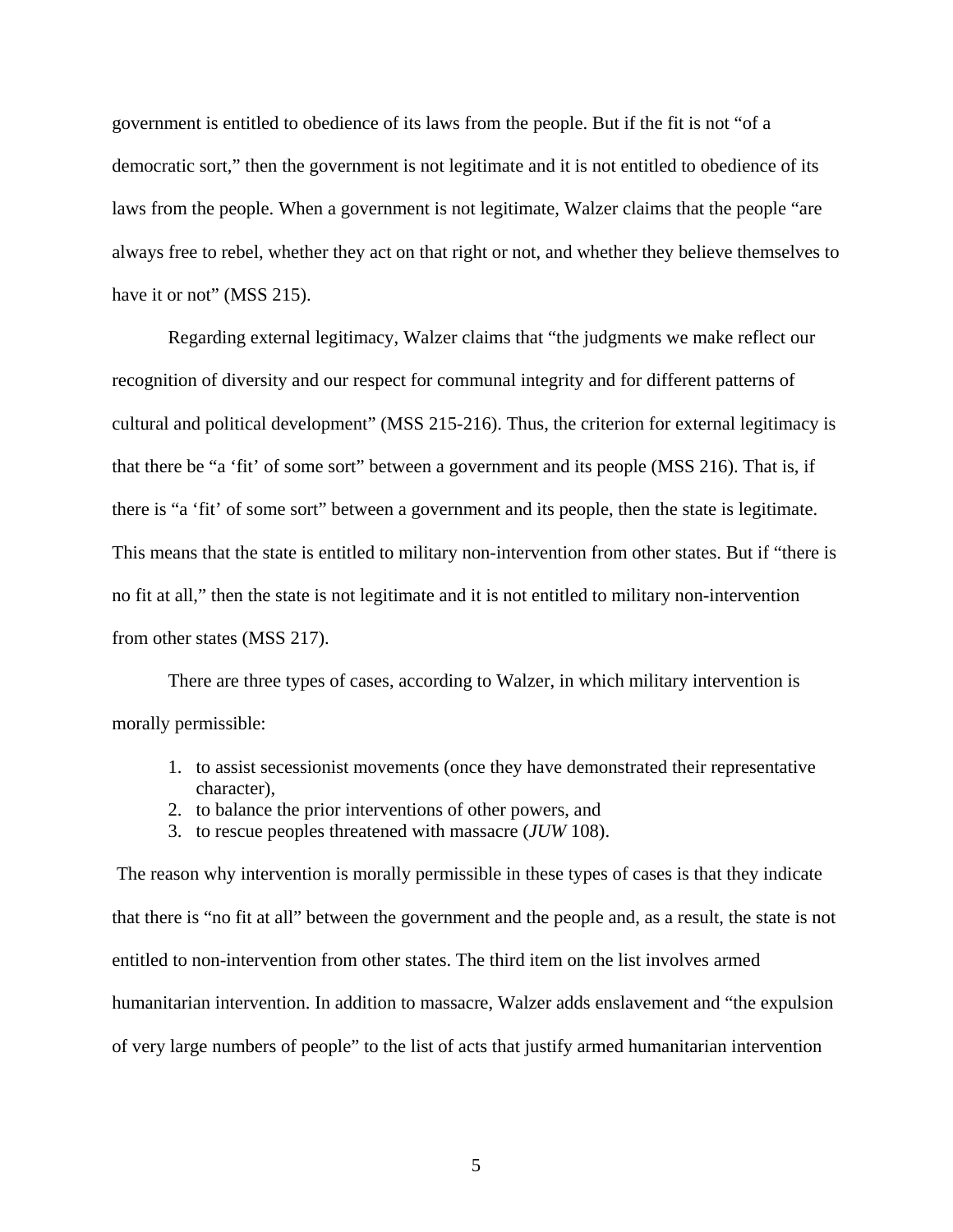government is entitled to obedience of its laws from the people. But if the fit is not "of a democratic sort," then the government is not legitimate and it is not entitled to obedience of its laws from the people. When a government is not legitimate, Walzer claims that the people "are always free to rebel, whether they act on that right or not, and whether they believe themselves to have it or not" (MSS 215).

Regarding external legitimacy, Walzer claims that "the judgments we make reflect our recognition of diversity and our respect for communal integrity and for different patterns of cultural and political development" (MSS 215-216). Thus, the criterion for external legitimacy is that there be "a 'fit' of some sort" between a government and its people (MSS 216). That is, if there is "a 'fit' of some sort" between a government and its people, then the state is legitimate. This means that the state is entitled to military non-intervention from other states. But if "there is no fit at all," then the state is not legitimate and it is not entitled to military non-intervention from other states (MSS 217).

There are three types of cases, according to Walzer, in which military intervention is morally permissible:

1. to assist secessionist movements (once they have demonstrated their representative character),
2. to balance the prior interventions of other powers, and
3. to rescue peoples threatened with massacre (*JUW* 108).

The reason why intervention is morally permissible in these types of cases is that they indicate that there is "no fit at all" between the government and the people and, as a result, the state is not entitled to non-intervention from other states. The third item on the list involves armed humanitarian intervention. In addition to massacre, Walzer adds enslavement and "the expulsion of very large numbers of people" to the list of acts that justify armed humanitarian intervention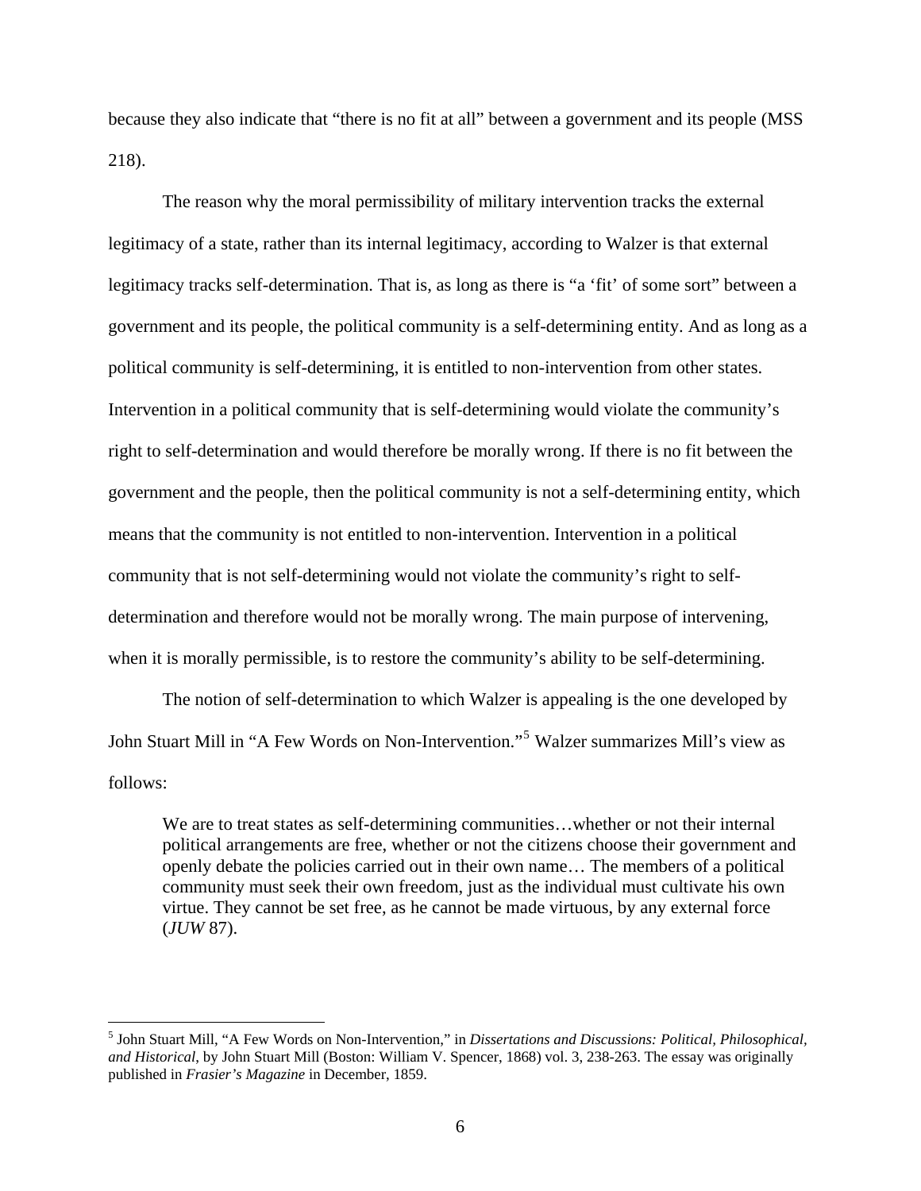because they also indicate that "there is no fit at all" between a government and its people (MSS 218).

The reason why the moral permissibility of military intervention tracks the external legitimacy of a state, rather than its internal legitimacy, according to Walzer is that external legitimacy tracks self-determination. That is, as long as there is "a 'fit' of some sort" between a government and its people, the political community is a self-determining entity. And as long as a political community is self-determining, it is entitled to non-intervention from other states. Intervention in a political community that is self-determining would violate the community's right to self-determination and would therefore be morally wrong. If there is no fit between the government and the people, then the political community is not a self-determining entity, which means that the community is not entitled to non-intervention. Intervention in a political community that is not self-determining would not violate the community's right to self-determination and therefore would not be morally wrong. The main purpose of intervening, when it is morally permissible, is to restore the community's ability to be self-determining.

The notion of self-determination to which Walzer is appealing is the one developed by John Stuart Mill in "A Few Words on Non-Intervention."[5] Walzer summarizes Mill's view as follows:

> We are to treat states as self-determining communities…whether or not their internal political arrangements are free, whether or not the citizens choose their government and openly debate the policies carried out in their own name… The members of a political community must seek their own freedom, just as the individual must cultivate his own virtue. They cannot be set free, as he cannot be made virtuous, by any external force (*JUW* 87).

---

[5] John Stuart Mill, "A Few Words on Non-Intervention," in *Dissertations and Discussions: Political, Philosophical, and Historical*, by John Stuart Mill (Boston: William V. Spencer, 1868) vol. 3, 238-263. The essay was originally published in *Frasier's Magazine* in December, 1859.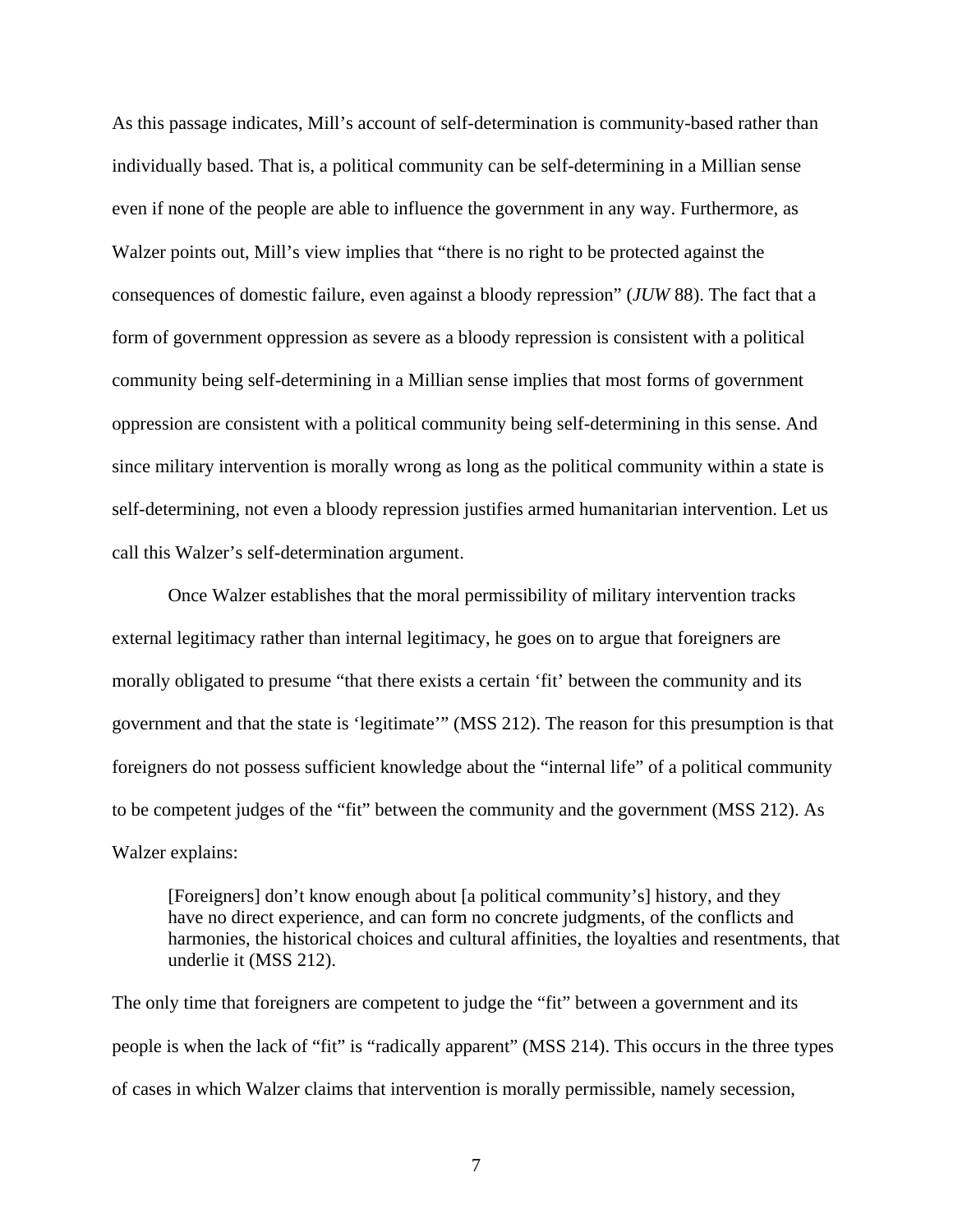As this passage indicates, Mill's account of self-determination is community-based rather than individually based. That is, a political community can be self-determining in a Millian sense even if none of the people are able to influence the government in any way. Furthermore, as Walzer points out, Mill's view implies that "there is no right to be protected against the consequences of domestic failure, even against a bloody repression" (*JUW* 88). The fact that a form of government oppression as severe as a bloody repression is consistent with a political community being self-determining in a Millian sense implies that most forms of government oppression are consistent with a political community being self-determining in this sense. And since military intervention is morally wrong as long as the political community within a state is self-determining, not even a bloody repression justifies armed humanitarian intervention. Let us call this Walzer's self-determination argument.

Once Walzer establishes that the moral permissibility of military intervention tracks external legitimacy rather than internal legitimacy, he goes on to argue that foreigners are morally obligated to presume "that there exists a certain 'fit' between the community and its government and that the state is 'legitimate'" (MSS 212). The reason for this presumption is that foreigners do not possess sufficient knowledge about the "internal life" of a political community to be competent judges of the "fit" between the community and the government (MSS 212). As Walzer explains:

> [Foreigners] don't know enough about [a political community's] history, and they have no direct experience, and can form no concrete judgments, of the conflicts and harmonies, the historical choices and cultural affinities, the loyalties and resentments, that underlie it (MSS 212).

The only time that foreigners are competent to judge the "fit" between a government and its people is when the lack of "fit" is "radically apparent" (MSS 214). This occurs in the three types of cases in which Walzer claims that intervention is morally permissible, namely secession,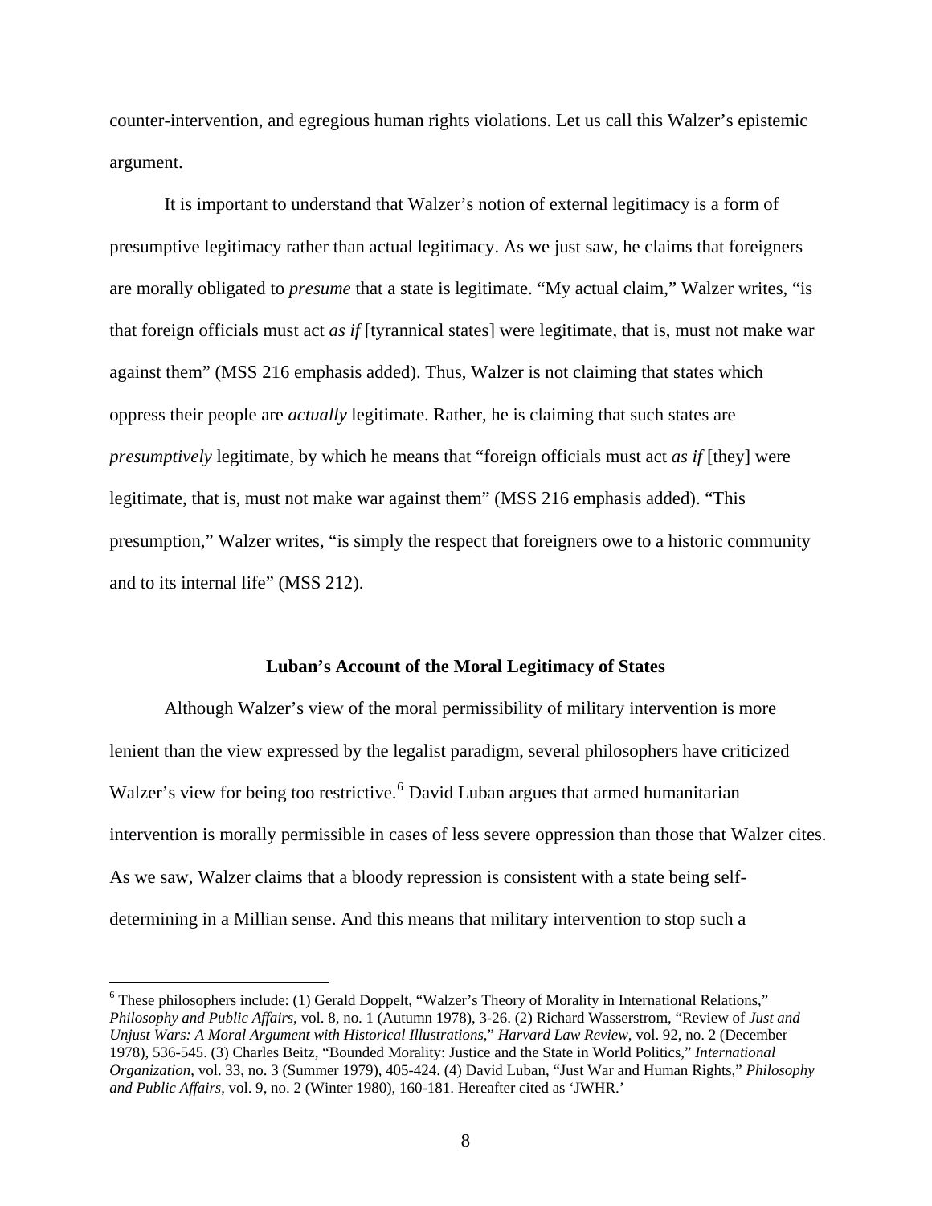counter-intervention, and egregious human rights violations. Let us call this Walzer's epistemic argument.

It is important to understand that Walzer's notion of external legitimacy is a form of presumptive legitimacy rather than actual legitimacy. As we just saw, he claims that foreigners are morally obligated to *presume* that a state is legitimate. "My actual claim," Walzer writes, "is that foreign officials must act *as if* [tyrannical states] were legitimate, that is, must not make war against them" (MSS 216 emphasis added). Thus, Walzer is not claiming that states which oppress their people are *actually* legitimate. Rather, he is claiming that such states are *presumptively* legitimate, by which he means that "foreign officials must act *as if* [they] were legitimate, that is, must not make war against them" (MSS 216 emphasis added). "This presumption," Walzer writes, "is simply the respect that foreigners owe to a historic community and to its internal life" (MSS 212).

## Luban's Account of the Moral Legitimacy of States

Although Walzer's view of the moral permissibility of military intervention is more lenient than the view expressed by the legalist paradigm, several philosophers have criticized Walzer's view for being too restrictive.[6] David Luban argues that armed humanitarian intervention is morally permissible in cases of less severe oppression than those that Walzer cites. As we saw, Walzer claims that a bloody repression is consistent with a state being self-determining in a Millian sense. And this means that military intervention to stop such a

---

[6] These philosophers include: (1) Gerald Doppelt, "Walzer's Theory of Morality in International Relations," *Philosophy and Public Affairs*, vol. 8, no. 1 (Autumn 1978), 3-26. (2) Richard Wasserstrom, "Review of *Just and Unjust Wars: A Moral Argument with Historical Illustrations*," *Harvard Law Review*, vol. 92, no. 2 (December 1978), 536-545. (3) Charles Beitz, "Bounded Morality: Justice and the State in World Politics," *International Organization*, vol. 33, no. 3 (Summer 1979), 405-424. (4) David Luban, "Just War and Human Rights," *Philosophy and Public Affairs*, vol. 9, no. 2 (Winter 1980), 160-181. Hereafter cited as 'JWHR.'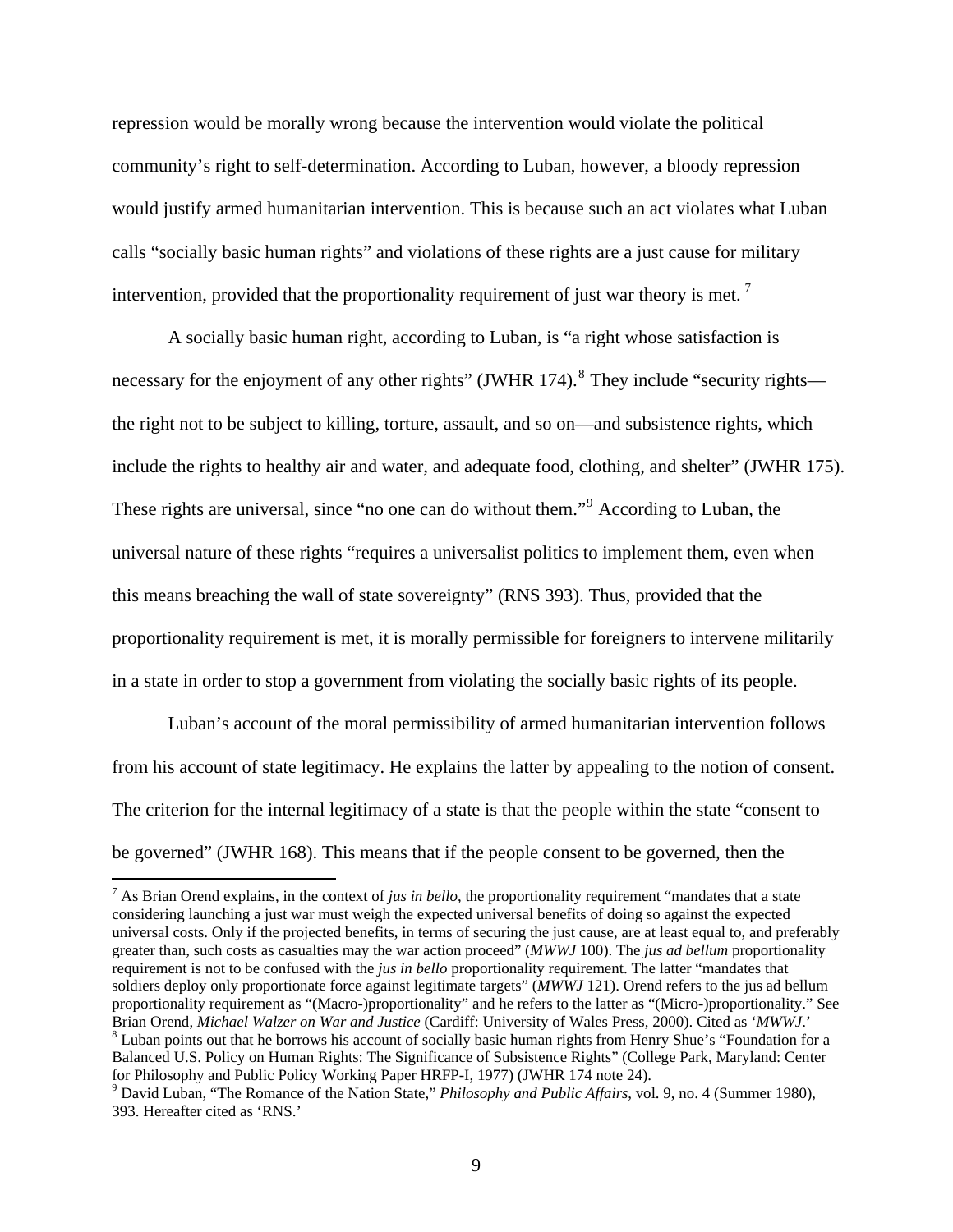repression would be morally wrong because the intervention would violate the political community's right to self-determination. According to Luban, however, a bloody repression would justify armed humanitarian intervention. This is because such an act violates what Luban calls "socially basic human rights" and violations of these rights are a just cause for military intervention, provided that the proportionality requirement of just war theory is met. [7]

A socially basic human right, according to Luban, is "a right whose satisfaction is necessary for the enjoyment of any other rights" (JWHR 174).[8] They include "security rights—the right not to be subject to killing, torture, assault, and so on—and subsistence rights, which include the rights to healthy air and water, and adequate food, clothing, and shelter" (JWHR 175). These rights are universal, since "no one can do without them."[9] According to Luban, the universal nature of these rights "requires a universalist politics to implement them, even when this means breaching the wall of state sovereignty" (RNS 393). Thus, provided that the proportionality requirement is met, it is morally permissible for foreigners to intervene militarily in a state in order to stop a government from violating the socially basic rights of its people.

Luban's account of the moral permissibility of armed humanitarian intervention follows from his account of state legitimacy. He explains the latter by appealing to the notion of consent. The criterion for the internal legitimacy of a state is that the people within the state "consent to be governed" (JWHR 168). This means that if the people consent to be governed, then the

---

[7] As Brian Orend explains, in the context of *jus in bello*, the proportionality requirement "mandates that a state considering launching a just war must weigh the expected universal benefits of doing so against the expected universal costs. Only if the projected benefits, in terms of securing the just cause, are at least equal to, and preferably greater than, such costs as casualties may the war action proceed" (*MWWJ* 100). The *jus ad bellum* proportionality requirement is not to be confused with the *jus in bello* proportionality requirement. The latter "mandates that soldiers deploy only proportionate force against legitimate targets" (*MWWJ* 121). Orend refers to the jus ad bellum proportionality requirement as "(Macro-)proportionality" and he refers to the latter as "(Micro-)proportionality." See Brian Orend, *Michael Walzer on War and Justice* (Cardiff: University of Wales Press, 2000). Cited as '*MWWJ*.'

[8] Luban points out that he borrows his account of socially basic human rights from Henry Shue's "Foundation for a Balanced U.S. Policy on Human Rights: The Significance of Subsistence Rights" (College Park, Maryland: Center for Philosophy and Public Policy Working Paper HRFP-I, 1977) (JWHR 174 note 24).

[9] David Luban, "The Romance of the Nation State," *Philosophy and Public Affairs*, vol. 9, no. 4 (Summer 1980), 393. Hereafter cited as 'RNS.'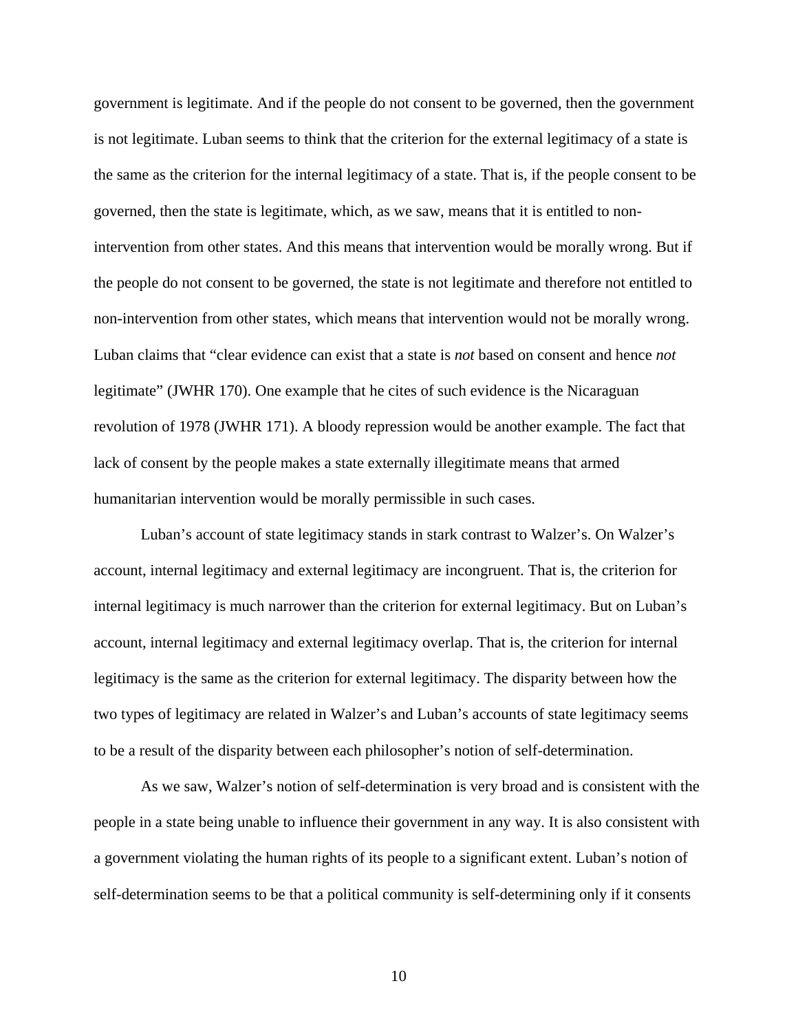government is legitimate. And if the people do not consent to be governed, then the government is not legitimate. Luban seems to think that the criterion for the external legitimacy of a state is the same as the criterion for the internal legitimacy of a state. That is, if the people consent to be governed, then the state is legitimate, which, as we saw, means that it is entitled to non-intervention from other states. And this means that intervention would be morally wrong. But if the people do not consent to be governed, the state is not legitimate and therefore not entitled to non-intervention from other states, which means that intervention would not be morally wrong. Luban claims that "clear evidence can exist that a state is *not* based on consent and hence *not* legitimate" (JWHR 170). One example that he cites of such evidence is the Nicaraguan revolution of 1978 (JWHR 171). A bloody repression would be another example. The fact that lack of consent by the people makes a state externally illegitimate means that armed humanitarian intervention would be morally permissible in such cases.

Luban's account of state legitimacy stands in stark contrast to Walzer's. On Walzer's account, internal legitimacy and external legitimacy are incongruent. That is, the criterion for internal legitimacy is much narrower than the criterion for external legitimacy. But on Luban's account, internal legitimacy and external legitimacy overlap. That is, the criterion for internal legitimacy is the same as the criterion for external legitimacy. The disparity between how the two types of legitimacy are related in Walzer's and Luban's accounts of state legitimacy seems to be a result of the disparity between each philosopher's notion of self-determination.

As we saw, Walzer's notion of self-determination is very broad and is consistent with the people in a state being unable to influence their government in any way. It is also consistent with a government violating the human rights of its people to a significant extent. Luban's notion of self-determination seems to be that a political community is self-determining only if it consents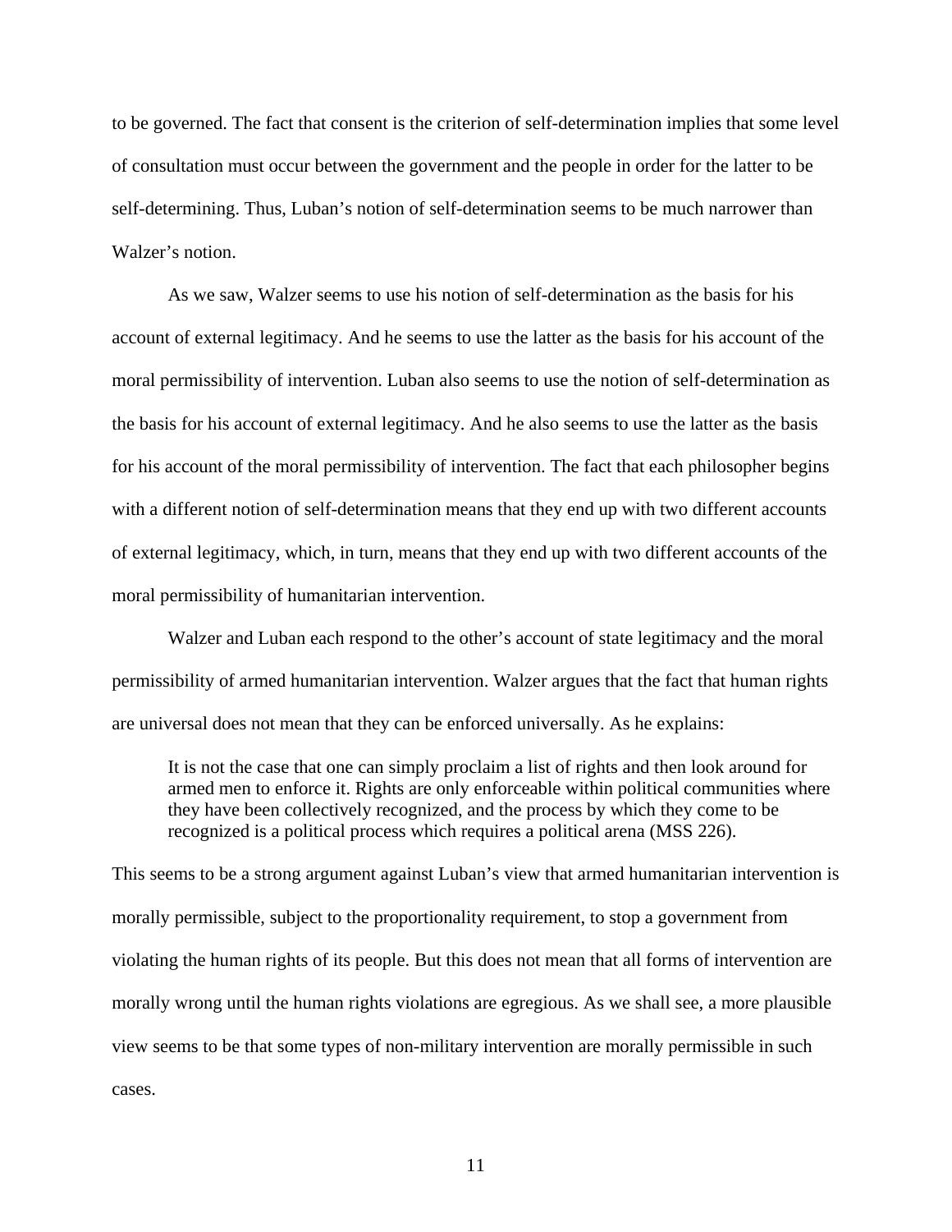to be governed. The fact that consent is the criterion of self-determination implies that some level of consultation must occur between the government and the people in order for the latter to be self-determining. Thus, Luban's notion of self-determination seems to be much narrower than Walzer's notion.

As we saw, Walzer seems to use his notion of self-determination as the basis for his account of external legitimacy. And he seems to use the latter as the basis for his account of the moral permissibility of intervention. Luban also seems to use the notion of self-determination as the basis for his account of external legitimacy. And he also seems to use the latter as the basis for his account of the moral permissibility of intervention. The fact that each philosopher begins with a different notion of self-determination means that they end up with two different accounts of external legitimacy, which, in turn, means that they end up with two different accounts of the moral permissibility of humanitarian intervention.

Walzer and Luban each respond to the other's account of state legitimacy and the moral permissibility of armed humanitarian intervention. Walzer argues that the fact that human rights are universal does not mean that they can be enforced universally. As he explains:

> It is not the case that one can simply proclaim a list of rights and then look around for armed men to enforce it. Rights are only enforceable within political communities where they have been collectively recognized, and the process by which they come to be recognized is a political process which requires a political arena (MSS 226).

This seems to be a strong argument against Luban's view that armed humanitarian intervention is morally permissible, subject to the proportionality requirement, to stop a government from violating the human rights of its people. But this does not mean that all forms of intervention are morally wrong until the human rights violations are egregious. As we shall see, a more plausible view seems to be that some types of non-military intervention are morally permissible in such cases.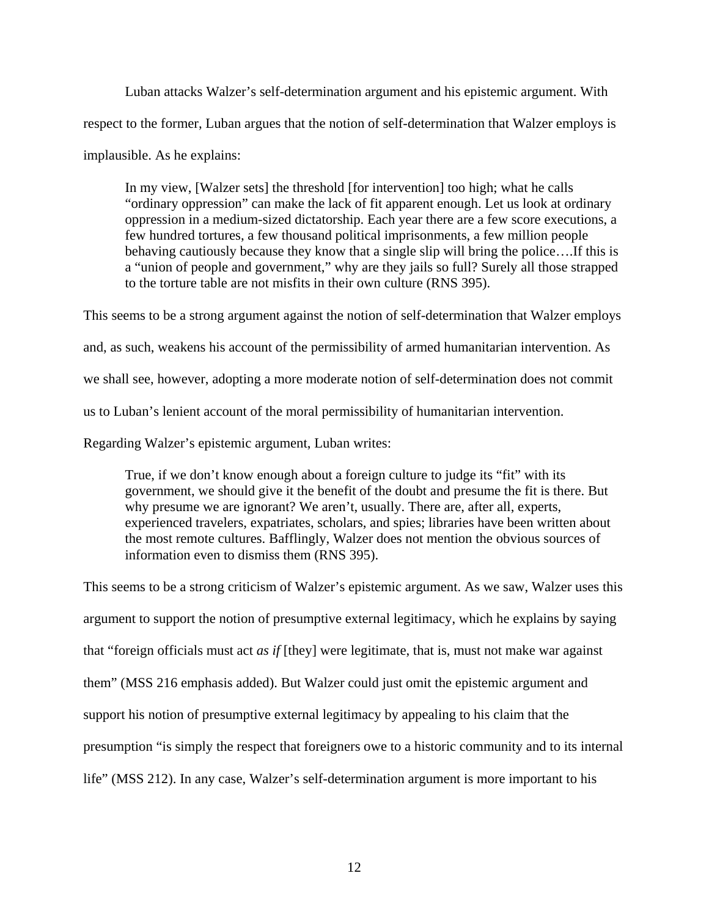Luban attacks Walzer's self-determination argument and his epistemic argument. With respect to the former, Luban argues that the notion of self-determination that Walzer employs is implausible. As he explains:

> In my view, [Walzer sets] the threshold [for intervention] too high; what he calls "ordinary oppression" can make the lack of fit apparent enough. Let us look at ordinary oppression in a medium-sized dictatorship. Each year there are a few score executions, a few hundred tortures, a few thousand political imprisonments, a few million people behaving cautiously because they know that a single slip will bring the police….If this is a "union of people and government," why are they jails so full? Surely all those strapped to the torture table are not misfits in their own culture (RNS 395).

This seems to be a strong argument against the notion of self-determination that Walzer employs and, as such, weakens his account of the permissibility of armed humanitarian intervention. As we shall see, however, adopting a more moderate notion of self-determination does not commit us to Luban's lenient account of the moral permissibility of humanitarian intervention.

Regarding Walzer's epistemic argument, Luban writes:

> True, if we don't know enough about a foreign culture to judge its "fit" with its government, we should give it the benefit of the doubt and presume the fit is there. But why presume we are ignorant? We aren't, usually. There are, after all, experts, experienced travelers, expatriates, scholars, and spies; libraries have been written about the most remote cultures. Bafflingly, Walzer does not mention the obvious sources of information even to dismiss them (RNS 395).

This seems to be a strong criticism of Walzer's epistemic argument. As we saw, Walzer uses this argument to support the notion of presumptive external legitimacy, which he explains by saying that "foreign officials must act *as if* [they] were legitimate, that is, must not make war against them" (MSS 216 emphasis added). But Walzer could just omit the epistemic argument and support his notion of presumptive external legitimacy by appealing to his claim that the presumption "is simply the respect that foreigners owe to a historic community and to its internal life" (MSS 212). In any case, Walzer's self-determination argument is more important to his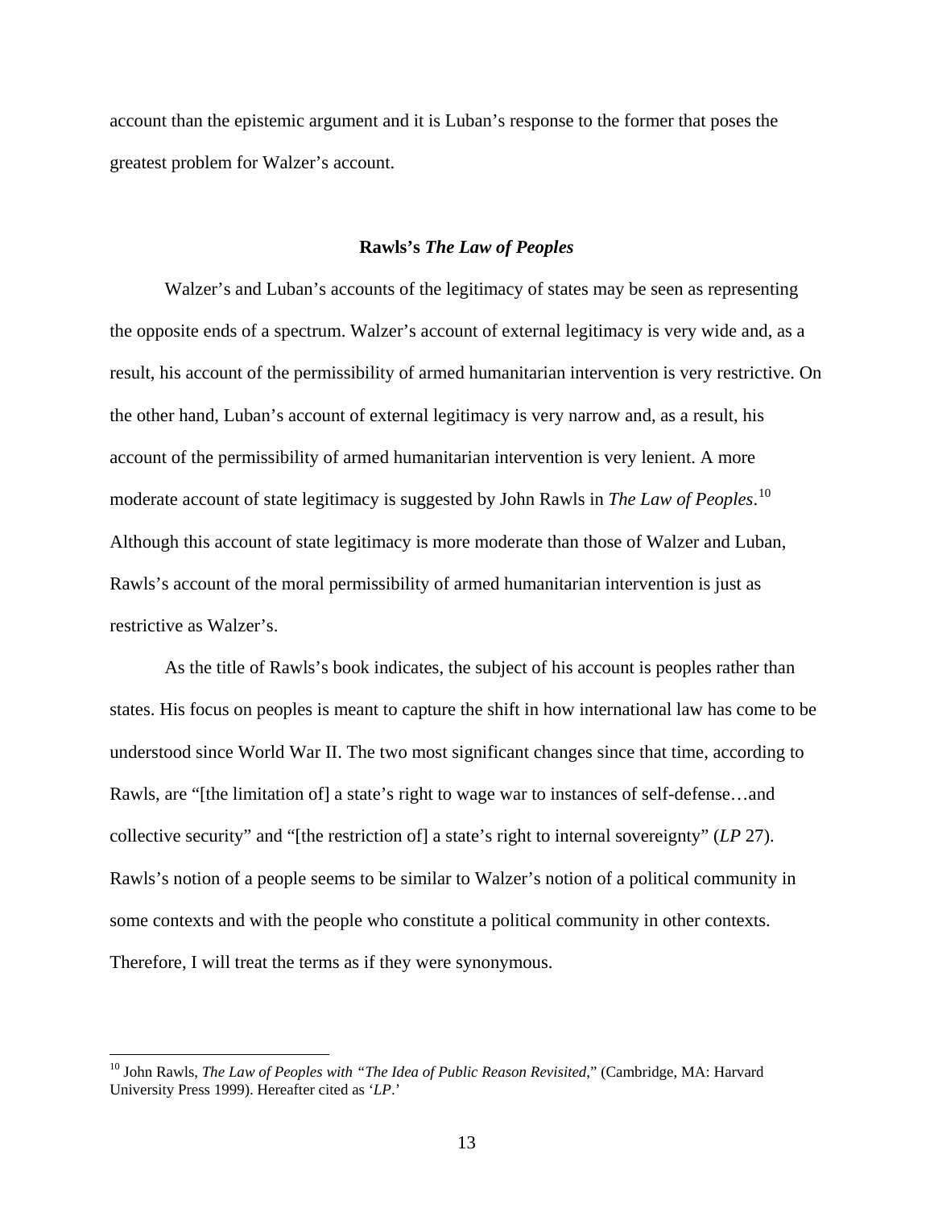account than the epistemic argument and it is Luban's response to the former that poses the greatest problem for Walzer's account.

## Rawls's *The Law of Peoples*

Walzer's and Luban's accounts of the legitimacy of states may be seen as representing the opposite ends of a spectrum. Walzer's account of external legitimacy is very wide and, as a result, his account of the permissibility of armed humanitarian intervention is very restrictive. On the other hand, Luban's account of external legitimacy is very narrow and, as a result, his account of the permissibility of armed humanitarian intervention is very lenient. A more moderate account of state legitimacy is suggested by John Rawls in *The Law of Peoples*.[10] Although this account of state legitimacy is more moderate than those of Walzer and Luban, Rawls's account of the moral permissibility of armed humanitarian intervention is just as restrictive as Walzer's.

As the title of Rawls's book indicates, the subject of his account is peoples rather than states. His focus on peoples is meant to capture the shift in how international law has come to be understood since World War II. The two most significant changes since that time, according to Rawls, are "[the limitation of] a state's right to wage war to instances of self-defense…and collective security" and "[the restriction of] a state's right to internal sovereignty" (*LP* 27). Rawls's notion of a people seems to be similar to Walzer's notion of a political community in some contexts and with the people who constitute a political community in other contexts. Therefore, I will treat the terms as if they were synonymous.

---

[10] John Rawls, *The Law of Peoples with "The Idea of Public Reason Revisited*," (Cambridge, MA: Harvard University Press 1999). Hereafter cited as '*LP*.'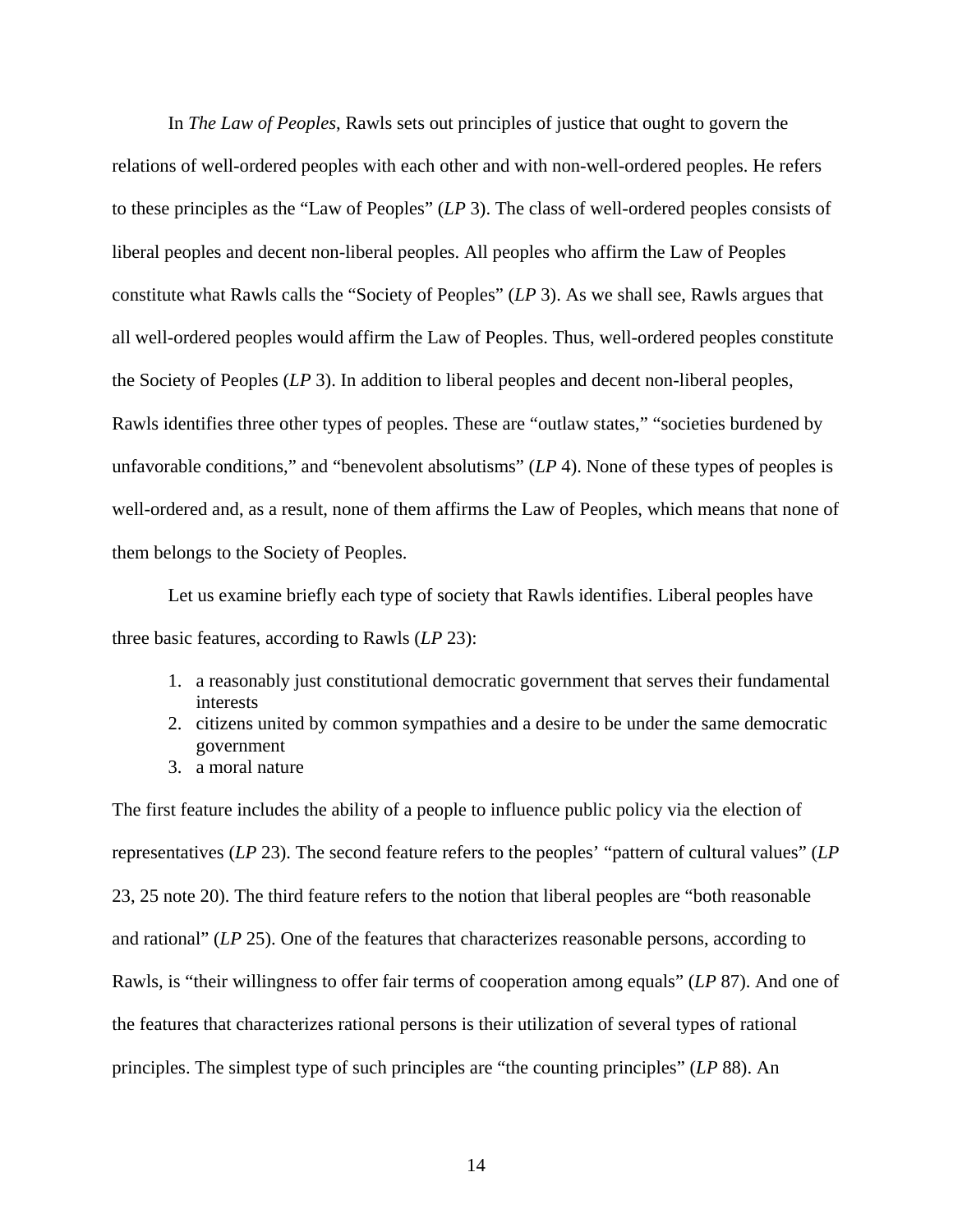In *The Law of Peoples*, Rawls sets out principles of justice that ought to govern the relations of well-ordered peoples with each other and with non-well-ordered peoples. He refers to these principles as the "Law of Peoples" (*LP* 3). The class of well-ordered peoples consists of liberal peoples and decent non-liberal peoples. All peoples who affirm the Law of Peoples constitute what Rawls calls the "Society of Peoples" (*LP* 3). As we shall see, Rawls argues that all well-ordered peoples would affirm the Law of Peoples. Thus, well-ordered peoples constitute the Society of Peoples (*LP* 3). In addition to liberal peoples and decent non-liberal peoples, Rawls identifies three other types of peoples. These are "outlaw states," "societies burdened by unfavorable conditions," and "benevolent absolutisms" (*LP* 4). None of these types of peoples is well-ordered and, as a result, none of them affirms the Law of Peoples, which means that none of them belongs to the Society of Peoples.

Let us examine briefly each type of society that Rawls identifies. Liberal peoples have three basic features, according to Rawls (*LP* 23):

1. a reasonably just constitutional democratic government that serves their fundamental interests
2. citizens united by common sympathies and a desire to be under the same democratic government
3. a moral nature

The first feature includes the ability of a people to influence public policy via the election of representatives (*LP* 23). The second feature refers to the peoples' "pattern of cultural values" (*LP* 23, 25 note 20). The third feature refers to the notion that liberal peoples are "both reasonable and rational" (*LP* 25). One of the features that characterizes reasonable persons, according to Rawls, is "their willingness to offer fair terms of cooperation among equals" (*LP* 87). And one of the features that characterizes rational persons is their utilization of several types of rational principles. The simplest type of such principles are "the counting principles" (*LP* 88). An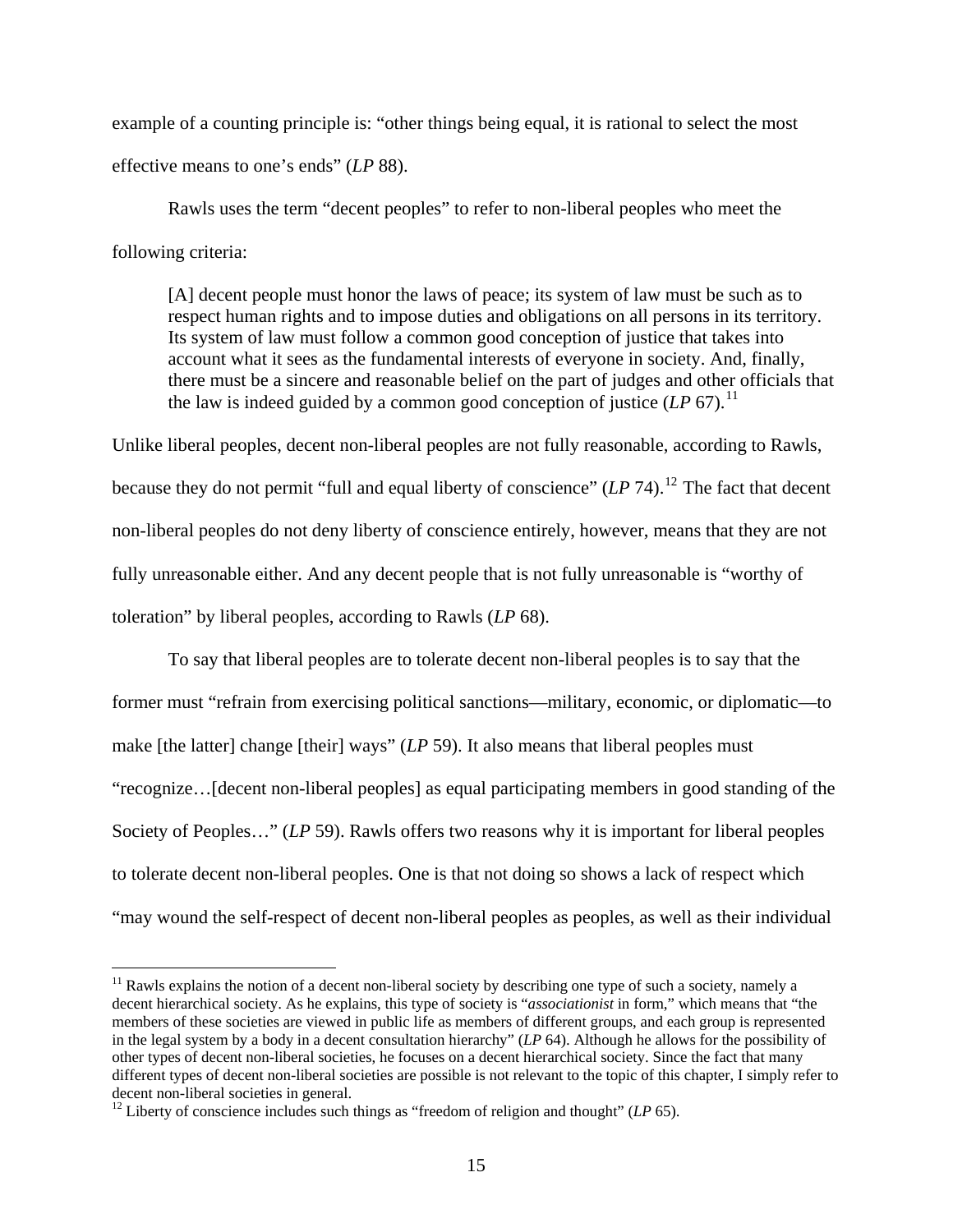example of a counting principle is: “other things being equal, it is rational to select the most effective means to one’s ends” (*LP* 88).

Rawls uses the term “decent peoples” to refer to non-liberal peoples who meet the following criteria:

> [A] decent people must honor the laws of peace; its system of law must be such as to respect human rights and to impose duties and obligations on all persons in its territory. Its system of law must follow a common good conception of justice that takes into account what it sees as the fundamental interests of everyone in society. And, finally, there must be a sincere and reasonable belief on the part of judges and other officials that the law is indeed guided by a common good conception of justice (*LP* 67).[11]

Unlike liberal peoples, decent non-liberal peoples are not fully reasonable, according to Rawls, because they do not permit “full and equal liberty of conscience” (*LP* 74).[12] The fact that decent non-liberal peoples do not deny liberty of conscience entirely, however, means that they are not fully unreasonable either. And any decent people that is not fully unreasonable is “worthy of toleration” by liberal peoples, according to Rawls (*LP* 68).

To say that liberal peoples are to tolerate decent non-liberal peoples is to say that the former must “refrain from exercising political sanctions—military, economic, or diplomatic—to make [the latter] change [their] ways” (*LP* 59). It also means that liberal peoples must “recognize…[decent non-liberal peoples] as equal participating members in good standing of the Society of Peoples…” (*LP* 59). Rawls offers two reasons why it is important for liberal peoples to tolerate decent non-liberal peoples. One is that not doing so shows a lack of respect which “may wound the self-respect of decent non-liberal peoples as peoples, as well as their individual

---

[11] Rawls explains the notion of a decent non-liberal society by describing one type of such a society, namely a decent hierarchical society. As he explains, this type of society is “*associationist* in form,” which means that “the members of these societies are viewed in public life as members of different groups, and each group is represented in the legal system by a body in a decent consultation hierarchy” (*LP* 64). Although he allows for the possibility of other types of decent non-liberal societies, he focuses on a decent hierarchical society. Since the fact that many different types of decent non-liberal societies are possible is not relevant to the topic of this chapter, I simply refer to decent non-liberal societies in general.

[12] Liberty of conscience includes such things as “freedom of religion and thought” (*LP* 65).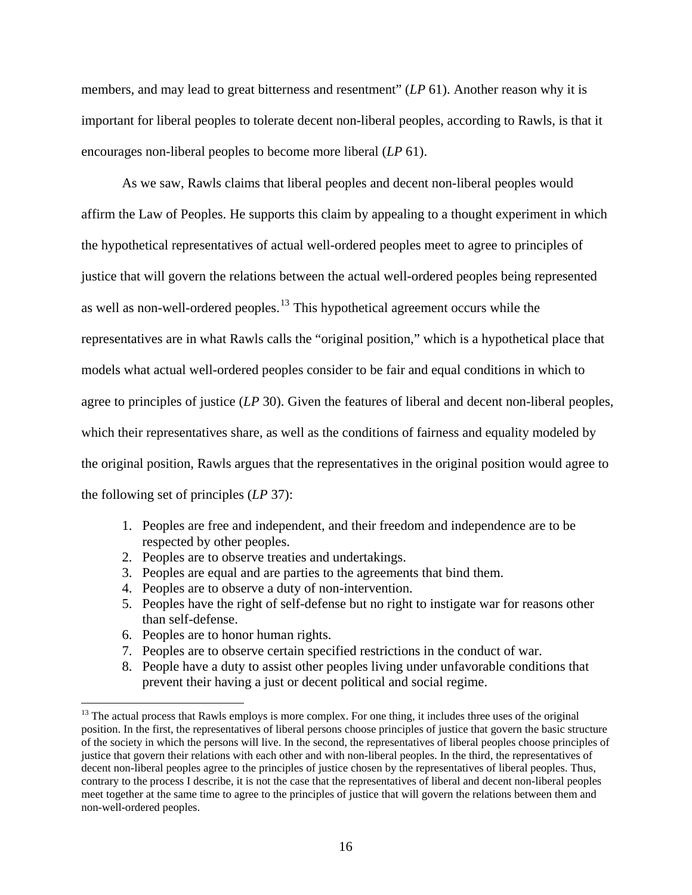members, and may lead to great bitterness and resentment" (*LP* 61). Another reason why it is important for liberal peoples to tolerate decent non-liberal peoples, according to Rawls, is that it encourages non-liberal peoples to become more liberal (*LP* 61).

As we saw, Rawls claims that liberal peoples and decent non-liberal peoples would affirm the Law of Peoples. He supports this claim by appealing to a thought experiment in which the hypothetical representatives of actual well-ordered peoples meet to agree to principles of justice that will govern the relations between the actual well-ordered peoples being represented as well as non-well-ordered peoples.[13] This hypothetical agreement occurs while the representatives are in what Rawls calls the "original position," which is a hypothetical place that models what actual well-ordered peoples consider to be fair and equal conditions in which to agree to principles of justice (*LP* 30). Given the features of liberal and decent non-liberal peoples, which their representatives share, as well as the conditions of fairness and equality modeled by the original position, Rawls argues that the representatives in the original position would agree to the following set of principles (*LP* 37):

1. Peoples are free and independent, and their freedom and independence are to be respected by other peoples.
2. Peoples are to observe treaties and undertakings.
3. Peoples are equal and are parties to the agreements that bind them.
4. Peoples are to observe a duty of non-intervention.
5. Peoples have the right of self-defense but no right to instigate war for reasons other than self-defense.
6. Peoples are to honor human rights.
7. Peoples are to observe certain specified restrictions in the conduct of war.
8. People have a duty to assist other peoples living under unfavorable conditions that prevent their having a just or decent political and social regime.

[13] The actual process that Rawls employs is more complex. For one thing, it includes three uses of the original position. In the first, the representatives of liberal persons choose principles of justice that govern the basic structure of the society in which the persons will live. In the second, the representatives of liberal peoples choose principles of justice that govern their relations with each other and with non-liberal peoples. In the third, the representatives of decent non-liberal peoples agree to the principles of justice chosen by the representatives of liberal peoples. Thus, contrary to the process I describe, it is not the case that the representatives of liberal and decent non-liberal peoples meet together at the same time to agree to the principles of justice that will govern the relations between them and non-well-ordered peoples.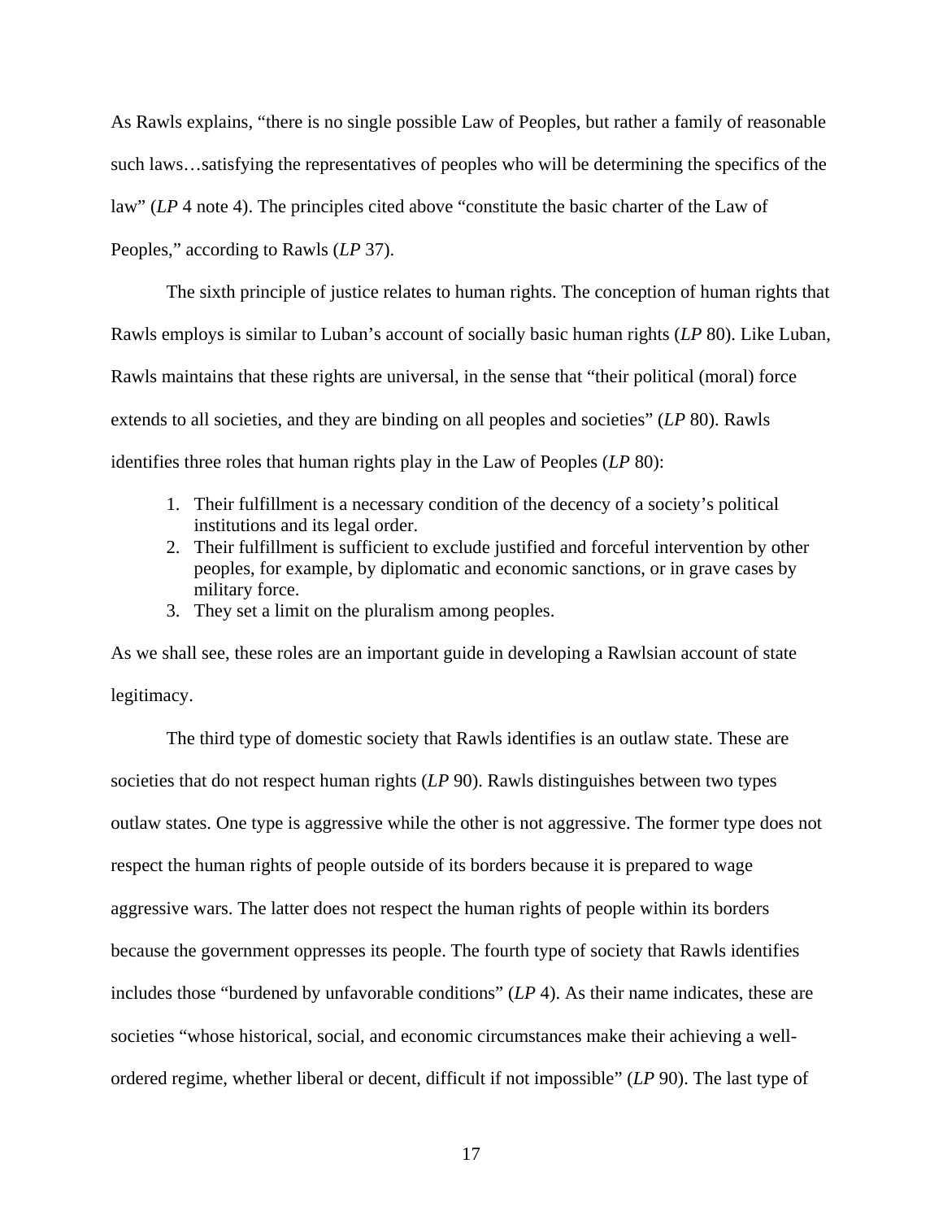As Rawls explains, "there is no single possible Law of Peoples, but rather a family of reasonable such laws…satisfying the representatives of peoples who will be determining the specifics of the law" (*LP* 4 note 4). The principles cited above "constitute the basic charter of the Law of Peoples," according to Rawls (*LP* 37).

The sixth principle of justice relates to human rights. The conception of human rights that Rawls employs is similar to Luban's account of socially basic human rights (*LP* 80). Like Luban, Rawls maintains that these rights are universal, in the sense that "their political (moral) force extends to all societies, and they are binding on all peoples and societies" (*LP* 80). Rawls identifies three roles that human rights play in the Law of Peoples (*LP* 80):

1. Their fulfillment is a necessary condition of the decency of a society's political institutions and its legal order.
2. Their fulfillment is sufficient to exclude justified and forceful intervention by other peoples, for example, by diplomatic and economic sanctions, or in grave cases by military force.
3. They set a limit on the pluralism among peoples.

As we shall see, these roles are an important guide in developing a Rawlsian account of state legitimacy.

The third type of domestic society that Rawls identifies is an outlaw state. These are societies that do not respect human rights (*LP* 90). Rawls distinguishes between two types outlaw states. One type is aggressive while the other is not aggressive. The former type does not respect the human rights of people outside of its borders because it is prepared to wage aggressive wars. The latter does not respect the human rights of people within its borders because the government oppresses its people. The fourth type of society that Rawls identifies includes those "burdened by unfavorable conditions" (*LP* 4). As their name indicates, these are societies "whose historical, social, and economic circumstances make their achieving a well-ordered regime, whether liberal or decent, difficult if not impossible" (*LP* 90). The last type of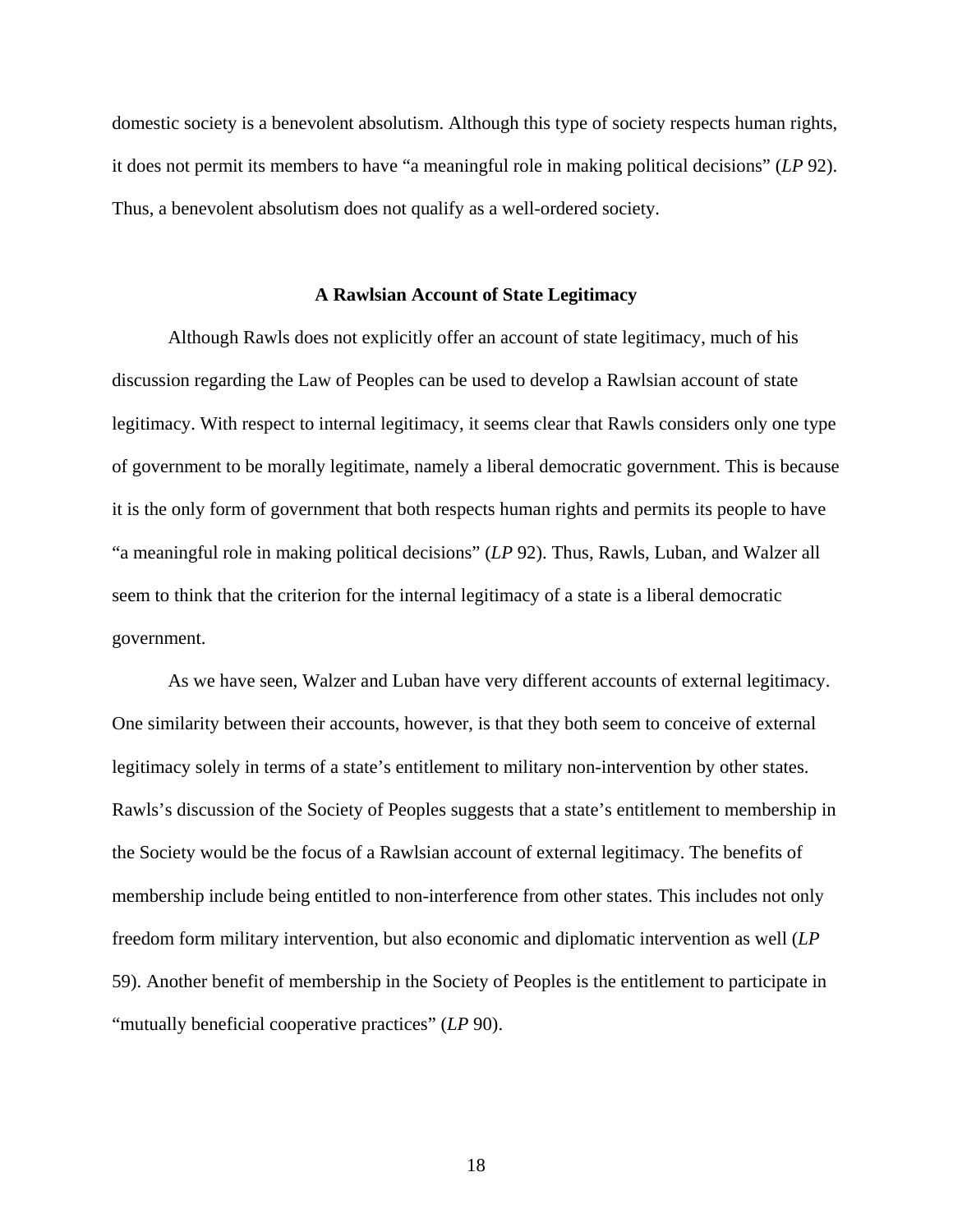domestic society is a benevolent absolutism. Although this type of society respects human rights, it does not permit its members to have “a meaningful role in making political decisions” (*LP* 92). Thus, a benevolent absolutism does not qualify as a well-ordered society.

## A Rawlsian Account of State Legitimacy

Although Rawls does not explicitly offer an account of state legitimacy, much of his discussion regarding the Law of Peoples can be used to develop a Rawlsian account of state legitimacy. With respect to internal legitimacy, it seems clear that Rawls considers only one type of government to be morally legitimate, namely a liberal democratic government. This is because it is the only form of government that both respects human rights and permits its people to have “a meaningful role in making political decisions” (*LP* 92). Thus, Rawls, Luban, and Walzer all seem to think that the criterion for the internal legitimacy of a state is a liberal democratic government.

As we have seen, Walzer and Luban have very different accounts of external legitimacy. One similarity between their accounts, however, is that they both seem to conceive of external legitimacy solely in terms of a state’s entitlement to military non-intervention by other states. Rawls’s discussion of the Society of Peoples suggests that a state’s entitlement to membership in the Society would be the focus of a Rawlsian account of external legitimacy. The benefits of membership include being entitled to non-interference from other states. This includes not only freedom form military intervention, but also economic and diplomatic intervention as well (*LP* 59). Another benefit of membership in the Society of Peoples is the entitlement to participate in “mutually beneficial cooperative practices” (*LP* 90).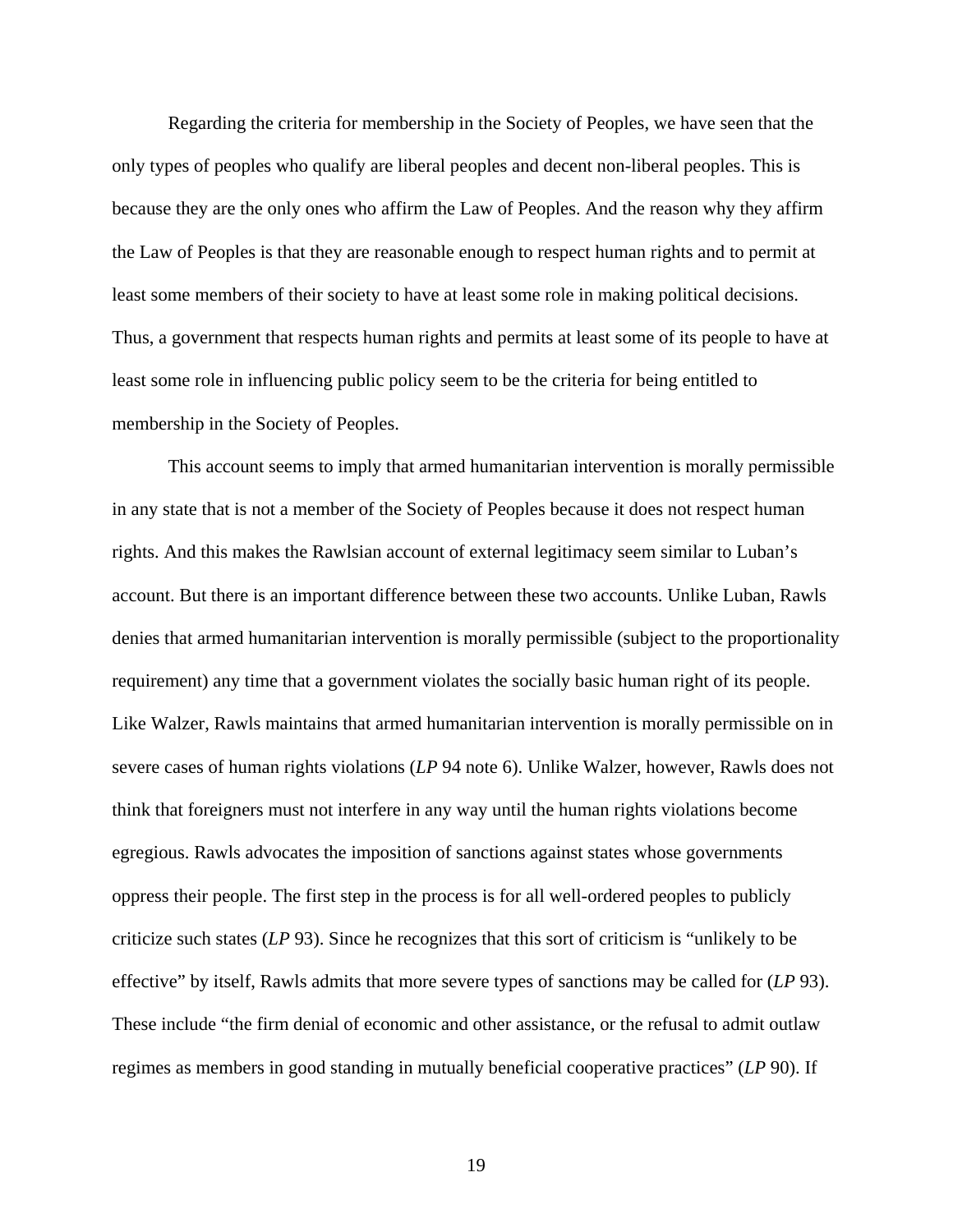Regarding the criteria for membership in the Society of Peoples, we have seen that the only types of peoples who qualify are liberal peoples and decent non-liberal peoples. This is because they are the only ones who affirm the Law of Peoples. And the reason why they affirm the Law of Peoples is that they are reasonable enough to respect human rights and to permit at least some members of their society to have at least some role in making political decisions. Thus, a government that respects human rights and permits at least some of its people to have at least some role in influencing public policy seem to be the criteria for being entitled to membership in the Society of Peoples.

This account seems to imply that armed humanitarian intervention is morally permissible in any state that is not a member of the Society of Peoples because it does not respect human rights. And this makes the Rawlsian account of external legitimacy seem similar to Luban's account. But there is an important difference between these two accounts. Unlike Luban, Rawls denies that armed humanitarian intervention is morally permissible (subject to the proportionality requirement) any time that a government violates the socially basic human right of its people. Like Walzer, Rawls maintains that armed humanitarian intervention is morally permissible on in severe cases of human rights violations (*LP* 94 note 6). Unlike Walzer, however, Rawls does not think that foreigners must not interfere in any way until the human rights violations become egregious. Rawls advocates the imposition of sanctions against states whose governments oppress their people. The first step in the process is for all well-ordered peoples to publicly criticize such states (*LP* 93). Since he recognizes that this sort of criticism is "unlikely to be effective" by itself, Rawls admits that more severe types of sanctions may be called for (*LP* 93). These include "the firm denial of economic and other assistance, or the refusal to admit outlaw regimes as members in good standing in mutually beneficial cooperative practices" (*LP* 90). If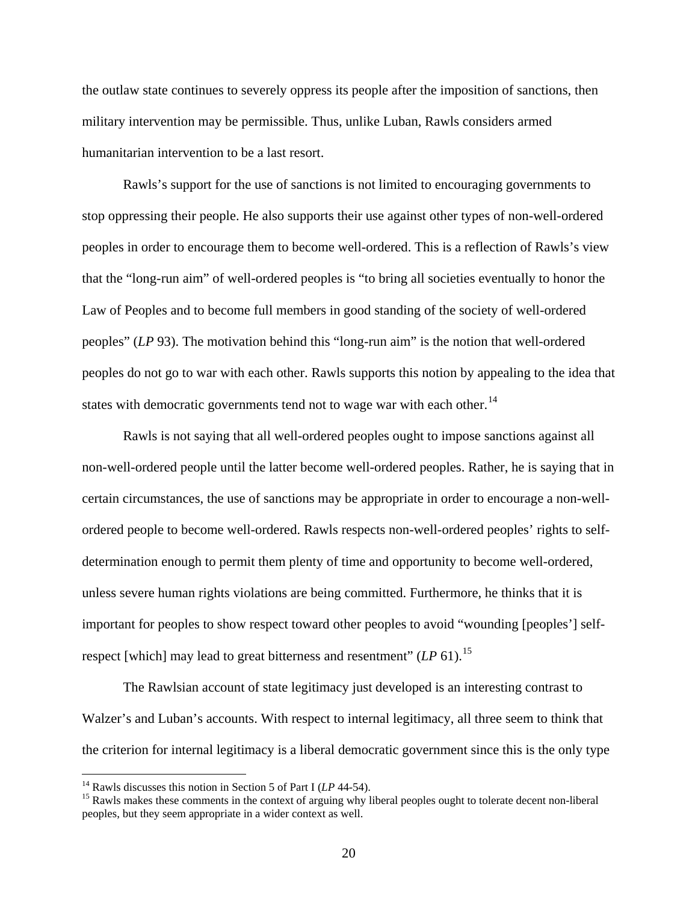the outlaw state continues to severely oppress its people after the imposition of sanctions, then military intervention may be permissible. Thus, unlike Luban, Rawls considers armed humanitarian intervention to be a last resort.

Rawls's support for the use of sanctions is not limited to encouraging governments to stop oppressing their people. He also supports their use against other types of non-well-ordered peoples in order to encourage them to become well-ordered. This is a reflection of Rawls's view that the "long-run aim" of well-ordered peoples is "to bring all societies eventually to honor the Law of Peoples and to become full members in good standing of the society of well-ordered peoples" (*LP* 93). The motivation behind this "long-run aim" is the notion that well-ordered peoples do not go to war with each other. Rawls supports this notion by appealing to the idea that states with democratic governments tend not to wage war with each other.[14]

Rawls is not saying that all well-ordered peoples ought to impose sanctions against all non-well-ordered people until the latter become well-ordered peoples. Rather, he is saying that in certain circumstances, the use of sanctions may be appropriate in order to encourage a non-well-ordered people to become well-ordered. Rawls respects non-well-ordered peoples' rights to self-determination enough to permit them plenty of time and opportunity to become well-ordered, unless severe human rights violations are being committed. Furthermore, he thinks that it is important for peoples to show respect toward other peoples to avoid "wounding [peoples'] self-respect [which] may lead to great bitterness and resentment" (*LP* 61).[15]

The Rawlsian account of state legitimacy just developed is an interesting contrast to Walzer's and Luban's accounts. With respect to internal legitimacy, all three seem to think that the criterion for internal legitimacy is a liberal democratic government since this is the only type

[14] Rawls discusses this notion in Section 5 of Part I (*LP* 44-54).

[15] Rawls makes these comments in the context of arguing why liberal peoples ought to tolerate decent non-liberal peoples, but they seem appropriate in a wider context as well.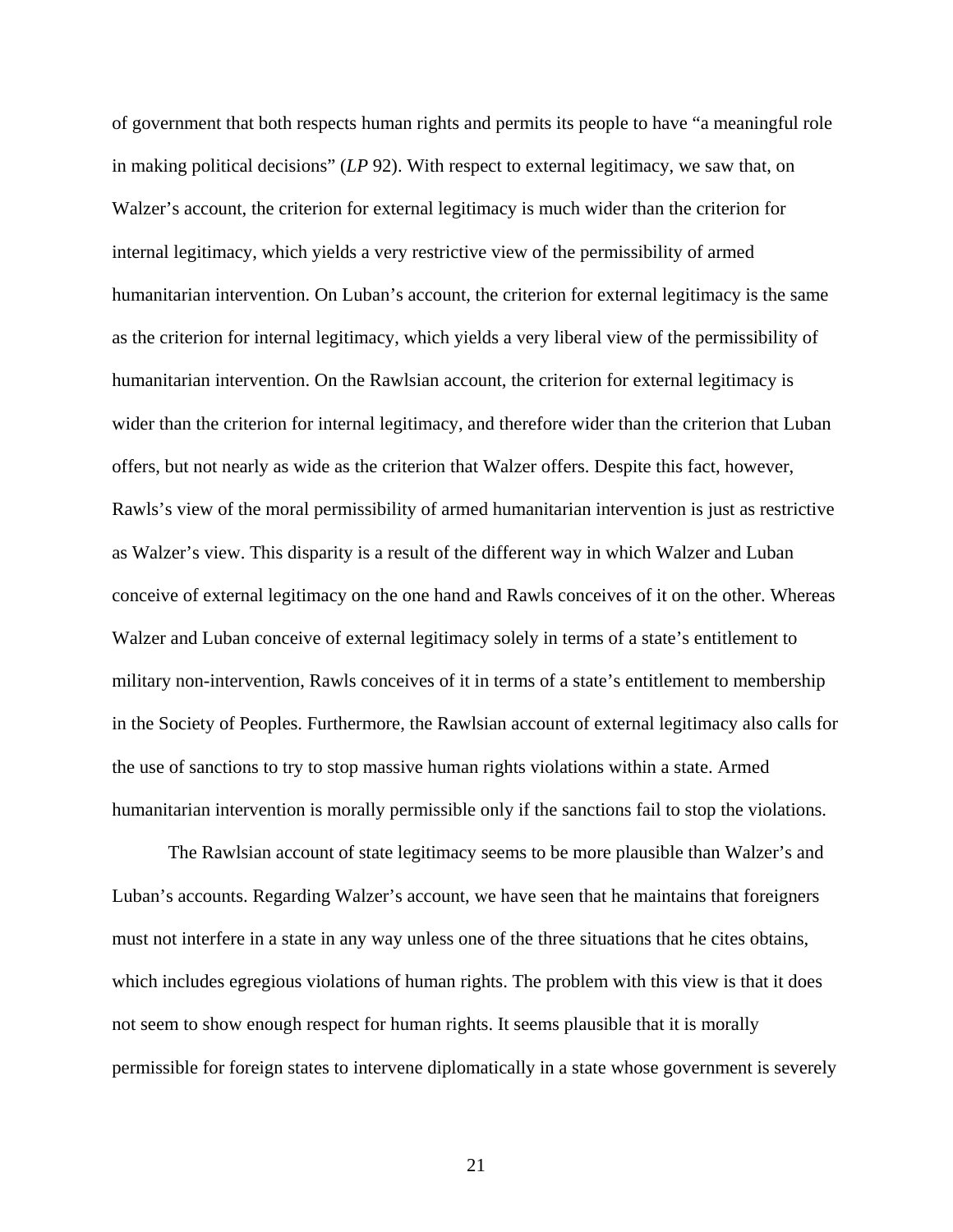of government that both respects human rights and permits its people to have "a meaningful role in making political decisions" (*LP* 92). With respect to external legitimacy, we saw that, on Walzer's account, the criterion for external legitimacy is much wider than the criterion for internal legitimacy, which yields a very restrictive view of the permissibility of armed humanitarian intervention. On Luban's account, the criterion for external legitimacy is the same as the criterion for internal legitimacy, which yields a very liberal view of the permissibility of humanitarian intervention. On the Rawlsian account, the criterion for external legitimacy is wider than the criterion for internal legitimacy, and therefore wider than the criterion that Luban offers, but not nearly as wide as the criterion that Walzer offers. Despite this fact, however, Rawls's view of the moral permissibility of armed humanitarian intervention is just as restrictive as Walzer's view. This disparity is a result of the different way in which Walzer and Luban conceive of external legitimacy on the one hand and Rawls conceives of it on the other. Whereas Walzer and Luban conceive of external legitimacy solely in terms of a state's entitlement to military non-intervention, Rawls conceives of it in terms of a state's entitlement to membership in the Society of Peoples. Furthermore, the Rawlsian account of external legitimacy also calls for the use of sanctions to try to stop massive human rights violations within a state. Armed humanitarian intervention is morally permissible only if the sanctions fail to stop the violations.

The Rawlsian account of state legitimacy seems to be more plausible than Walzer's and Luban's accounts. Regarding Walzer's account, we have seen that he maintains that foreigners must not interfere in a state in any way unless one of the three situations that he cites obtains, which includes egregious violations of human rights. The problem with this view is that it does not seem to show enough respect for human rights. It seems plausible that it is morally permissible for foreign states to intervene diplomatically in a state whose government is severely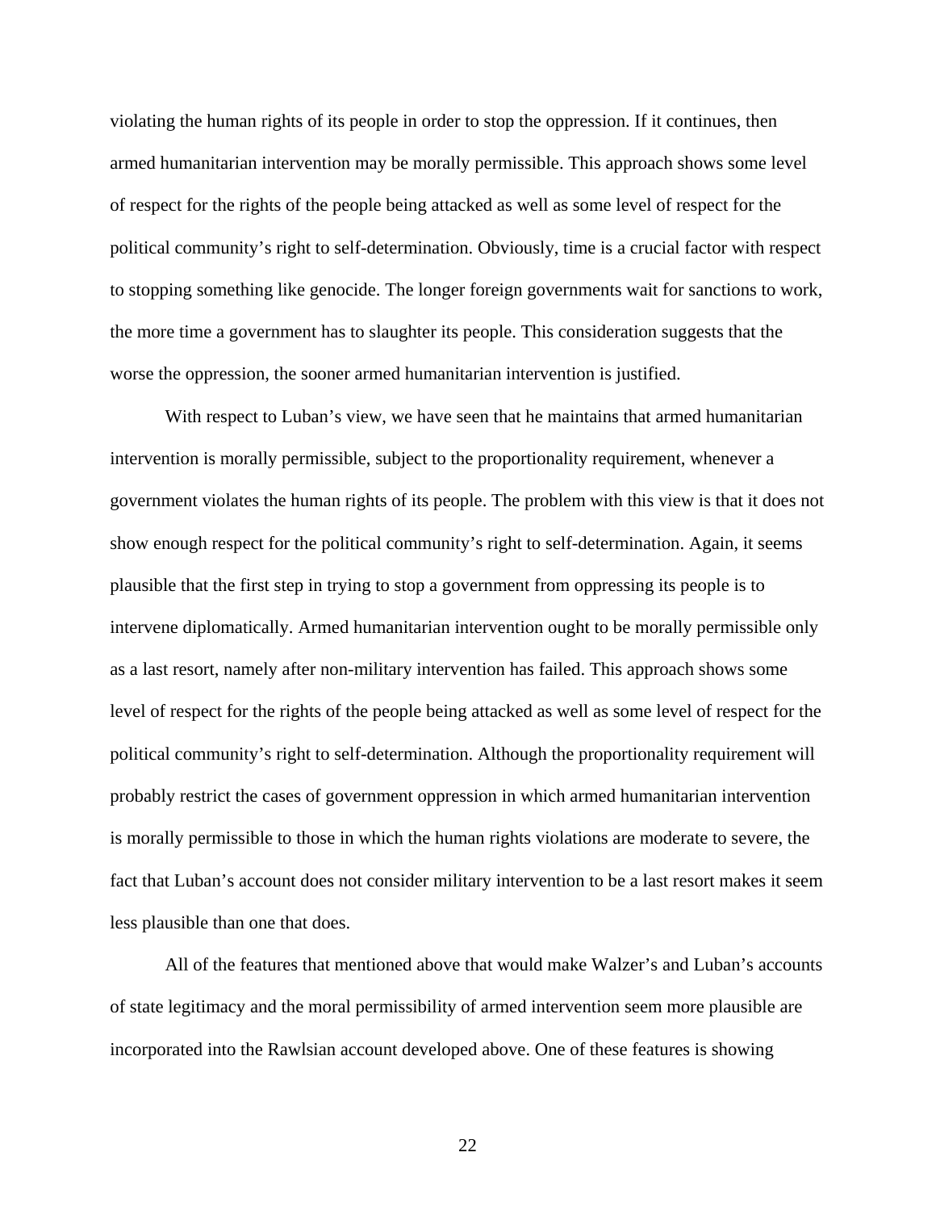violating the human rights of its people in order to stop the oppression. If it continues, then armed humanitarian intervention may be morally permissible. This approach shows some level of respect for the rights of the people being attacked as well as some level of respect for the political community's right to self-determination. Obviously, time is a crucial factor with respect to stopping something like genocide. The longer foreign governments wait for sanctions to work, the more time a government has to slaughter its people. This consideration suggests that the worse the oppression, the sooner armed humanitarian intervention is justified.

With respect to Luban's view, we have seen that he maintains that armed humanitarian intervention is morally permissible, subject to the proportionality requirement, whenever a government violates the human rights of its people. The problem with this view is that it does not show enough respect for the political community's right to self-determination. Again, it seems plausible that the first step in trying to stop a government from oppressing its people is to intervene diplomatically. Armed humanitarian intervention ought to be morally permissible only as a last resort, namely after non-military intervention has failed. This approach shows some level of respect for the rights of the people being attacked as well as some level of respect for the political community's right to self-determination. Although the proportionality requirement will probably restrict the cases of government oppression in which armed humanitarian intervention is morally permissible to those in which the human rights violations are moderate to severe, the fact that Luban's account does not consider military intervention to be a last resort makes it seem less plausible than one that does.

All of the features that mentioned above that would make Walzer's and Luban's accounts of state legitimacy and the moral permissibility of armed intervention seem more plausible are incorporated into the Rawlsian account developed above. One of these features is showing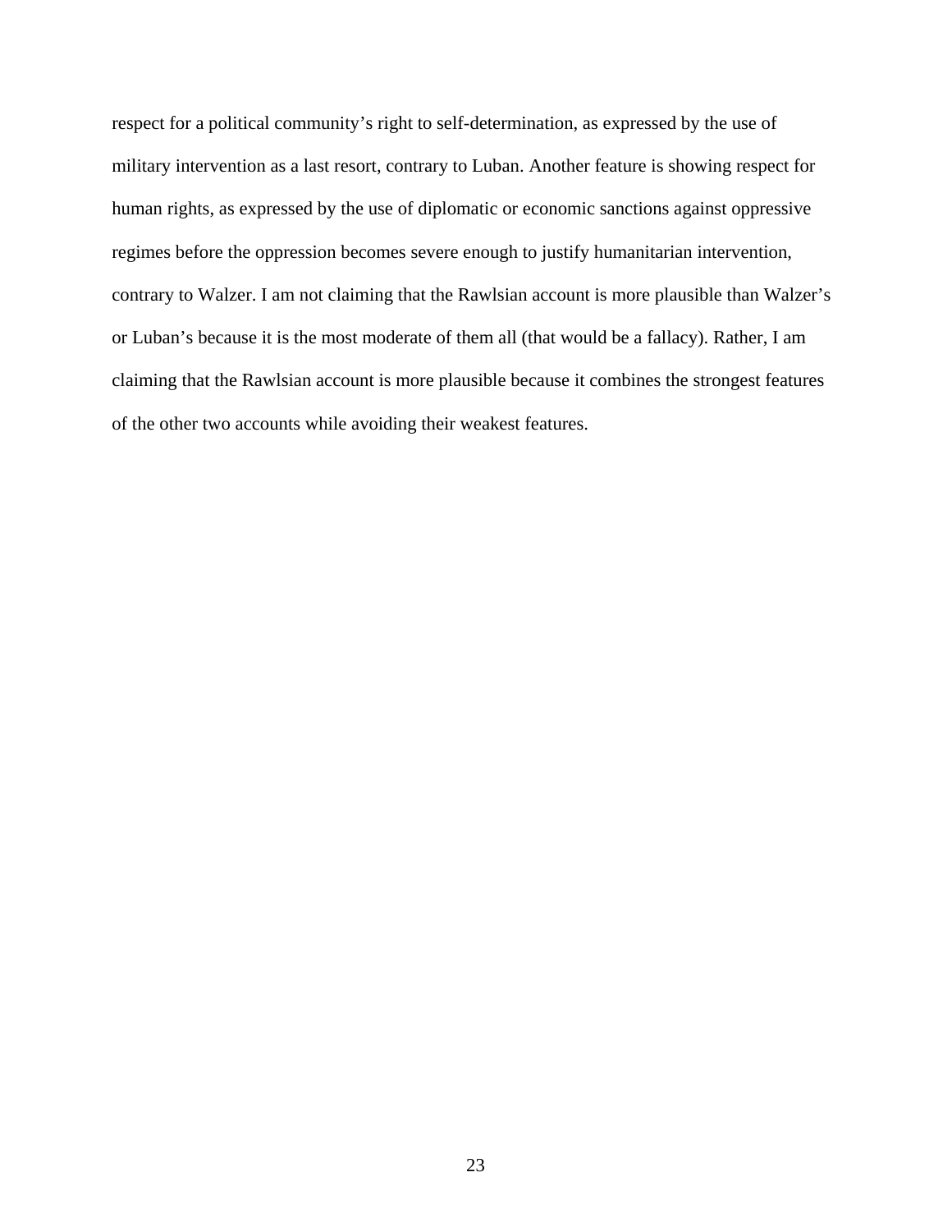respect for a political community's right to self-determination, as expressed by the use of military intervention as a last resort, contrary to Luban. Another feature is showing respect for human rights, as expressed by the use of diplomatic or economic sanctions against oppressive regimes before the oppression becomes severe enough to justify humanitarian intervention, contrary to Walzer. I am not claiming that the Rawlsian account is more plausible than Walzer's or Luban's because it is the most moderate of them all (that would be a fallacy). Rather, I am claiming that the Rawlsian account is more plausible because it combines the strongest features of the other two accounts while avoiding their weakest features.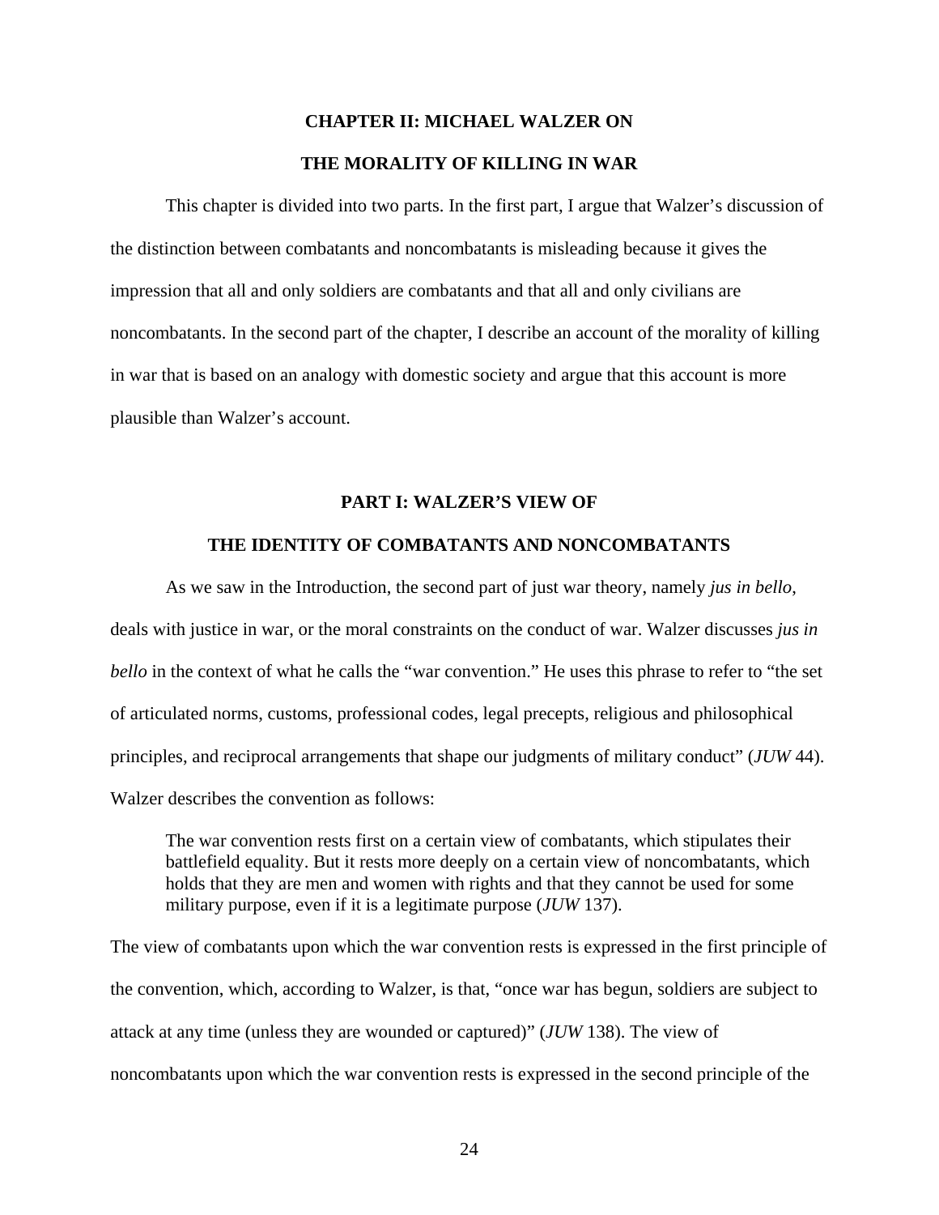# CHAPTER II: MICHAEL WALZER ON THE MORALITY OF KILLING IN WAR

This chapter is divided into two parts. In the first part, I argue that Walzer's discussion of the distinction between combatants and noncombatants is misleading because it gives the impression that all and only soldiers are combatants and that all and only civilians are noncombatants. In the second part of the chapter, I describe an account of the morality of killing in war that is based on an analogy with domestic society and argue that this account is more plausible than Walzer's account.

## PART I: WALZER'S VIEW OF THE IDENTITY OF COMBATANTS AND NONCOMBATANTS

As we saw in the Introduction, the second part of just war theory, namely *jus in bello*, deals with justice in war, or the moral constraints on the conduct of war. Walzer discusses *jus in bello* in the context of what he calls the "war convention." He uses this phrase to refer to "the set of articulated norms, customs, professional codes, legal precepts, religious and philosophical principles, and reciprocal arrangements that shape our judgments of military conduct" (*JUW* 44). Walzer describes the convention as follows:

> The war convention rests first on a certain view of combatants, which stipulates their battlefield equality. But it rests more deeply on a certain view of noncombatants, which holds that they are men and women with rights and that they cannot be used for some military purpose, even if it is a legitimate purpose (*JUW* 137).

The view of combatants upon which the war convention rests is expressed in the first principle of the convention, which, according to Walzer, is that, "once war has begun, soldiers are subject to attack at any time (unless they are wounded or captured)" (*JUW* 138). The view of noncombatants upon which the war convention rests is expressed in the second principle of the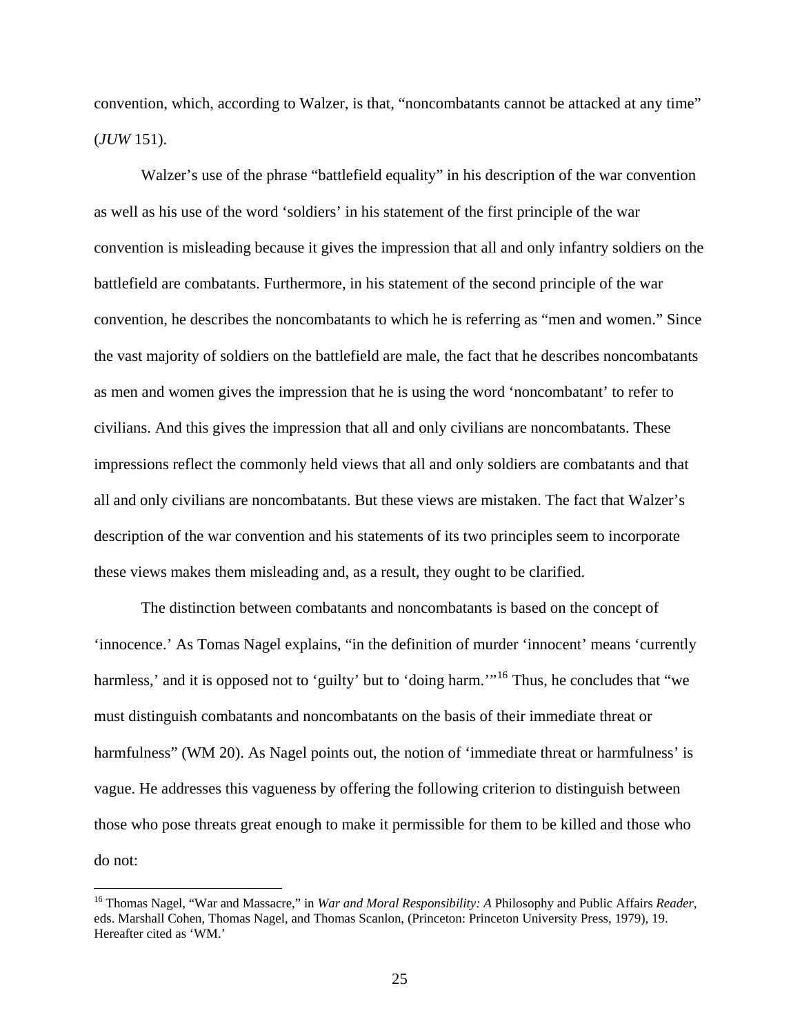convention, which, according to Walzer, is that, "noncombatants cannot be attacked at any time" (*JUW* 151).

Walzer's use of the phrase "battlefield equality" in his description of the war convention as well as his use of the word 'soldiers' in his statement of the first principle of the war convention is misleading because it gives the impression that all and only infantry soldiers on the battlefield are combatants. Furthermore, in his statement of the second principle of the war convention, he describes the noncombatants to which he is referring as "men and women." Since the vast majority of soldiers on the battlefield are male, the fact that he describes noncombatants as men and women gives the impression that he is using the word 'noncombatant' to refer to civilians. And this gives the impression that all and only civilians are noncombatants. These impressions reflect the commonly held views that all and only soldiers are combatants and that all and only civilians are noncombatants. But these views are mistaken. The fact that Walzer's description of the war convention and his statements of its two principles seem to incorporate these views makes them misleading and, as a result, they ought to be clarified.

The distinction between combatants and noncombatants is based on the concept of 'innocence.' As Tomas Nagel explains, "in the definition of murder 'innocent' means 'currently harmless,' and it is opposed not to 'guilty' but to 'doing harm.'"[16] Thus, he concludes that "we must distinguish combatants and noncombatants on the basis of their immediate threat or harmfulness" (WM 20). As Nagel points out, the notion of 'immediate threat or harmfulness' is vague. He addresses this vagueness by offering the following criterion to distinguish between those who pose threats great enough to make it permissible for them to be killed and those who do not:

[16] Thomas Nagel, "War and Massacre," in *War and Moral Responsibility: A* Philosophy and Public Affairs *Reader*, eds. Marshall Cohen, Thomas Nagel, and Thomas Scanlon, (Princeton: Princeton University Press, 1979), 19. Hereafter cited as 'WM.'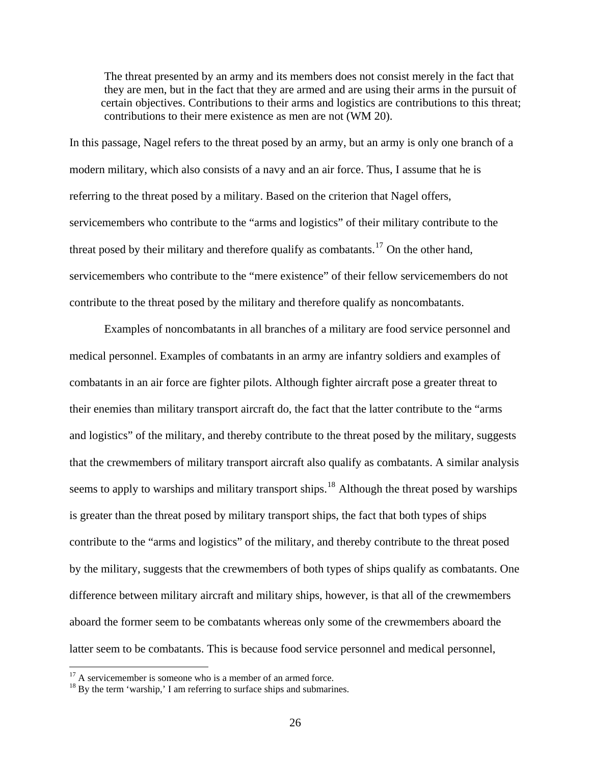> The threat presented by an army and its members does not consist merely in the fact that they are men, but in the fact that they are armed and are using their arms in the pursuit of certain objectives. Contributions to their arms and logistics are contributions to this threat; contributions to their mere existence as men are not (WM 20).

In this passage, Nagel refers to the threat posed by an army, but an army is only one branch of a modern military, which also consists of a navy and an air force. Thus, I assume that he is referring to the threat posed by a military. Based on the criterion that Nagel offers, servicemembers who contribute to the "arms and logistics" of their military contribute to the threat posed by their military and therefore qualify as combatants.[17] On the other hand, servicemembers who contribute to the "mere existence" of their fellow servicemembers do not contribute to the threat posed by the military and therefore qualify as noncombatants.

Examples of noncombatants in all branches of a military are food service personnel and medical personnel. Examples of combatants in an army are infantry soldiers and examples of combatants in an air force are fighter pilots. Although fighter aircraft pose a greater threat to their enemies than military transport aircraft do, the fact that the latter contribute to the "arms and logistics" of the military, and thereby contribute to the threat posed by the military, suggests that the crewmembers of military transport aircraft also qualify as combatants. A similar analysis seems to apply to warships and military transport ships.[18] Although the threat posed by warships is greater than the threat posed by military transport ships, the fact that both types of ships contribute to the "arms and logistics" of the military, and thereby contribute to the threat posed by the military, suggests that the crewmembers of both types of ships qualify as combatants. One difference between military aircraft and military ships, however, is that all of the crewmembers aboard the former seem to be combatants whereas only some of the crewmembers aboard the latter seem to be combatants. This is because food service personnel and medical personnel,

[17] A servicemember is someone who is a member of an armed force.

[18] By the term 'warship,' I am referring to surface ships and submarines.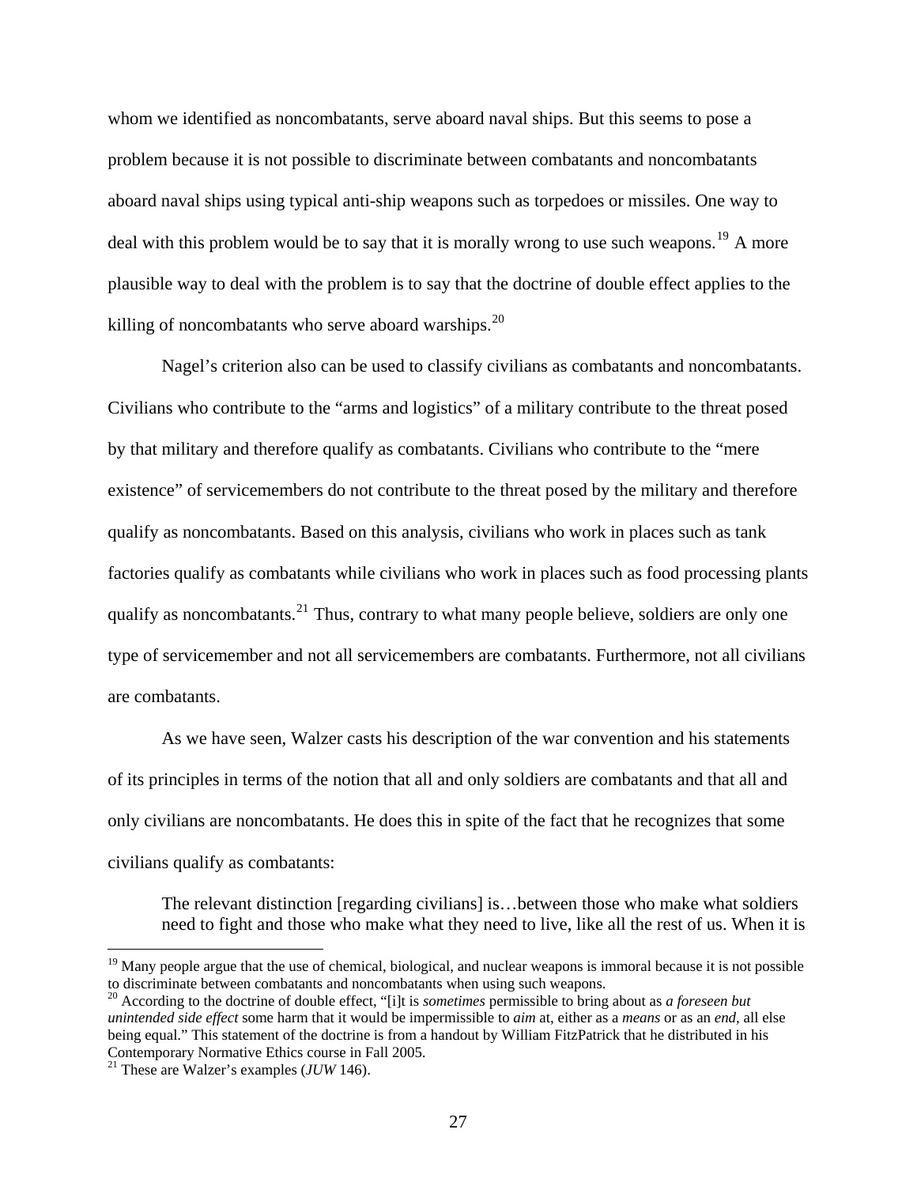whom we identified as noncombatants, serve aboard naval ships. But this seems to pose a problem because it is not possible to discriminate between combatants and noncombatants aboard naval ships using typical anti-ship weapons such as torpedoes or missiles. One way to deal with this problem would be to say that it is morally wrong to use such weapons.[19] A more plausible way to deal with the problem is to say that the doctrine of double effect applies to the killing of noncombatants who serve aboard warships.[20]

Nagel's criterion also can be used to classify civilians as combatants and noncombatants. Civilians who contribute to the "arms and logistics" of a military contribute to the threat posed by that military and therefore qualify as combatants. Civilians who contribute to the "mere existence" of servicemembers do not contribute to the threat posed by the military and therefore qualify as noncombatants. Based on this analysis, civilians who work in places such as tank factories qualify as combatants while civilians who work in places such as food processing plants qualify as noncombatants.[21] Thus, contrary to what many people believe, soldiers are only one type of servicemember and not all servicemembers are combatants. Furthermore, not all civilians are combatants.

As we have seen, Walzer casts his description of the war convention and his statements of its principles in terms of the notion that all and only soldiers are combatants and that all and only civilians are noncombatants. He does this in spite of the fact that he recognizes that some civilians qualify as combatants:

> The relevant distinction [regarding civilians] is…between those who make what soldiers need to fight and those who make what they need to live, like all the rest of us. When it is

---

[19] Many people argue that the use of chemical, biological, and nuclear weapons is immoral because it is not possible to discriminate between combatants and noncombatants when using such weapons.

[20] According to the doctrine of double effect, "[i]t is *sometimes* permissible to bring about as *a foreseen but unintended side effect* some harm that it would be impermissible to *aim* at, either as a *means* or as an *end*, all else being equal." This statement of the doctrine is from a handout by William FitzPatrick that he distributed in his Contemporary Normative Ethics course in Fall 2005.

[21] These are Walzer's examples (*JUW* 146).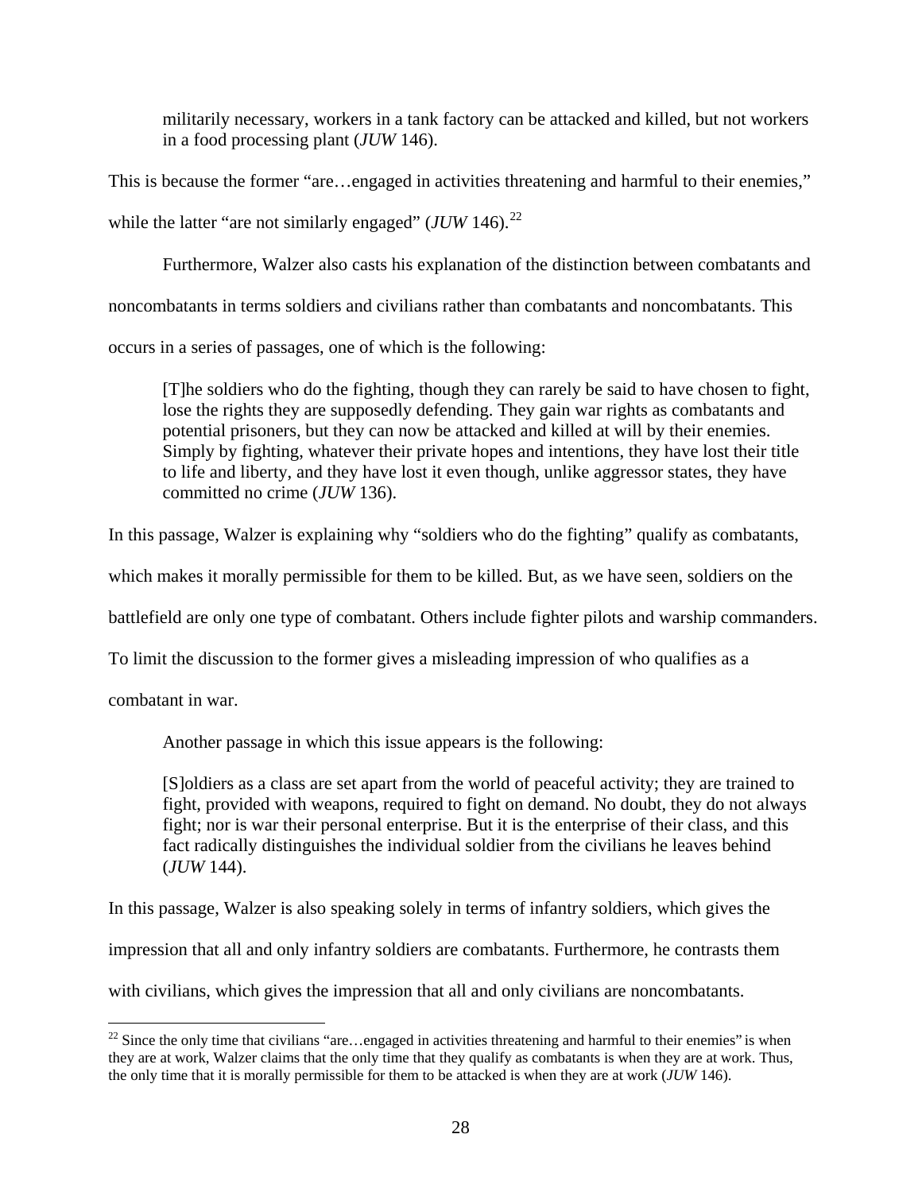> militarily necessary, workers in a tank factory can be attacked and killed, but not workers in a food processing plant (*JUW* 146).

This is because the former "are…engaged in activities threatening and harmful to their enemies," while the latter "are not similarly engaged" (*JUW* 146).[22]

Furthermore, Walzer also casts his explanation of the distinction between combatants and noncombatants in terms soldiers and civilians rather than combatants and noncombatants. This occurs in a series of passages, one of which is the following:

> [T]he soldiers who do the fighting, though they can rarely be said to have chosen to fight, lose the rights they are supposedly defending. They gain war rights as combatants and potential prisoners, but they can now be attacked and killed at will by their enemies. Simply by fighting, whatever their private hopes and intentions, they have lost their title to life and liberty, and they have lost it even though, unlike aggressor states, they have committed no crime (*JUW* 136).

In this passage, Walzer is explaining why "soldiers who do the fighting" qualify as combatants, which makes it morally permissible for them to be killed. But, as we have seen, soldiers on the battlefield are only one type of combatant. Others include fighter pilots and warship commanders. To limit the discussion to the former gives a misleading impression of who qualifies as a combatant in war.

Another passage in which this issue appears is the following:

> [S]oldiers as a class are set apart from the world of peaceful activity; they are trained to fight, provided with weapons, required to fight on demand. No doubt, they do not always fight; nor is war their personal enterprise. But it is the enterprise of their class, and this fact radically distinguishes the individual soldier from the civilians he leaves behind (*JUW* 144).

In this passage, Walzer is also speaking solely in terms of infantry soldiers, which gives the impression that all and only infantry soldiers are combatants. Furthermore, he contrasts them with civilians, which gives the impression that all and only civilians are noncombatants.

---

[22] Since the only time that civilians "are…engaged in activities threatening and harmful to their enemies" is when they are at work, Walzer claims that the only time that they qualify as combatants is when they are at work. Thus, the only time that it is morally permissible for them to be attacked is when they are at work (*JUW* 146).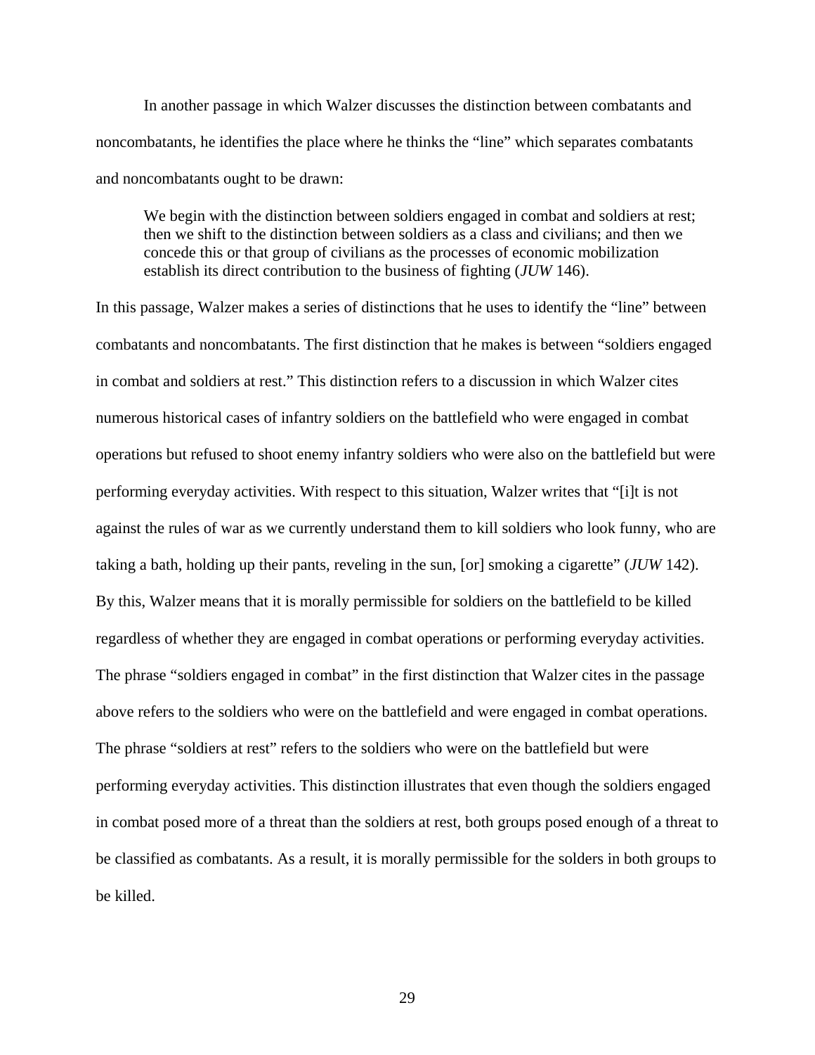In another passage in which Walzer discusses the distinction between combatants and noncombatants, he identifies the place where he thinks the "line" which separates combatants and noncombatants ought to be drawn:

> We begin with the distinction between soldiers engaged in combat and soldiers at rest; then we shift to the distinction between soldiers as a class and civilians; and then we concede this or that group of civilians as the processes of economic mobilization establish its direct contribution to the business of fighting (*JUW* 146).

In this passage, Walzer makes a series of distinctions that he uses to identify the "line" between combatants and noncombatants. The first distinction that he makes is between "soldiers engaged in combat and soldiers at rest." This distinction refers to a discussion in which Walzer cites numerous historical cases of infantry soldiers on the battlefield who were engaged in combat operations but refused to shoot enemy infantry soldiers who were also on the battlefield but were performing everyday activities. With respect to this situation, Walzer writes that "[i]t is not against the rules of war as we currently understand them to kill soldiers who look funny, who are taking a bath, holding up their pants, reveling in the sun, [or] smoking a cigarette" (*JUW* 142). By this, Walzer means that it is morally permissible for soldiers on the battlefield to be killed regardless of whether they are engaged in combat operations or performing everyday activities. The phrase "soldiers engaged in combat" in the first distinction that Walzer cites in the passage above refers to the soldiers who were on the battlefield and were engaged in combat operations. The phrase "soldiers at rest" refers to the soldiers who were on the battlefield but were performing everyday activities. This distinction illustrates that even though the soldiers engaged in combat posed more of a threat than the soldiers at rest, both groups posed enough of a threat to be classified as combatants. As a result, it is morally permissible for the solders in both groups to be killed.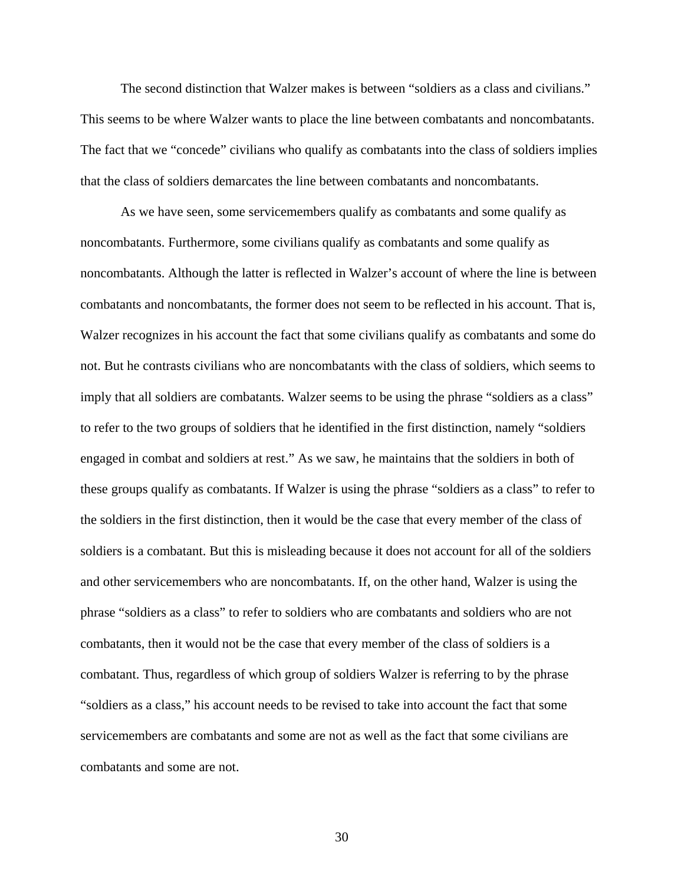The second distinction that Walzer makes is between "soldiers as a class and civilians." This seems to be where Walzer wants to place the line between combatants and noncombatants. The fact that we "concede" civilians who qualify as combatants into the class of soldiers implies that the class of soldiers demarcates the line between combatants and noncombatants.

As we have seen, some servicemembers qualify as combatants and some qualify as noncombatants. Furthermore, some civilians qualify as combatants and some qualify as noncombatants. Although the latter is reflected in Walzer's account of where the line is between combatants and noncombatants, the former does not seem to be reflected in his account. That is, Walzer recognizes in his account the fact that some civilians qualify as combatants and some do not. But he contrasts civilians who are noncombatants with the class of soldiers, which seems to imply that all soldiers are combatants. Walzer seems to be using the phrase "soldiers as a class" to refer to the two groups of soldiers that he identified in the first distinction, namely "soldiers engaged in combat and soldiers at rest." As we saw, he maintains that the soldiers in both of these groups qualify as combatants. If Walzer is using the phrase "soldiers as a class" to refer to the soldiers in the first distinction, then it would be the case that every member of the class of soldiers is a combatant. But this is misleading because it does not account for all of the soldiers and other servicemembers who are noncombatants. If, on the other hand, Walzer is using the phrase "soldiers as a class" to refer to soldiers who are combatants and soldiers who are not combatants, then it would not be the case that every member of the class of soldiers is a combatant. Thus, regardless of which group of soldiers Walzer is referring to by the phrase "soldiers as a class," his account needs to be revised to take into account the fact that some servicemembers are combatants and some are not as well as the fact that some civilians are combatants and some are not.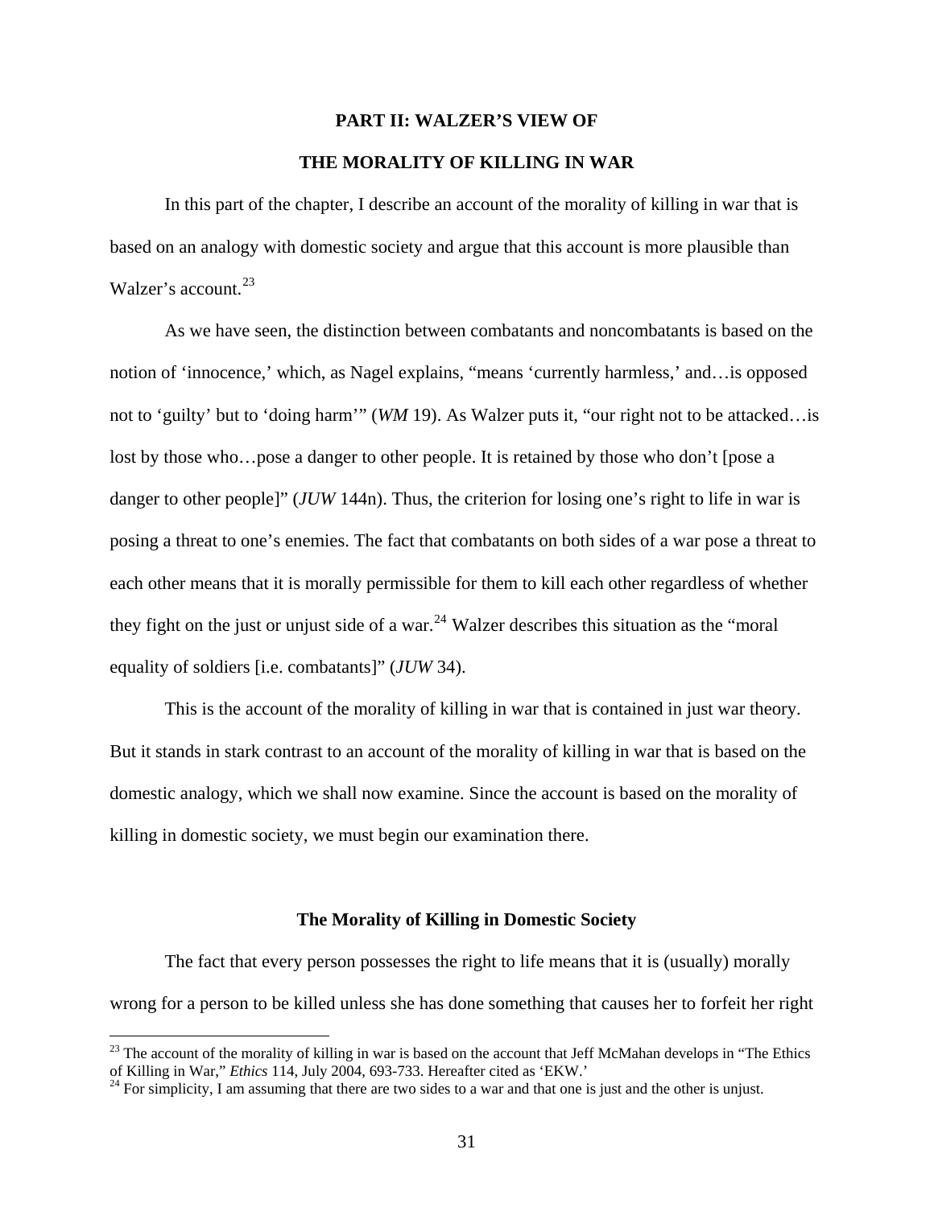## PART II: WALZER'S VIEW OF THE MORALITY OF KILLING IN WAR

In this part of the chapter, I describe an account of the morality of killing in war that is based on an analogy with domestic society and argue that this account is more plausible than Walzer's account.[23]

As we have seen, the distinction between combatants and noncombatants is based on the notion of 'innocence,' which, as Nagel explains, "means 'currently harmless,' and…is opposed not to 'guilty' but to 'doing harm'" (*WM* 19). As Walzer puts it, "our right not to be attacked…is lost by those who…pose a danger to other people. It is retained by those who don't [pose a danger to other people]" (*JUW* 144n). Thus, the criterion for losing one's right to life in war is posing a threat to one's enemies. The fact that combatants on both sides of a war pose a threat to each other means that it is morally permissible for them to kill each other regardless of whether they fight on the just or unjust side of a war.[24] Walzer describes this situation as the "moral equality of soldiers [i.e. combatants]" (*JUW* 34).

This is the account of the morality of killing in war that is contained in just war theory. But it stands in stark contrast to an account of the morality of killing in war that is based on the domestic analogy, which we shall now examine. Since the account is based on the morality of killing in domestic society, we must begin our examination there.

### The Morality of Killing in Domestic Society

The fact that every person possesses the right to life means that it is (usually) morally wrong for a person to be killed unless she has done something that causes her to forfeit her right

---

[23] The account of the morality of killing in war is based on the account that Jeff McMahan develops in "The Ethics of Killing in War," *Ethics* 114, July 2004, 693-733. Hereafter cited as 'EKW.'

[24] For simplicity, I am assuming that there are two sides to a war and that one is just and the other is unjust.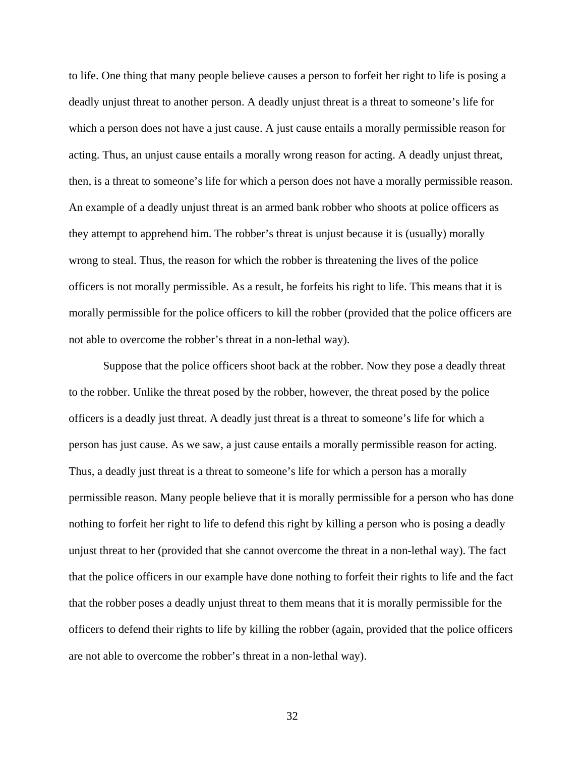to life. One thing that many people believe causes a person to forfeit her right to life is posing a deadly unjust threat to another person. A deadly unjust threat is a threat to someone's life for which a person does not have a just cause. A just cause entails a morally permissible reason for acting. Thus, an unjust cause entails a morally wrong reason for acting. A deadly unjust threat, then, is a threat to someone's life for which a person does not have a morally permissible reason. An example of a deadly unjust threat is an armed bank robber who shoots at police officers as they attempt to apprehend him. The robber's threat is unjust because it is (usually) morally wrong to steal. Thus, the reason for which the robber is threatening the lives of the police officers is not morally permissible. As a result, he forfeits his right to life. This means that it is morally permissible for the police officers to kill the robber (provided that the police officers are not able to overcome the robber's threat in a non-lethal way).

Suppose that the police officers shoot back at the robber. Now they pose a deadly threat to the robber. Unlike the threat posed by the robber, however, the threat posed by the police officers is a deadly just threat. A deadly just threat is a threat to someone's life for which a person has just cause. As we saw, a just cause entails a morally permissible reason for acting. Thus, a deadly just threat is a threat to someone's life for which a person has a morally permissible reason. Many people believe that it is morally permissible for a person who has done nothing to forfeit her right to life to defend this right by killing a person who is posing a deadly unjust threat to her (provided that she cannot overcome the threat in a non-lethal way). The fact that the police officers in our example have done nothing to forfeit their rights to life and the fact that the robber poses a deadly unjust threat to them means that it is morally permissible for the officers to defend their rights to life by killing the robber (again, provided that the police officers are not able to overcome the robber's threat in a non-lethal way).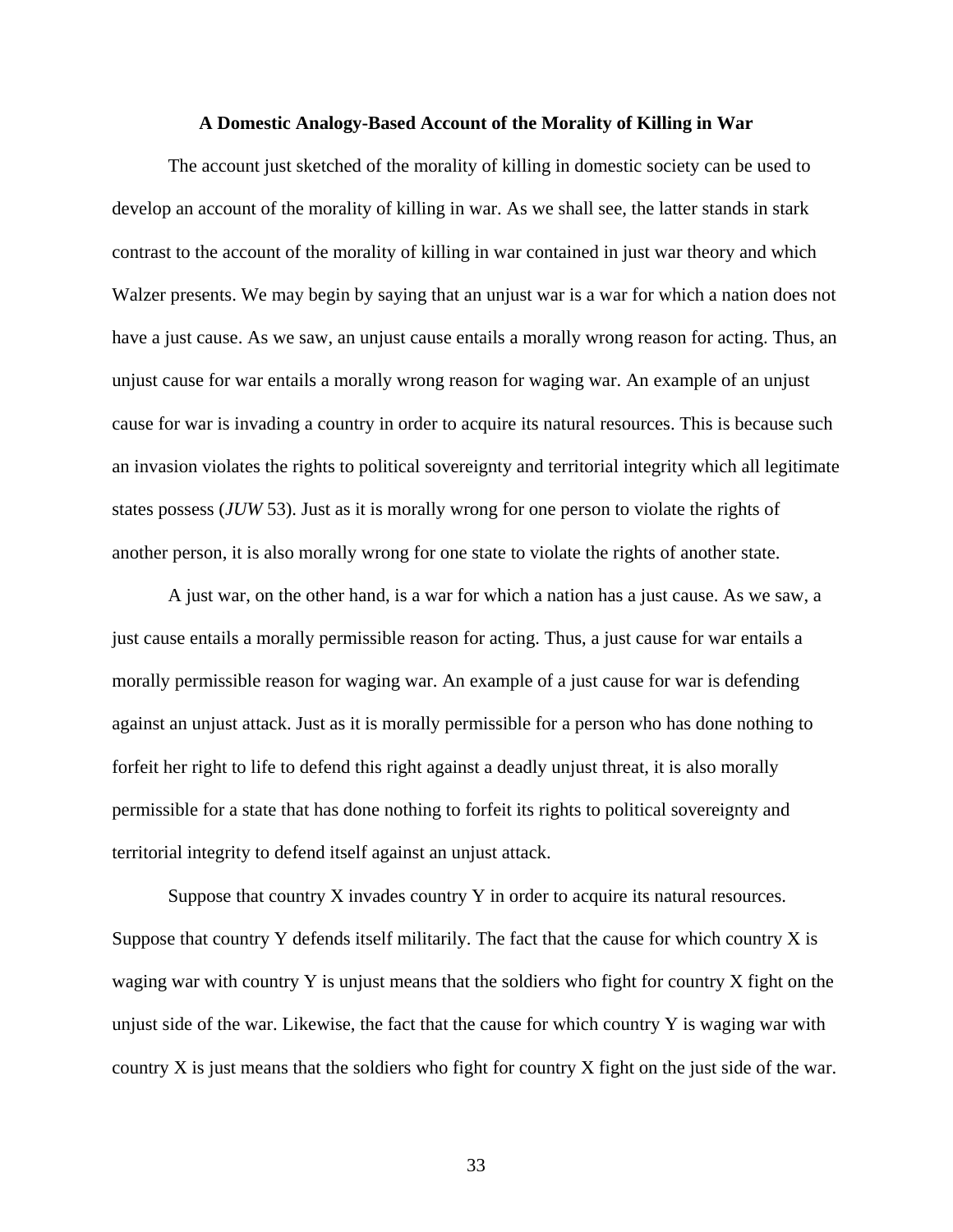### A Domestic Analogy-Based Account of the Morality of Killing in War

The account just sketched of the morality of killing in domestic society can be used to develop an account of the morality of killing in war. As we shall see, the latter stands in stark contrast to the account of the morality of killing in war contained in just war theory and which Walzer presents. We may begin by saying that an unjust war is a war for which a nation does not have a just cause. As we saw, an unjust cause entails a morally wrong reason for acting. Thus, an unjust cause for war entails a morally wrong reason for waging war. An example of an unjust cause for war is invading a country in order to acquire its natural resources. This is because such an invasion violates the rights to political sovereignty and territorial integrity which all legitimate states possess (*JUW* 53). Just as it is morally wrong for one person to violate the rights of another person, it is also morally wrong for one state to violate the rights of another state.

A just war, on the other hand, is a war for which a nation has a just cause. As we saw, a just cause entails a morally permissible reason for acting. Thus, a just cause for war entails a morally permissible reason for waging war. An example of a just cause for war is defending against an unjust attack. Just as it is morally permissible for a person who has done nothing to forfeit her right to life to defend this right against a deadly unjust threat, it is also morally permissible for a state that has done nothing to forfeit its rights to political sovereignty and territorial integrity to defend itself against an unjust attack.

Suppose that country X invades country Y in order to acquire its natural resources. Suppose that country Y defends itself militarily. The fact that the cause for which country X is waging war with country Y is unjust means that the soldiers who fight for country X fight on the unjust side of the war. Likewise, the fact that the cause for which country Y is waging war with country X is just means that the soldiers who fight for country X fight on the just side of the war.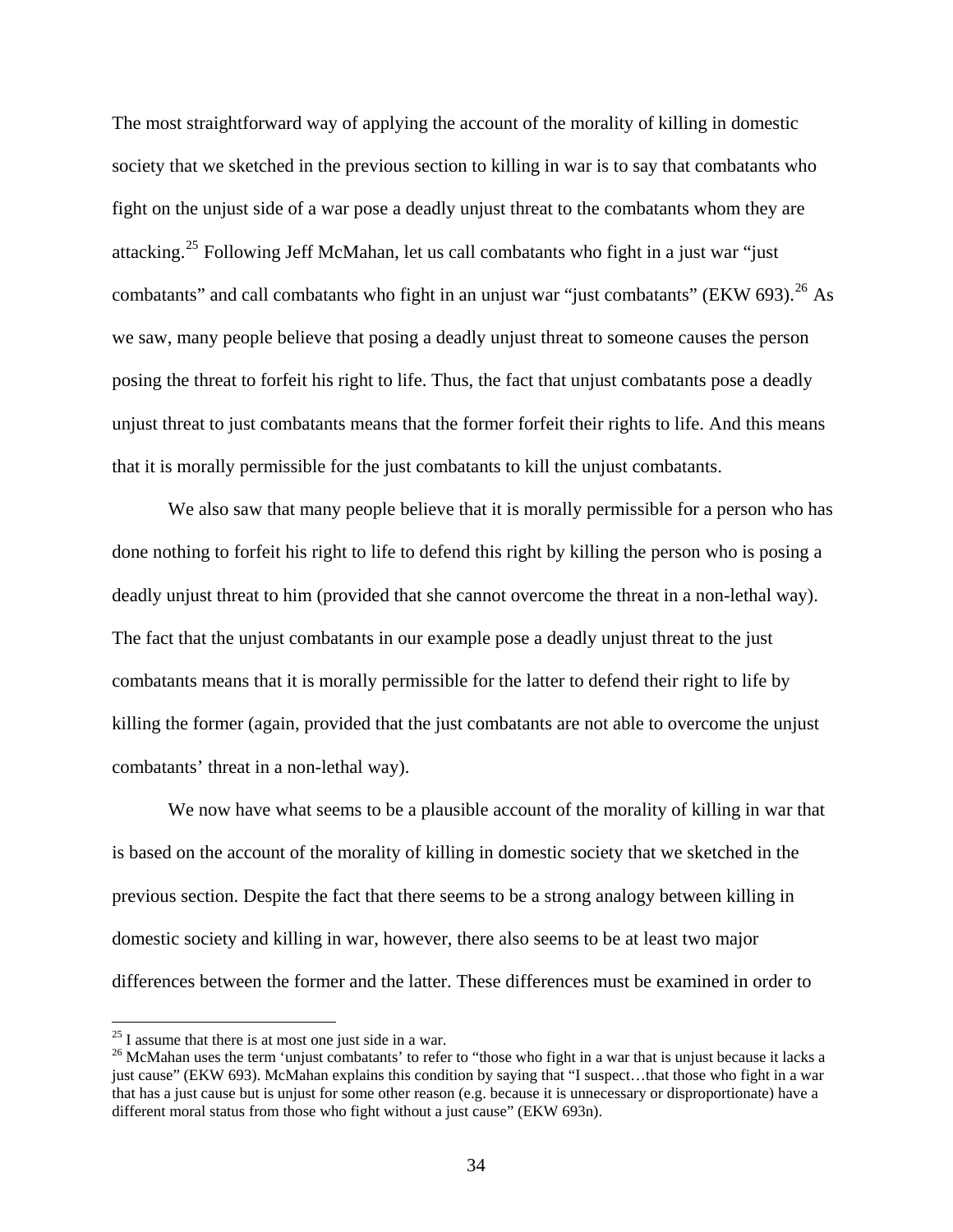The most straightforward way of applying the account of the morality of killing in domestic society that we sketched in the previous section to killing in war is to say that combatants who fight on the unjust side of a war pose a deadly unjust threat to the combatants whom they are attacking.[25] Following Jeff McMahan, let us call combatants who fight in a just war "just combatants" and call combatants who fight in an unjust war "just combatants" (EKW 693).[26] As we saw, many people believe that posing a deadly unjust threat to someone causes the person posing the threat to forfeit his right to life. Thus, the fact that unjust combatants pose a deadly unjust threat to just combatants means that the former forfeit their rights to life. And this means that it is morally permissible for the just combatants to kill the unjust combatants.

We also saw that many people believe that it is morally permissible for a person who has done nothing to forfeit his right to life to defend this right by killing the person who is posing a deadly unjust threat to him (provided that she cannot overcome the threat in a non-lethal way). The fact that the unjust combatants in our example pose a deadly unjust threat to the just combatants means that it is morally permissible for the latter to defend their right to life by killing the former (again, provided that the just combatants are not able to overcome the unjust combatants' threat in a non-lethal way).

We now have what seems to be a plausible account of the morality of killing in war that is based on the account of the morality of killing in domestic society that we sketched in the previous section. Despite the fact that there seems to be a strong analogy between killing in domestic society and killing in war, however, there also seems to be at least two major differences between the former and the latter. These differences must be examined in order to

---

[25] I assume that there is at most one just side in a war.

[26] McMahan uses the term 'unjust combatants' to refer to "those who fight in a war that is unjust because it lacks a just cause" (EKW 693). McMahan explains this condition by saying that "I suspect…that those who fight in a war that has a just cause but is unjust for some other reason (e.g. because it is unnecessary or disproportionate) have a different moral status from those who fight without a just cause" (EKW 693n).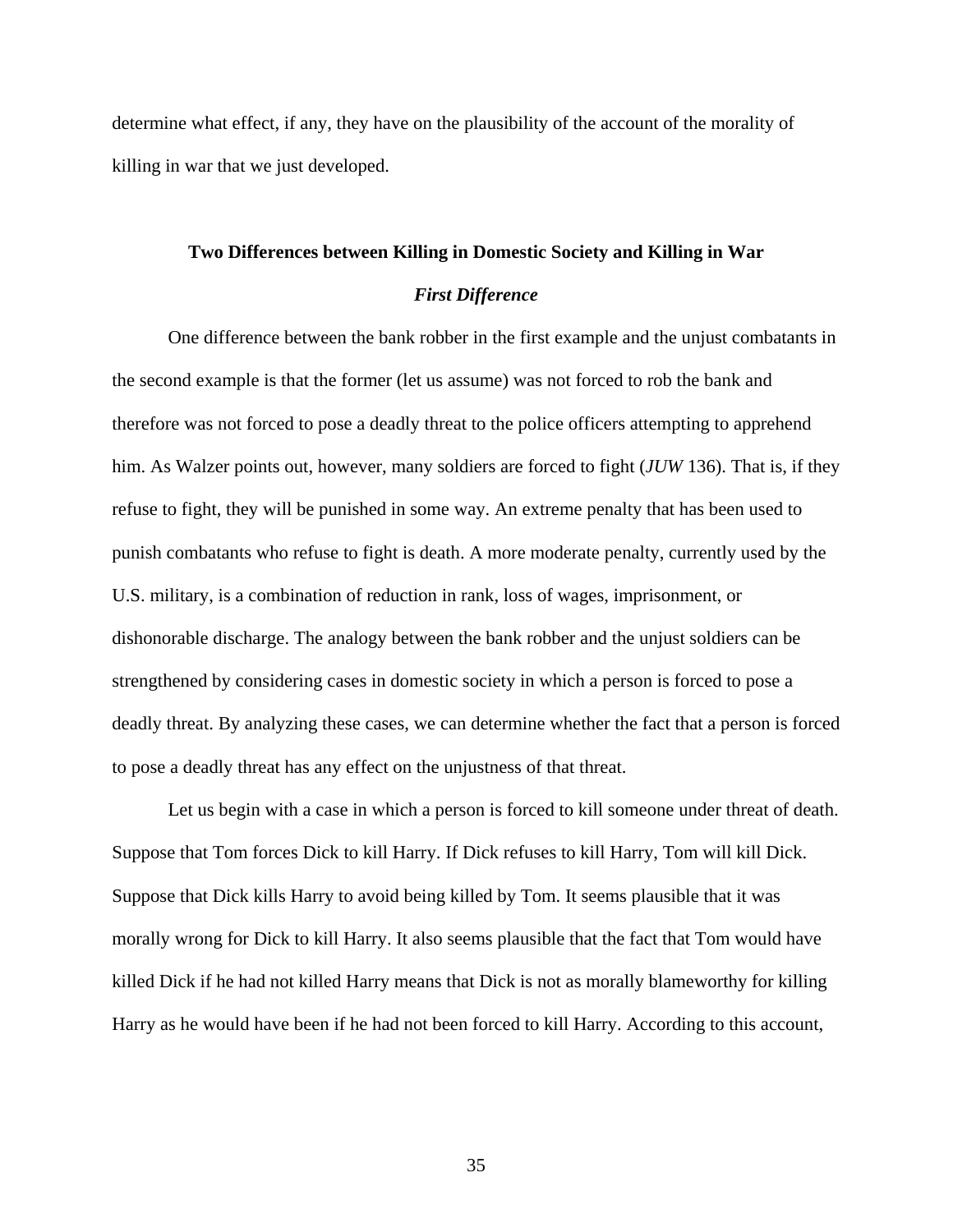determine what effect, if any, they have on the plausibility of the account of the morality of killing in war that we just developed.

## Two Differences between Killing in Domestic Society and Killing in War

### *First Difference*

One difference between the bank robber in the first example and the unjust combatants in the second example is that the former (let us assume) was not forced to rob the bank and therefore was not forced to pose a deadly threat to the police officers attempting to apprehend him. As Walzer points out, however, many soldiers are forced to fight (*JUW* 136). That is, if they refuse to fight, they will be punished in some way. An extreme penalty that has been used to punish combatants who refuse to fight is death. A more moderate penalty, currently used by the U.S. military, is a combination of reduction in rank, loss of wages, imprisonment, or dishonorable discharge. The analogy between the bank robber and the unjust soldiers can be strengthened by considering cases in domestic society in which a person is forced to pose a deadly threat. By analyzing these cases, we can determine whether the fact that a person is forced to pose a deadly threat has any effect on the unjustness of that threat.

Let us begin with a case in which a person is forced to kill someone under threat of death. Suppose that Tom forces Dick to kill Harry. If Dick refuses to kill Harry, Tom will kill Dick. Suppose that Dick kills Harry to avoid being killed by Tom. It seems plausible that it was morally wrong for Dick to kill Harry. It also seems plausible that the fact that Tom would have killed Dick if he had not killed Harry means that Dick is not as morally blameworthy for killing Harry as he would have been if he had not been forced to kill Harry. According to this account,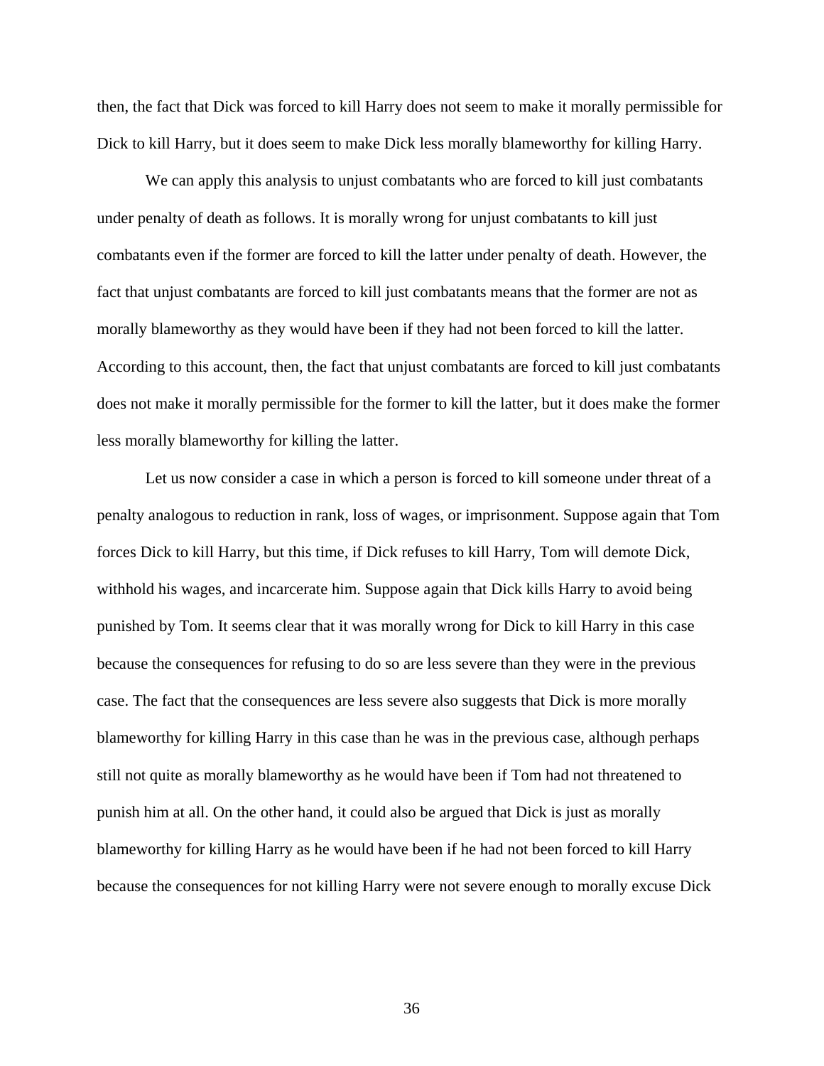then, the fact that Dick was forced to kill Harry does not seem to make it morally permissible for Dick to kill Harry, but it does seem to make Dick less morally blameworthy for killing Harry.

We can apply this analysis to unjust combatants who are forced to kill just combatants under penalty of death as follows. It is morally wrong for unjust combatants to kill just combatants even if the former are forced to kill the latter under penalty of death. However, the fact that unjust combatants are forced to kill just combatants means that the former are not as morally blameworthy as they would have been if they had not been forced to kill the latter. According to this account, then, the fact that unjust combatants are forced to kill just combatants does not make it morally permissible for the former to kill the latter, but it does make the former less morally blameworthy for killing the latter.

Let us now consider a case in which a person is forced to kill someone under threat of a penalty analogous to reduction in rank, loss of wages, or imprisonment. Suppose again that Tom forces Dick to kill Harry, but this time, if Dick refuses to kill Harry, Tom will demote Dick, withhold his wages, and incarcerate him. Suppose again that Dick kills Harry to avoid being punished by Tom. It seems clear that it was morally wrong for Dick to kill Harry in this case because the consequences for refusing to do so are less severe than they were in the previous case. The fact that the consequences are less severe also suggests that Dick is more morally blameworthy for killing Harry in this case than he was in the previous case, although perhaps still not quite as morally blameworthy as he would have been if Tom had not threatened to punish him at all. On the other hand, it could also be argued that Dick is just as morally blameworthy for killing Harry as he would have been if he had not been forced to kill Harry because the consequences for not killing Harry were not severe enough to morally excuse Dick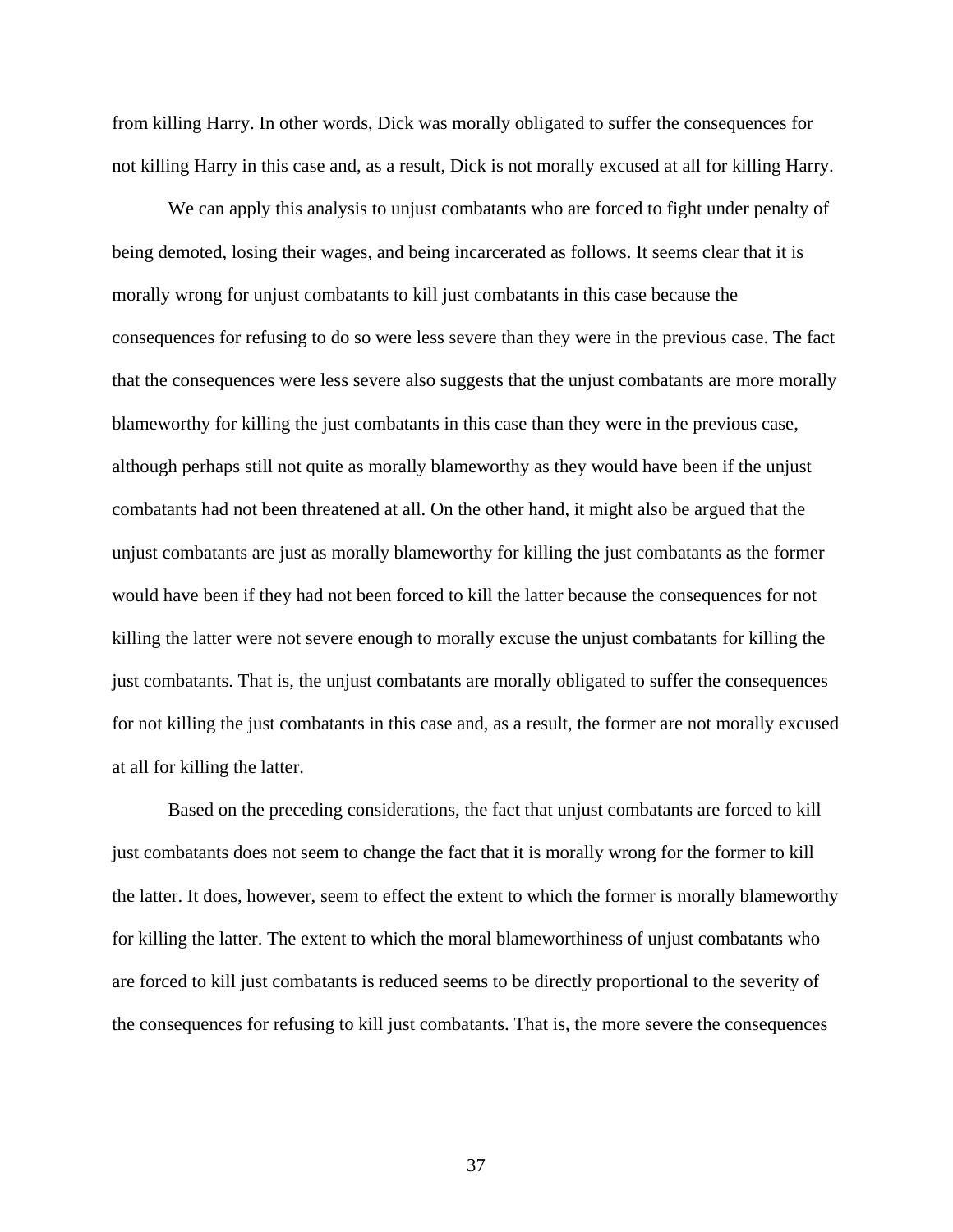from killing Harry. In other words, Dick was morally obligated to suffer the consequences for not killing Harry in this case and, as a result, Dick is not morally excused at all for killing Harry.

We can apply this analysis to unjust combatants who are forced to fight under penalty of being demoted, losing their wages, and being incarcerated as follows. It seems clear that it is morally wrong for unjust combatants to kill just combatants in this case because the consequences for refusing to do so were less severe than they were in the previous case. The fact that the consequences were less severe also suggests that the unjust combatants are more morally blameworthy for killing the just combatants in this case than they were in the previous case, although perhaps still not quite as morally blameworthy as they would have been if the unjust combatants had not been threatened at all. On the other hand, it might also be argued that the unjust combatants are just as morally blameworthy for killing the just combatants as the former would have been if they had not been forced to kill the latter because the consequences for not killing the latter were not severe enough to morally excuse the unjust combatants for killing the just combatants. That is, the unjust combatants are morally obligated to suffer the consequences for not killing the just combatants in this case and, as a result, the former are not morally excused at all for killing the latter.

Based on the preceding considerations, the fact that unjust combatants are forced to kill just combatants does not seem to change the fact that it is morally wrong for the former to kill the latter. It does, however, seem to effect the extent to which the former is morally blameworthy for killing the latter. The extent to which the moral blameworthiness of unjust combatants who are forced to kill just combatants is reduced seems to be directly proportional to the severity of the consequences for refusing to kill just combatants. That is, the more severe the consequences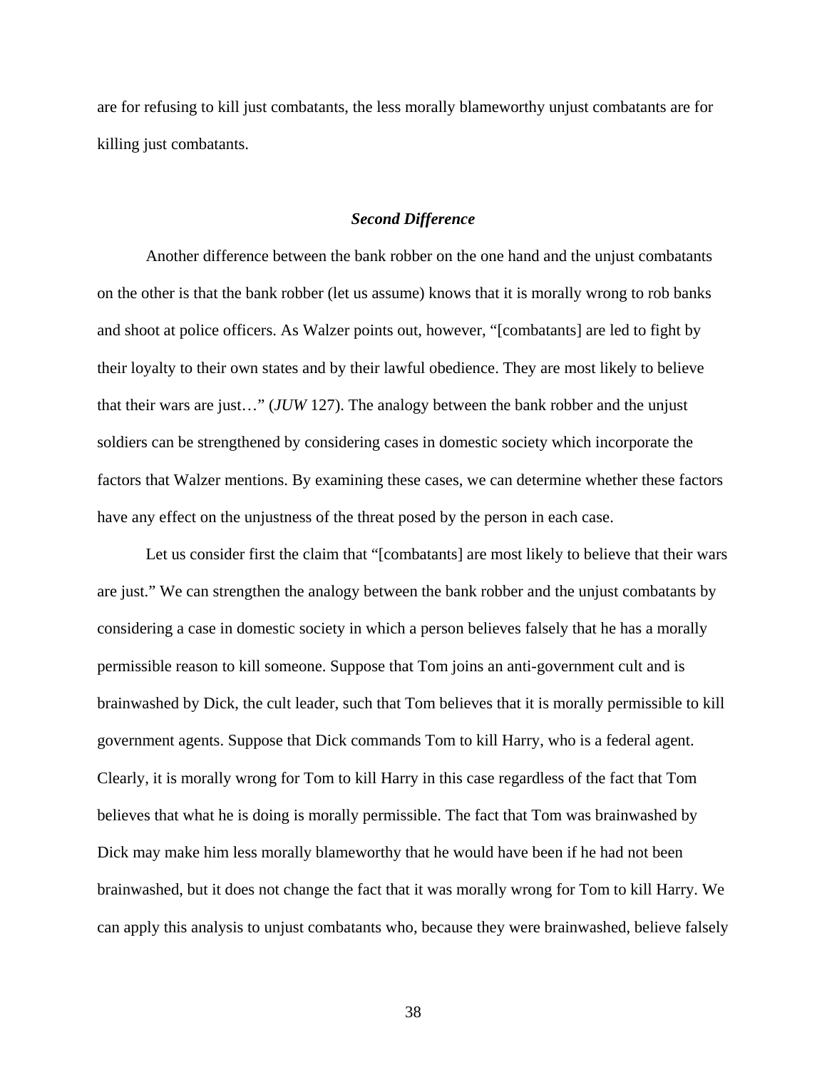are for refusing to kill just combatants, the less morally blameworthy unjust combatants are for killing just combatants.

### *Second Difference*

Another difference between the bank robber on the one hand and the unjust combatants on the other is that the bank robber (let us assume) knows that it is morally wrong to rob banks and shoot at police officers. As Walzer points out, however, "[combatants] are led to fight by their loyalty to their own states and by their lawful obedience. They are most likely to believe that their wars are just…" (*JUW* 127). The analogy between the bank robber and the unjust soldiers can be strengthened by considering cases in domestic society which incorporate the factors that Walzer mentions. By examining these cases, we can determine whether these factors have any effect on the unjustness of the threat posed by the person in each case.

Let us consider first the claim that "[combatants] are most likely to believe that their wars are just." We can strengthen the analogy between the bank robber and the unjust combatants by considering a case in domestic society in which a person believes falsely that he has a morally permissible reason to kill someone. Suppose that Tom joins an anti-government cult and is brainwashed by Dick, the cult leader, such that Tom believes that it is morally permissible to kill government agents. Suppose that Dick commands Tom to kill Harry, who is a federal agent. Clearly, it is morally wrong for Tom to kill Harry in this case regardless of the fact that Tom believes that what he is doing is morally permissible. The fact that Tom was brainwashed by Dick may make him less morally blameworthy that he would have been if he had not been brainwashed, but it does not change the fact that it was morally wrong for Tom to kill Harry. We can apply this analysis to unjust combatants who, because they were brainwashed, believe falsely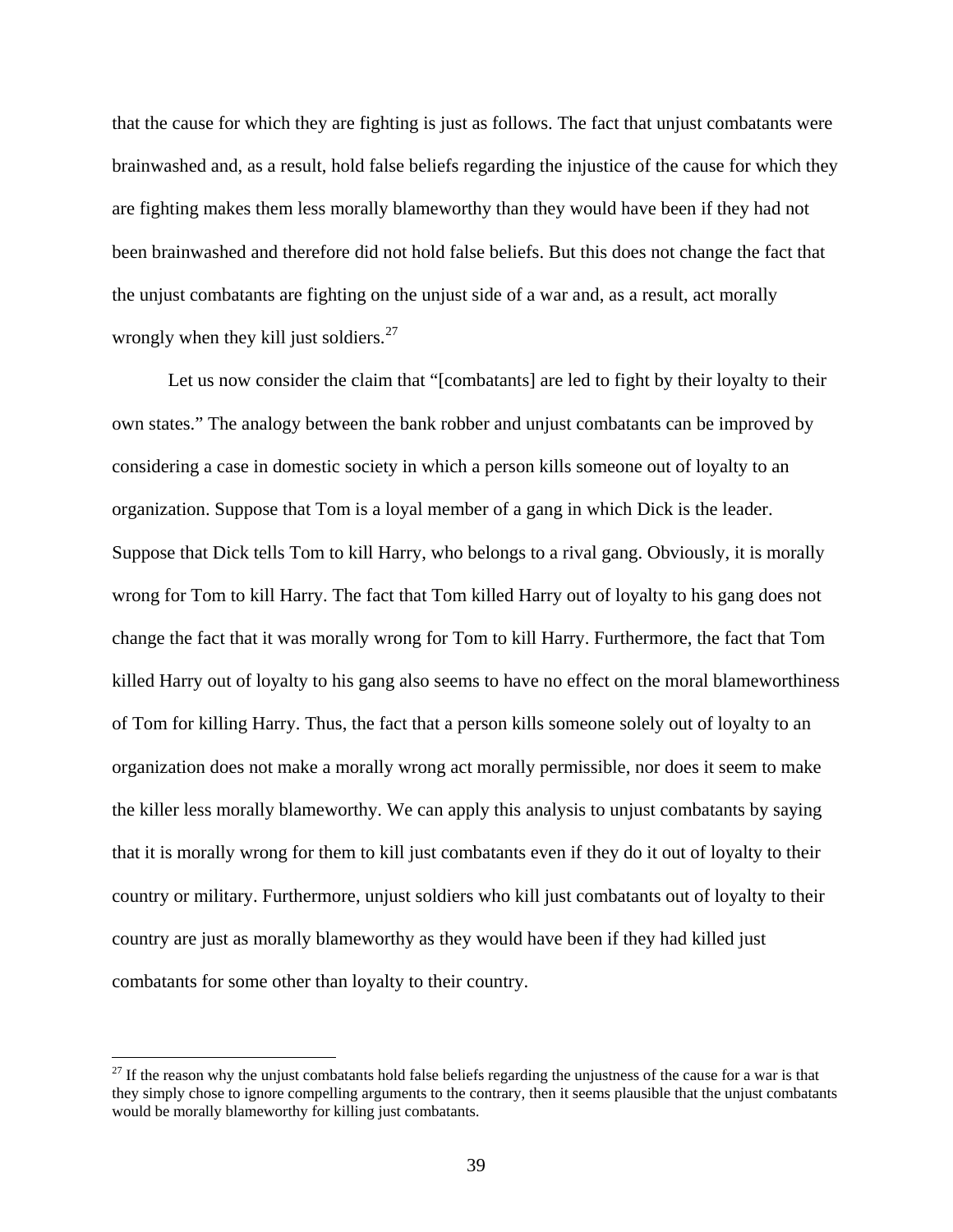that the cause for which they are fighting is just as follows. The fact that unjust combatants were brainwashed and, as a result, hold false beliefs regarding the injustice of the cause for which they are fighting makes them less morally blameworthy than they would have been if they had not been brainwashed and therefore did not hold false beliefs. But this does not change the fact that the unjust combatants are fighting on the unjust side of a war and, as a result, act morally wrongly when they kill just soldiers.[27]

Let us now consider the claim that "[combatants] are led to fight by their loyalty to their own states." The analogy between the bank robber and unjust combatants can be improved by considering a case in domestic society in which a person kills someone out of loyalty to an organization. Suppose that Tom is a loyal member of a gang in which Dick is the leader. Suppose that Dick tells Tom to kill Harry, who belongs to a rival gang. Obviously, it is morally wrong for Tom to kill Harry. The fact that Tom killed Harry out of loyalty to his gang does not change the fact that it was morally wrong for Tom to kill Harry. Furthermore, the fact that Tom killed Harry out of loyalty to his gang also seems to have no effect on the moral blameworthiness of Tom for killing Harry. Thus, the fact that a person kills someone solely out of loyalty to an organization does not make a morally wrong act morally permissible, nor does it seem to make the killer less morally blameworthy. We can apply this analysis to unjust combatants by saying that it is morally wrong for them to kill just combatants even if they do it out of loyalty to their country or military. Furthermore, unjust soldiers who kill just combatants out of loyalty to their country are just as morally blameworthy as they would have been if they had killed just combatants for some other than loyalty to their country.

[27] If the reason why the unjust combatants hold false beliefs regarding the unjustness of the cause for a war is that they simply chose to ignore compelling arguments to the contrary, then it seems plausible that the unjust combatants would be morally blameworthy for killing just combatants.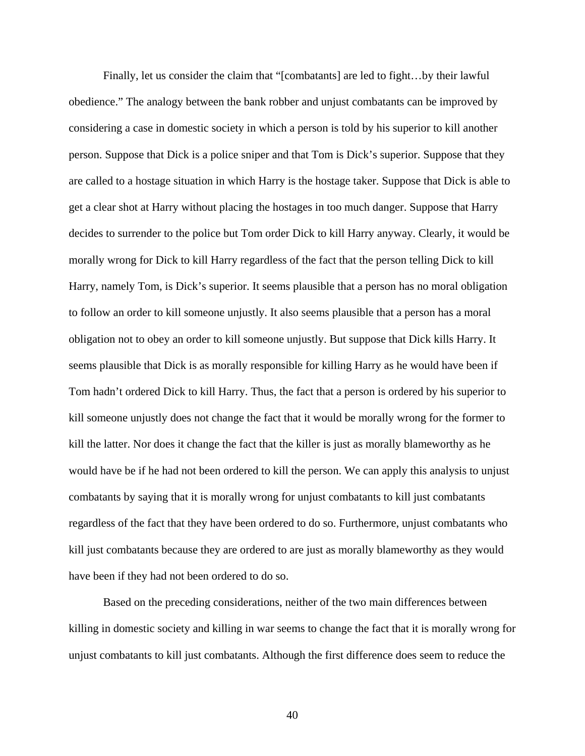Finally, let us consider the claim that "[combatants] are led to fight…by their lawful obedience." The analogy between the bank robber and unjust combatants can be improved by considering a case in domestic society in which a person is told by his superior to kill another person. Suppose that Dick is a police sniper and that Tom is Dick's superior. Suppose that they are called to a hostage situation in which Harry is the hostage taker. Suppose that Dick is able to get a clear shot at Harry without placing the hostages in too much danger. Suppose that Harry decides to surrender to the police but Tom order Dick to kill Harry anyway. Clearly, it would be morally wrong for Dick to kill Harry regardless of the fact that the person telling Dick to kill Harry, namely Tom, is Dick's superior. It seems plausible that a person has no moral obligation to follow an order to kill someone unjustly. It also seems plausible that a person has a moral obligation not to obey an order to kill someone unjustly. But suppose that Dick kills Harry. It seems plausible that Dick is as morally responsible for killing Harry as he would have been if Tom hadn't ordered Dick to kill Harry. Thus, the fact that a person is ordered by his superior to kill someone unjustly does not change the fact that it would be morally wrong for the former to kill the latter. Nor does it change the fact that the killer is just as morally blameworthy as he would have be if he had not been ordered to kill the person. We can apply this analysis to unjust combatants by saying that it is morally wrong for unjust combatants to kill just combatants regardless of the fact that they have been ordered to do so. Furthermore, unjust combatants who kill just combatants because they are ordered to are just as morally blameworthy as they would have been if they had not been ordered to do so.

Based on the preceding considerations, neither of the two main differences between killing in domestic society and killing in war seems to change the fact that it is morally wrong for unjust combatants to kill just combatants. Although the first difference does seem to reduce the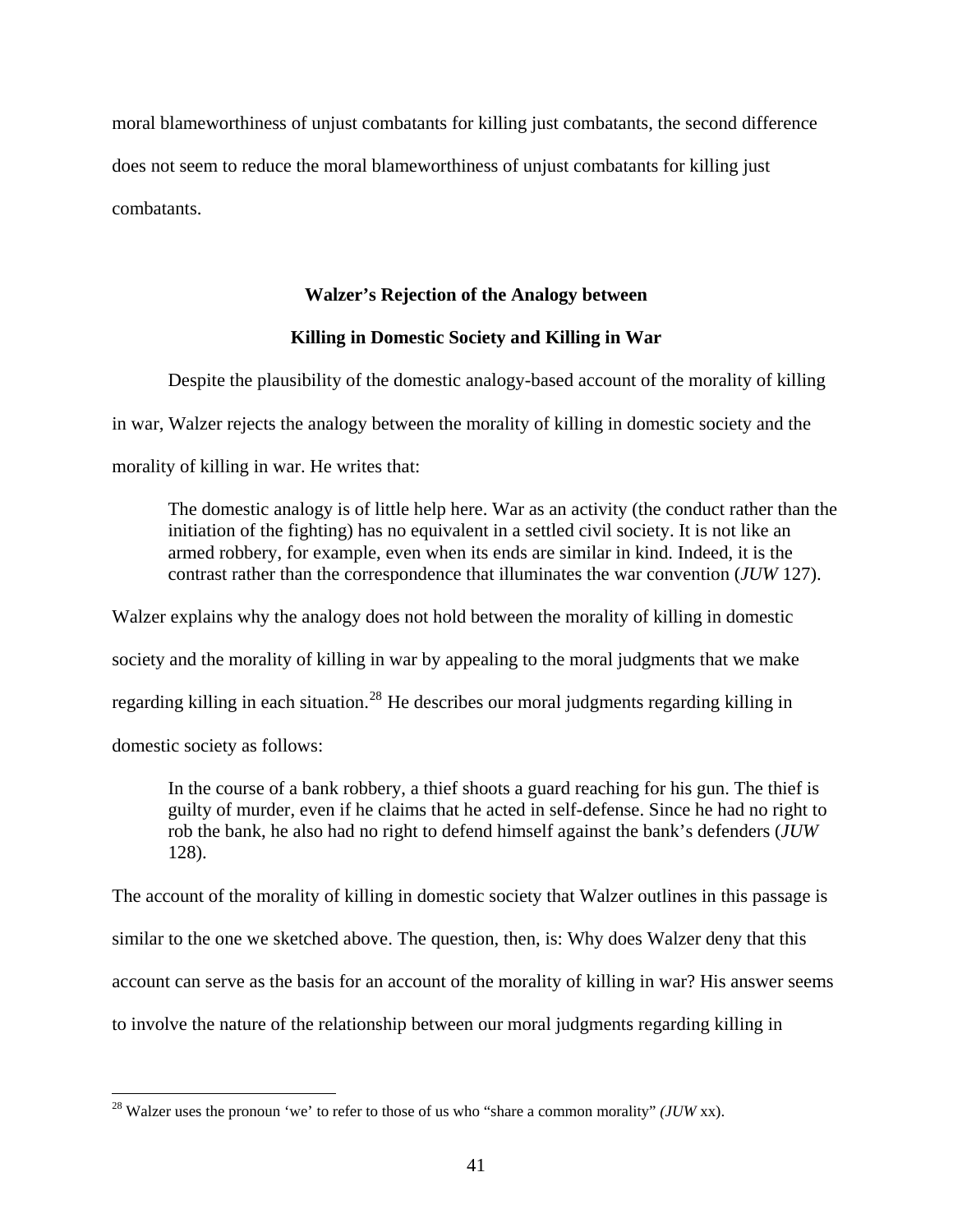moral blameworthiness of unjust combatants for killing just combatants, the second difference does not seem to reduce the moral blameworthiness of unjust combatants for killing just combatants.

### Walzer's Rejection of the Analogy between Killing in Domestic Society and Killing in War

Despite the plausibility of the domestic analogy-based account of the morality of killing in war, Walzer rejects the analogy between the morality of killing in domestic society and the morality of killing in war. He writes that:

> The domestic analogy is of little help here. War as an activity (the conduct rather than the initiation of the fighting) has no equivalent in a settled civil society. It is not like an armed robbery, for example, even when its ends are similar in kind. Indeed, it is the contrast rather than the correspondence that illuminates the war convention (*JUW* 127).

Walzer explains why the analogy does not hold between the morality of killing in domestic society and the morality of killing in war by appealing to the moral judgments that we make regarding killing in each situation.[28] He describes our moral judgments regarding killing in domestic society as follows:

> In the course of a bank robbery, a thief shoots a guard reaching for his gun. The thief is guilty of murder, even if he claims that he acted in self-defense. Since he had no right to rob the bank, he also had no right to defend himself against the bank's defenders (*JUW* 128).

The account of the morality of killing in domestic society that Walzer outlines in this passage is similar to the one we sketched above. The question, then, is: Why does Walzer deny that this account can serve as the basis for an account of the morality of killing in war? His answer seems to involve the nature of the relationship between our moral judgments regarding killing in

[28] Walzer uses the pronoun 'we' to refer to those of us who "share a common morality" *(JUW* xx).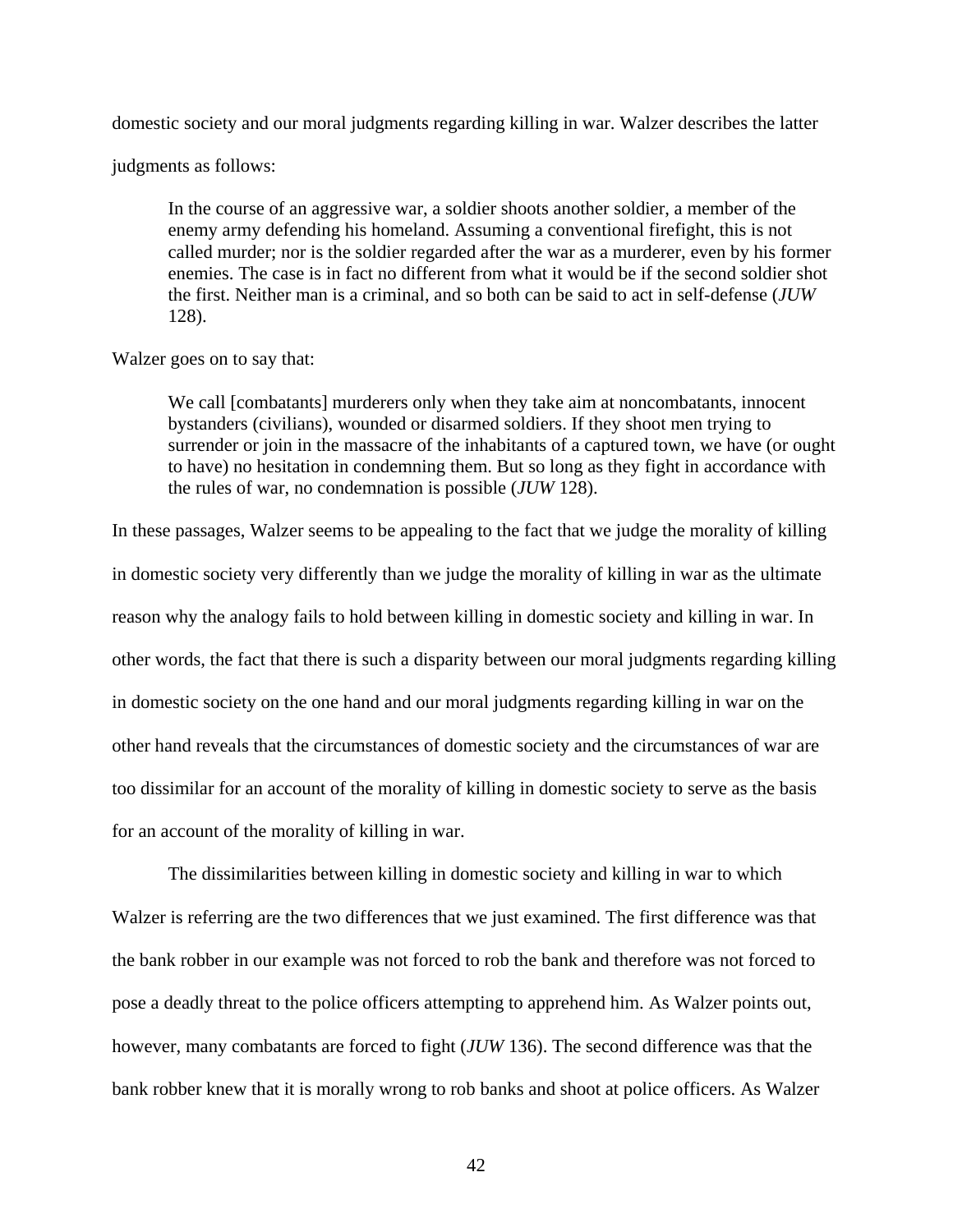domestic society and our moral judgments regarding killing in war. Walzer describes the latter judgments as follows:

> In the course of an aggressive war, a soldier shoots another soldier, a member of the enemy army defending his homeland. Assuming a conventional firefight, this is not called murder; nor is the soldier regarded after the war as a murderer, even by his former enemies. The case is in fact no different from what it would be if the second soldier shot the first. Neither man is a criminal, and so both can be said to act in self-defense (*JUW* 128).

Walzer goes on to say that:

> We call [combatants] murderers only when they take aim at noncombatants, innocent bystanders (civilians), wounded or disarmed soldiers. If they shoot men trying to surrender or join in the massacre of the inhabitants of a captured town, we have (or ought to have) no hesitation in condemning them. But so long as they fight in accordance with the rules of war, no condemnation is possible (*JUW* 128).

In these passages, Walzer seems to be appealing to the fact that we judge the morality of killing in domestic society very differently than we judge the morality of killing in war as the ultimate reason why the analogy fails to hold between killing in domestic society and killing in war. In other words, the fact that there is such a disparity between our moral judgments regarding killing in domestic society on the one hand and our moral judgments regarding killing in war on the other hand reveals that the circumstances of domestic society and the circumstances of war are too dissimilar for an account of the morality of killing in domestic society to serve as the basis for an account of the morality of killing in war.

The dissimilarities between killing in domestic society and killing in war to which Walzer is referring are the two differences that we just examined. The first difference was that the bank robber in our example was not forced to rob the bank and therefore was not forced to pose a deadly threat to the police officers attempting to apprehend him. As Walzer points out, however, many combatants are forced to fight (*JUW* 136). The second difference was that the bank robber knew that it is morally wrong to rob banks and shoot at police officers. As Walzer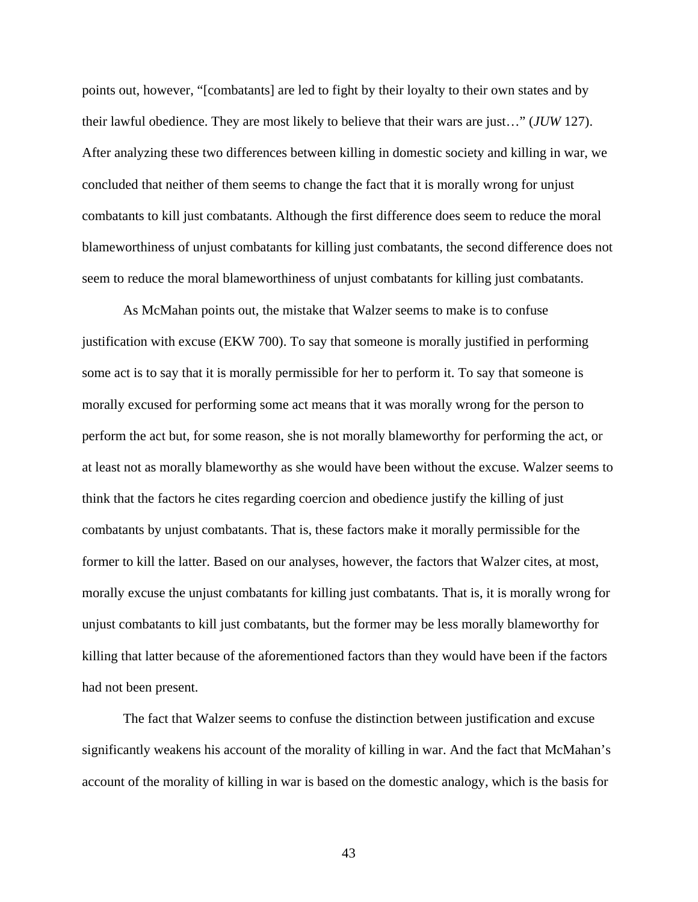points out, however, "[combatants] are led to fight by their loyalty to their own states and by their lawful obedience. They are most likely to believe that their wars are just…" (*JUW* 127). After analyzing these two differences between killing in domestic society and killing in war, we concluded that neither of them seems to change the fact that it is morally wrong for unjust combatants to kill just combatants. Although the first difference does seem to reduce the moral blameworthiness of unjust combatants for killing just combatants, the second difference does not seem to reduce the moral blameworthiness of unjust combatants for killing just combatants.

As McMahan points out, the mistake that Walzer seems to make is to confuse justification with excuse (EKW 700). To say that someone is morally justified in performing some act is to say that it is morally permissible for her to perform it. To say that someone is morally excused for performing some act means that it was morally wrong for the person to perform the act but, for some reason, she is not morally blameworthy for performing the act, or at least not as morally blameworthy as she would have been without the excuse. Walzer seems to think that the factors he cites regarding coercion and obedience justify the killing of just combatants by unjust combatants. That is, these factors make it morally permissible for the former to kill the latter. Based on our analyses, however, the factors that Walzer cites, at most, morally excuse the unjust combatants for killing just combatants. That is, it is morally wrong for unjust combatants to kill just combatants, but the former may be less morally blameworthy for killing that latter because of the aforementioned factors than they would have been if the factors had not been present.

The fact that Walzer seems to confuse the distinction between justification and excuse significantly weakens his account of the morality of killing in war. And the fact that McMahan's account of the morality of killing in war is based on the domestic analogy, which is the basis for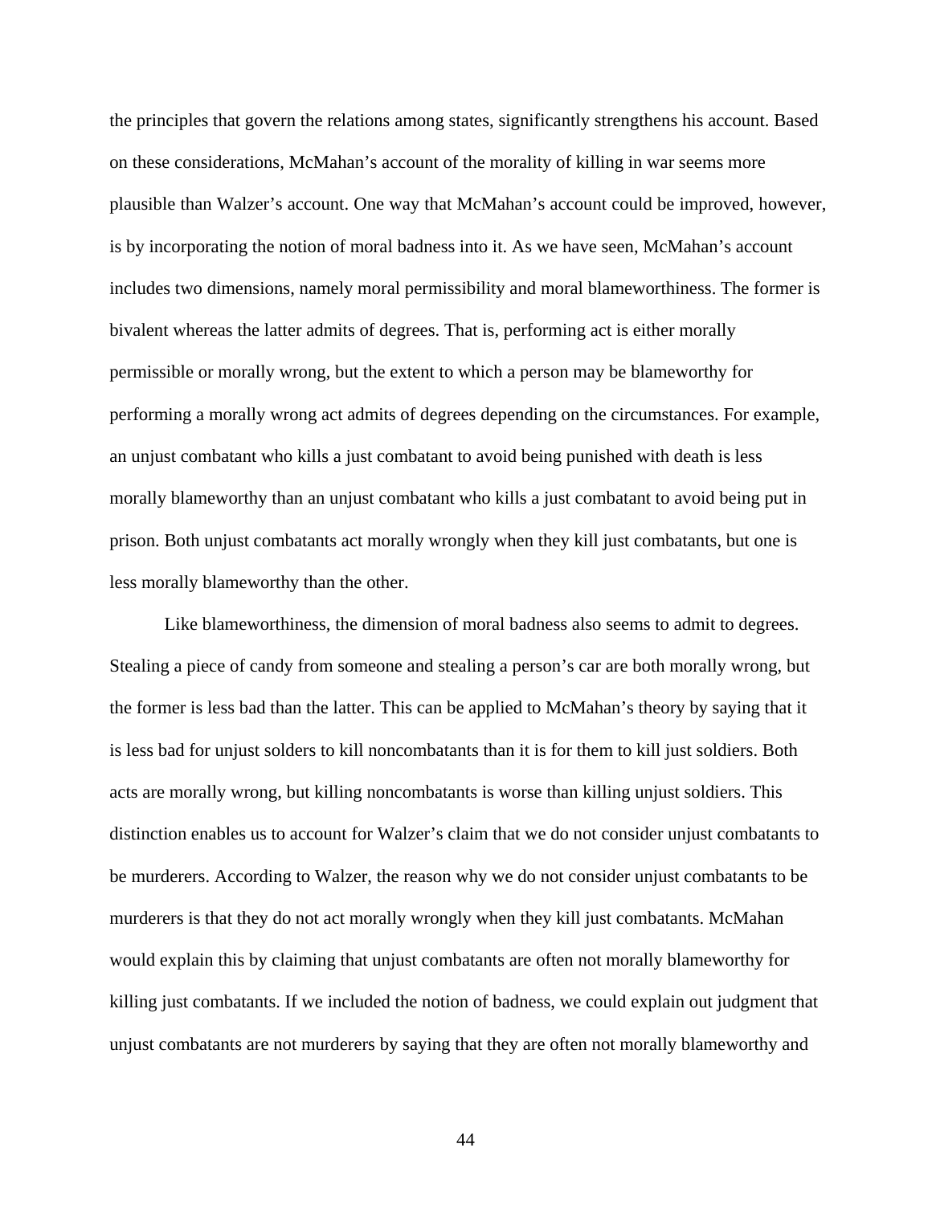the principles that govern the relations among states, significantly strengthens his account. Based on these considerations, McMahan's account of the morality of killing in war seems more plausible than Walzer's account. One way that McMahan's account could be improved, however, is by incorporating the notion of moral badness into it. As we have seen, McMahan's account includes two dimensions, namely moral permissibility and moral blameworthiness. The former is bivalent whereas the latter admits of degrees. That is, performing act is either morally permissible or morally wrong, but the extent to which a person may be blameworthy for performing a morally wrong act admits of degrees depending on the circumstances. For example, an unjust combatant who kills a just combatant to avoid being punished with death is less morally blameworthy than an unjust combatant who kills a just combatant to avoid being put in prison. Both unjust combatants act morally wrongly when they kill just combatants, but one is less morally blameworthy than the other.

Like blameworthiness, the dimension of moral badness also seems to admit to degrees. Stealing a piece of candy from someone and stealing a person's car are both morally wrong, but the former is less bad than the latter. This can be applied to McMahan's theory by saying that it is less bad for unjust solders to kill noncombatants than it is for them to kill just soldiers. Both acts are morally wrong, but killing noncombatants is worse than killing unjust soldiers. This distinction enables us to account for Walzer's claim that we do not consider unjust combatants to be murderers. According to Walzer, the reason why we do not consider unjust combatants to be murderers is that they do not act morally wrongly when they kill just combatants. McMahan would explain this by claiming that unjust combatants are often not morally blameworthy for killing just combatants. If we included the notion of badness, we could explain out judgment that unjust combatants are not murderers by saying that they are often not morally blameworthy and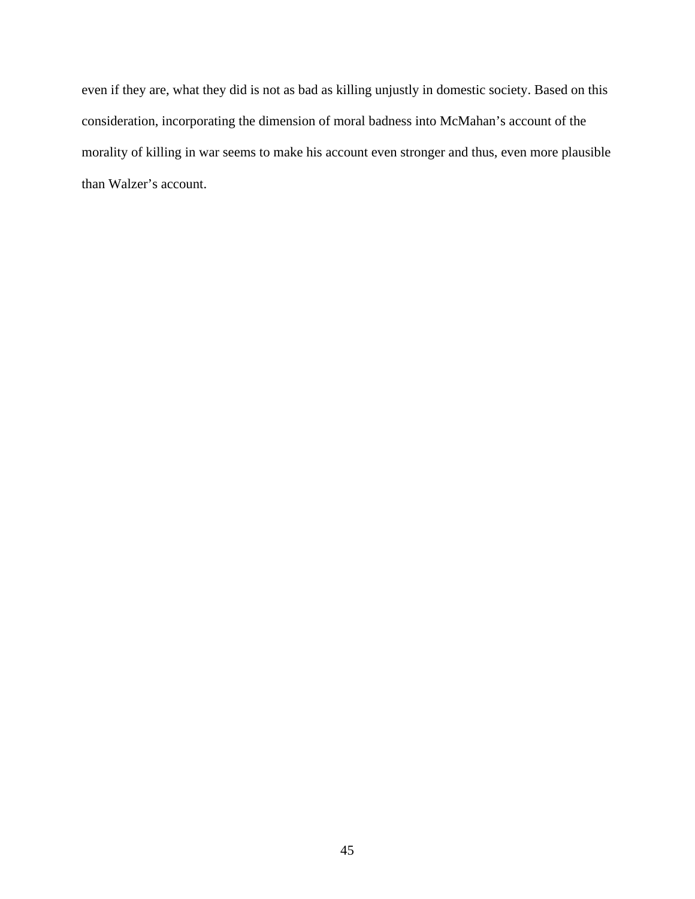even if they are, what they did is not as bad as killing unjustly in domestic society. Based on this consideration, incorporating the dimension of moral badness into McMahan's account of the morality of killing in war seems to make his account even stronger and thus, even more plausible than Walzer's account.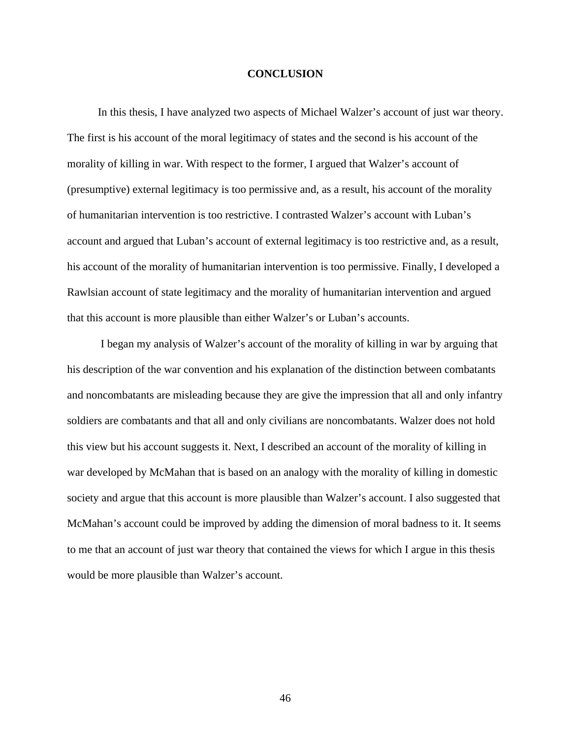# CONCLUSION

In this thesis, I have analyzed two aspects of Michael Walzer's account of just war theory. The first is his account of the moral legitimacy of states and the second is his account of the morality of killing in war. With respect to the former, I argued that Walzer's account of (presumptive) external legitimacy is too permissive and, as a result, his account of the morality of humanitarian intervention is too restrictive. I contrasted Walzer's account with Luban's account and argued that Luban's account of external legitimacy is too restrictive and, as a result, his account of the morality of humanitarian intervention is too permissive. Finally, I developed a Rawlsian account of state legitimacy and the morality of humanitarian intervention and argued that this account is more plausible than either Walzer's or Luban's accounts.

I began my analysis of Walzer's account of the morality of killing in war by arguing that his description of the war convention and his explanation of the distinction between combatants and noncombatants are misleading because they are give the impression that all and only infantry soldiers are combatants and that all and only civilians are noncombatants. Walzer does not hold this view but his account suggests it. Next, I described an account of the morality of killing in war developed by McMahan that is based on an analogy with the morality of killing in domestic society and argue that this account is more plausible than Walzer's account. I also suggested that McMahan's account could be improved by adding the dimension of moral badness to it. It seems to me that an account of just war theory that contained the views for which I argue in this thesis would be more plausible than Walzer's account.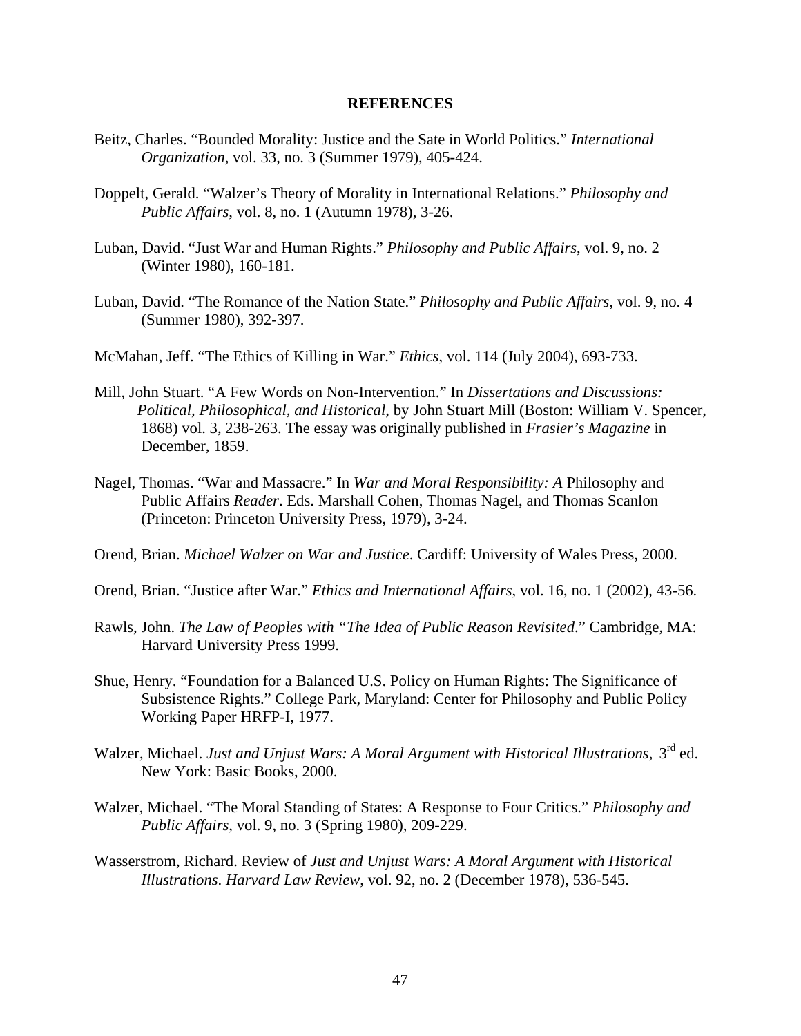## REFERENCES

Beitz, Charles. "Bounded Morality: Justice and the Sate in World Politics." *International Organization*, vol. 33, no. 3 (Summer 1979), 405-424.

Doppelt, Gerald. "Walzer's Theory of Morality in International Relations." *Philosophy and Public Affairs*, vol. 8, no. 1 (Autumn 1978), 3-26.

Luban, David. "Just War and Human Rights." *Philosophy and Public Affairs*, vol. 9, no. 2 (Winter 1980), 160-181.

Luban, David. "The Romance of the Nation State." *Philosophy and Public Affairs*, vol. 9, no. 4 (Summer 1980), 392-397.

McMahan, Jeff. "The Ethics of Killing in War." *Ethics*, vol. 114 (July 2004), 693-733.

Mill, John Stuart. "A Few Words on Non-Intervention." In *Dissertations and Discussions: Political, Philosophical, and Historical*, by John Stuart Mill (Boston: William V. Spencer, 1868) vol. 3, 238-263. The essay was originally published in *Frasier's Magazine* in December, 1859.

Nagel, Thomas. "War and Massacre." In *War and Moral Responsibility: A* Philosophy and Public Affairs *Reader*. Eds. Marshall Cohen, Thomas Nagel, and Thomas Scanlon (Princeton: Princeton University Press, 1979), 3-24.

Orend, Brian. *Michael Walzer on War and Justice*. Cardiff: University of Wales Press, 2000.

Orend, Brian. "Justice after War." *Ethics and International Affairs*, vol. 16, no. 1 (2002), 43-56.

Rawls, John. *The Law of Peoples with "The Idea of Public Reason Revisited*." Cambridge, MA: Harvard University Press 1999.

Shue, Henry. "Foundation for a Balanced U.S. Policy on Human Rights: The Significance of Subsistence Rights." College Park, Maryland: Center for Philosophy and Public Policy Working Paper HRFP-I, 1977.

Walzer, Michael. *Just and Unjust Wars: A Moral Argument with Historical Illustrations*, 3rd ed. New York: Basic Books, 2000.

Walzer, Michael. "The Moral Standing of States: A Response to Four Critics." *Philosophy and Public Affairs*, vol. 9, no. 3 (Spring 1980), 209-229.

Wasserstrom, Richard. Review of *Just and Unjust Wars: A Moral Argument with Historical Illustrations*. *Harvard Law Review*, vol. 92, no. 2 (December 1978), 536-545.